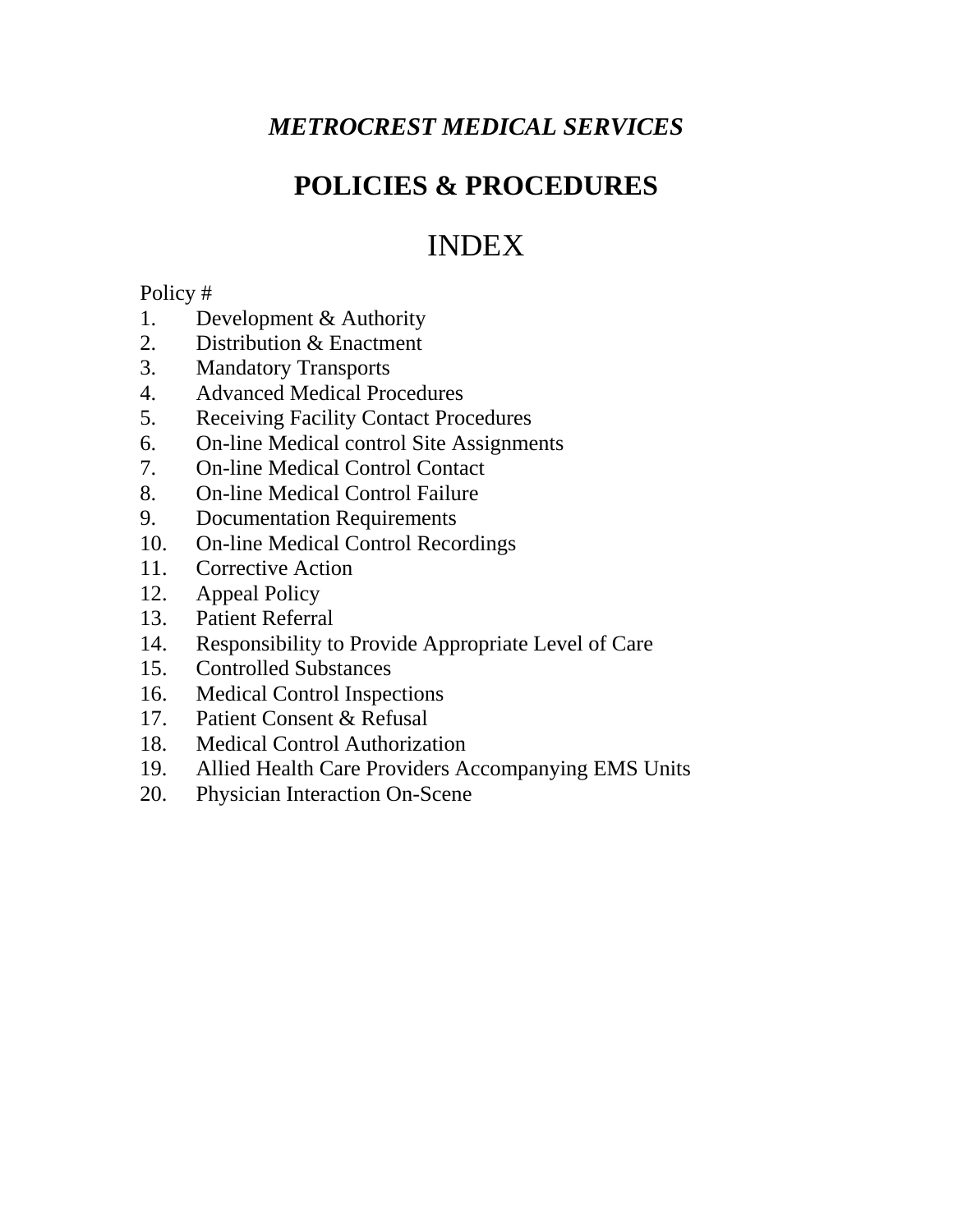# *METROCREST MEDICAL SERVICES*

## POLICIES & PROCEDURES

## INDEX

Policy #

1. Development & Authority
2. Distribution & Enactment
3. Mandatory Transports
4. Advanced Medical Procedures
5. Receiving Facility Contact Procedures
6. On-line Medical control Site Assignments
7. On-line Medical Control Contact
8. On-line Medical Control Failure
9. Documentation Requirements
10. On-line Medical Control Recordings
11. Corrective Action
12. Appeal Policy
13. Patient Referral
14. Responsibility to Provide Appropriate Level of Care
15. Controlled Substances
16. Medical Control Inspections
17. Patient Consent & Refusal
18. Medical Control Authorization
19. Allied Health Care Providers Accompanying EMS Units
20. Physician Interaction On-Scene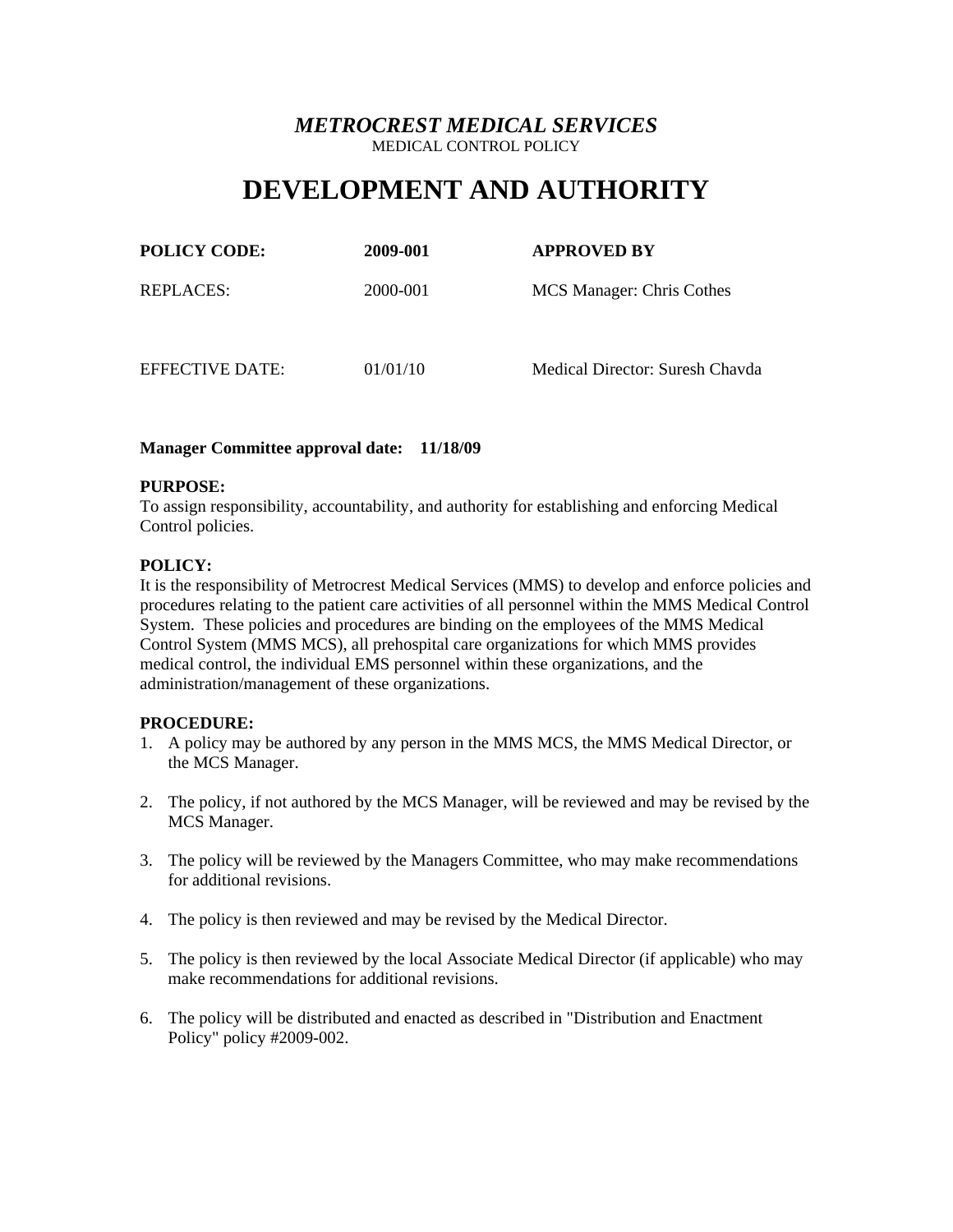***METROCREST MEDICAL SERVICES***
MEDICAL CONTROL POLICY

# DEVELOPMENT AND AUTHORITY

| **POLICY CODE:** | **2009-001** | **APPROVED BY** |
|---|---|---|
| REPLACES: | 2000-001 | MCS Manager: Chris Cothes |
| EFFECTIVE DATE: | 01/01/10 | Medical Director: Suresh Chavda |

**Manager Committee approval date: 11/18/09**

**PURPOSE:**
To assign responsibility, accountability, and authority for establishing and enforcing Medical Control policies.

**POLICY:**
It is the responsibility of Metrocrest Medical Services (MMS) to develop and enforce policies and procedures relating to the patient care activities of all personnel within the MMS Medical Control System. These policies and procedures are binding on the employees of the MMS Medical Control System (MMS MCS), all prehospital care organizations for which MMS provides medical control, the individual EMS personnel within these organizations, and the administration/management of these organizations.

**PROCEDURE:**

1. A policy may be authored by any person in the MMS MCS, the MMS Medical Director, or the MCS Manager.
2. The policy, if not authored by the MCS Manager, will be reviewed and may be revised by the MCS Manager.
3. The policy will be reviewed by the Managers Committee, who may make recommendations for additional revisions.
4. The policy is then reviewed and may be revised by the Medical Director.
5. The policy is then reviewed by the local Associate Medical Director (if applicable) who may make recommendations for additional revisions.
6. The policy will be distributed and enacted as described in "Distribution and Enactment Policy" policy #2009-002.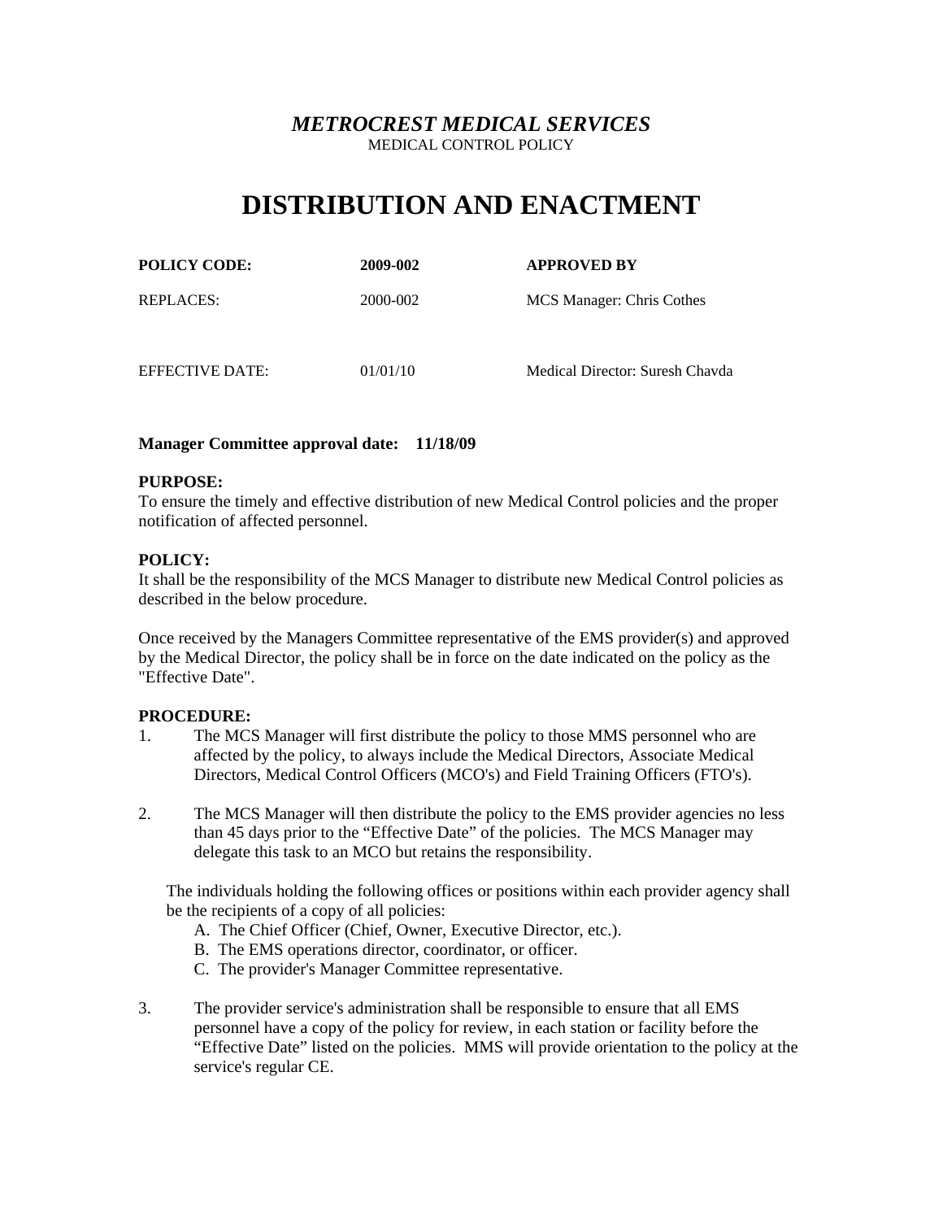***METROCREST MEDICAL SERVICES***

MEDICAL CONTROL POLICY

# DISTRIBUTION AND ENACTMENT

| **POLICY CODE:** | **2009-002** | **APPROVED BY** |
|---|---|---|
| REPLACES: | 2000-002 | MCS Manager: Chris Cothes |
| EFFECTIVE DATE: | 01/01/10 | Medical Director: Suresh Chavda |

**Manager Committee approval date: 11/18/09**

**PURPOSE:**
To ensure the timely and effective distribution of new Medical Control policies and the proper notification of affected personnel.

**POLICY:**
It shall be the responsibility of the MCS Manager to distribute new Medical Control policies as described in the below procedure.

Once received by the Managers Committee representative of the EMS provider(s) and approved by the Medical Director, the policy shall be in force on the date indicated on the policy as the "Effective Date".

**PROCEDURE:**

1. The MCS Manager will first distribute the policy to those MMS personnel who are affected by the policy, to always include the Medical Directors, Associate Medical Directors, Medical Control Officers (MCO's) and Field Training Officers (FTO's).

2. The MCS Manager will then distribute the policy to the EMS provider agencies no less than 45 days prior to the “Effective Date” of the policies. The MCS Manager may delegate this task to an MCO but retains the responsibility.

   The individuals holding the following offices or positions within each provider agency shall be the recipients of a copy of all policies:
   A. The Chief Officer (Chief, Owner, Executive Director, etc.).
   B. The EMS operations director, coordinator, or officer.
   C. The provider's Manager Committee representative.

3. The provider service's administration shall be responsible to ensure that all EMS personnel have a copy of the policy for review, in each station or facility before the “Effective Date” listed on the policies. MMS will provide orientation to the policy at the service's regular CE.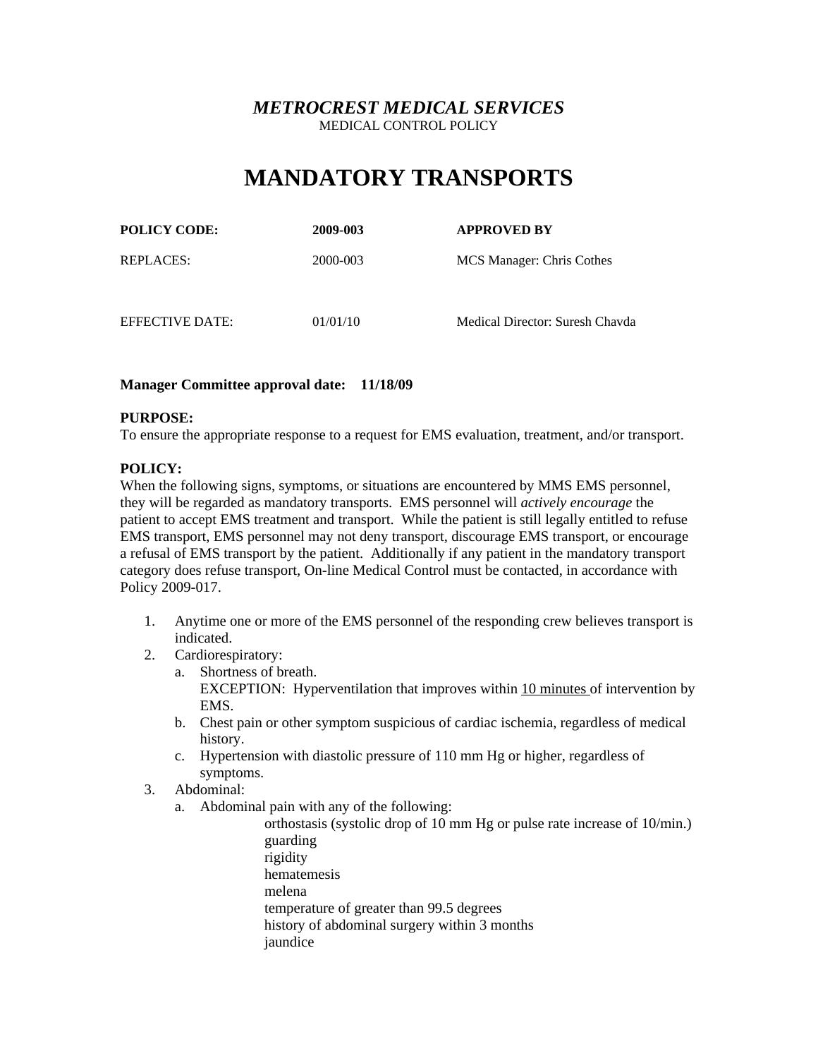***METROCREST MEDICAL SERVICES***

MEDICAL CONTROL POLICY

# MANDATORY TRANSPORTS

| **POLICY CODE:** | **2009-003** | **APPROVED BY** |
|---|---|---|
| REPLACES: | 2000-003 | MCS Manager: Chris Cothes |
| EFFECTIVE DATE: | 01/01/10 | Medical Director: Suresh Chavda |

**Manager Committee approval date: 11/18/09**

**PURPOSE:**
To ensure the appropriate response to a request for EMS evaluation, treatment, and/or transport.

**POLICY:**
When the following signs, symptoms, or situations are encountered by MMS EMS personnel, they will be regarded as mandatory transports. EMS personnel will *actively encourage* the patient to accept EMS treatment and transport. While the patient is still legally entitled to refuse EMS transport, EMS personnel may not deny transport, discourage EMS transport, or encourage a refusal of EMS transport by the patient. Additionally if any patient in the mandatory transport category does refuse transport, On-line Medical Control must be contacted, in accordance with Policy 2009-017.

1. Anytime one or more of the EMS personnel of the responding crew believes transport is indicated.
2. Cardiorespiratory:
   a. Shortness of breath.
      EXCEPTION: Hyperventilation that improves within <u>10 minutes</u> of intervention by EMS.
   b. Chest pain or other symptom suspicious of cardiac ischemia, regardless of medical history.
   c. Hypertension with diastolic pressure of 110 mm Hg or higher, regardless of symptoms.
3. Abdominal:
   a. Abdominal pain with any of the following:
      - orthostasis (systolic drop of 10 mm Hg or pulse rate increase of 10/min.)
      - guarding
      - rigidity
      - hematemesis
      - melena
      - temperature of greater than 99.5 degrees
      - history of abdominal surgery within 3 months
      - jaundice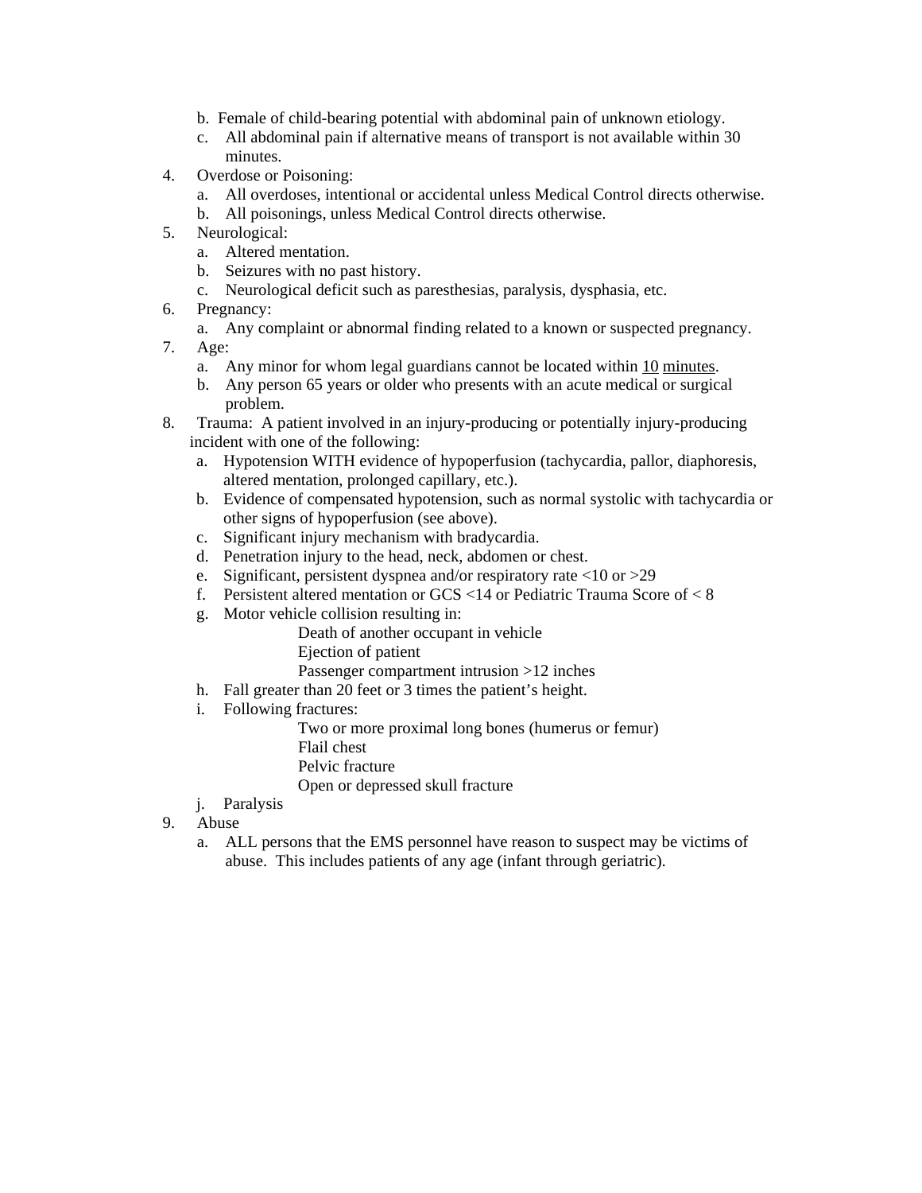b. Female of child-bearing potential with abdominal pain of unknown etiology.
c. All abdominal pain if alternative means of transport is not available within 30 minutes.

4. Overdose or Poisoning:
   a. All overdoses, intentional or accidental unless Medical Control directs otherwise.
   b. All poisonings, unless Medical Control directs otherwise.
5. Neurological:
   a. Altered mentation.
   b. Seizures with no past history.
   c. Neurological deficit such as paresthesias, paralysis, dysphasia, etc.
6. Pregnancy:
   a. Any complaint or abnormal finding related to a known or suspected pregnancy.
7. Age:
   a. Any minor for whom legal guardians cannot be located within <u>10</u> <u>minutes</u>.
   b. Any person 65 years or older who presents with an acute medical or surgical problem.
8. Trauma: A patient involved in an injury-producing or potentially injury-producing incident with one of the following:
   a. Hypotension WITH evidence of hypoperfusion (tachycardia, pallor, diaphoresis, altered mentation, prolonged capillary, etc.).
   b. Evidence of compensated hypotension, such as normal systolic with tachycardia or other signs of hypoperfusion (see above).
   c. Significant injury mechanism with bradycardia.
   d. Penetration injury to the head, neck, abdomen or chest.
   e. Significant, persistent dyspnea and/or respiratory rate <10 or >29
   f. Persistent altered mentation or GCS <14 or Pediatric Trauma Score of < 8
   g. Motor vehicle collision resulting in:
      - Death of another occupant in vehicle
      - Ejection of patient
      - Passenger compartment intrusion >12 inches
   h. Fall greater than 20 feet or 3 times the patient's height.
   i. Following fractures:
      - Two or more proximal long bones (humerus or femur)
      - Flail chest
      - Pelvic fracture
      - Open or depressed skull fracture
   j. Paralysis
9. Abuse
   a. ALL persons that the EMS personnel have reason to suspect may be victims of abuse. This includes patients of any age (infant through geriatric).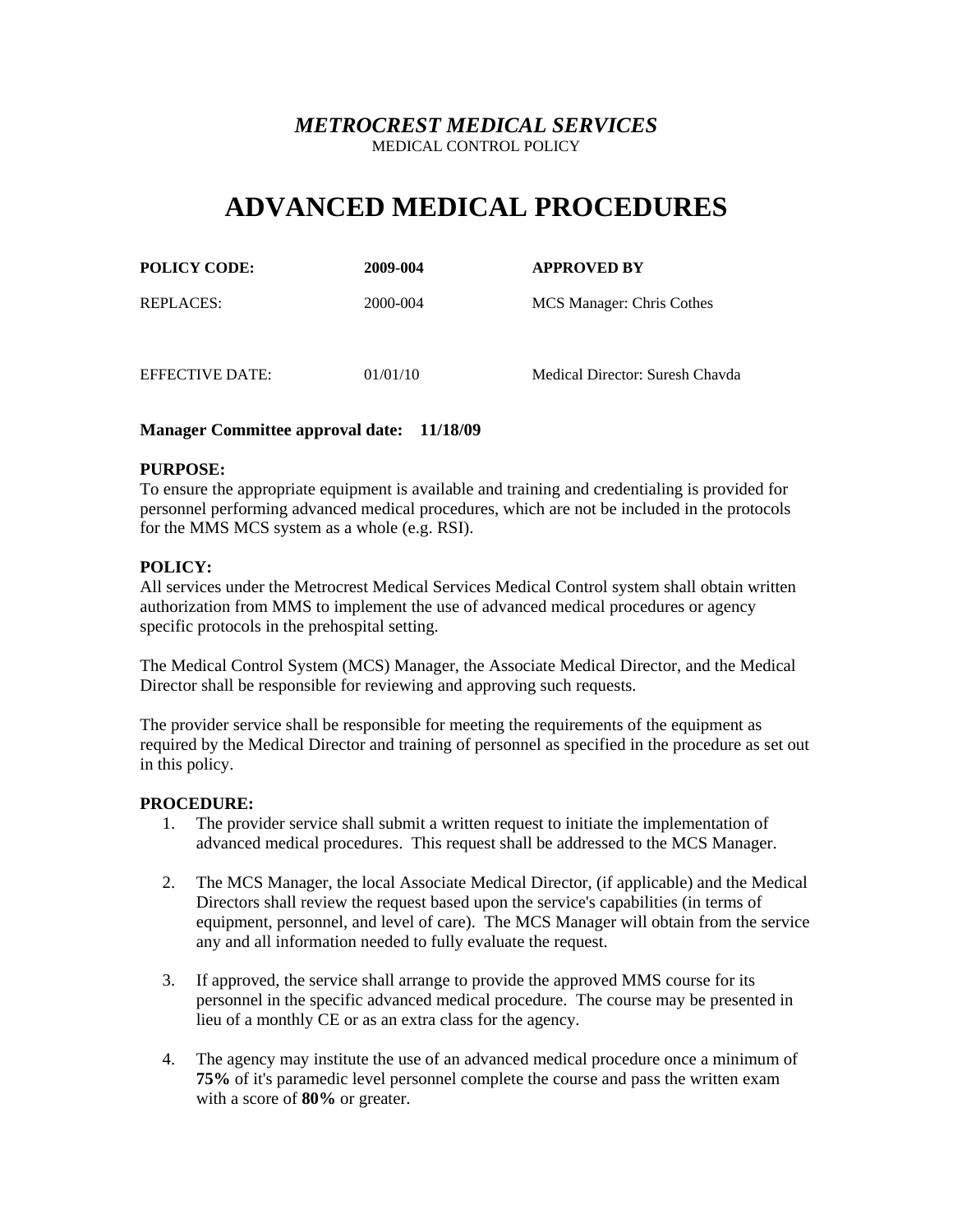***METROCREST MEDICAL SERVICES***

MEDICAL CONTROL POLICY

# ADVANCED MEDICAL PROCEDURES

| **POLICY CODE:** | **2009-004** | **APPROVED BY** |
|---|---|---|
| REPLACES: | 2000-004 | MCS Manager: Chris Cothes |
| EFFECTIVE DATE: | 01/01/10 | Medical Director: Suresh Chavda |

**Manager Committee approval date: 11/18/09**

**PURPOSE:**
To ensure the appropriate equipment is available and training and credentialing is provided for personnel performing advanced medical procedures, which are not be included in the protocols for the MMS MCS system as a whole (e.g. RSI).

**POLICY:**
All services under the Metrocrest Medical Services Medical Control system shall obtain written authorization from MMS to implement the use of advanced medical procedures or agency specific protocols in the prehospital setting.

The Medical Control System (MCS) Manager, the Associate Medical Director, and the Medical Director shall be responsible for reviewing and approving such requests.

The provider service shall be responsible for meeting the requirements of the equipment as required by the Medical Director and training of personnel as specified in the procedure as set out in this policy.

**PROCEDURE:**

1. The provider service shall submit a written request to initiate the implementation of advanced medical procedures. This request shall be addressed to the MCS Manager.

2. The MCS Manager, the local Associate Medical Director, (if applicable) and the Medical Directors shall review the request based upon the service's capabilities (in terms of equipment, personnel, and level of care). The MCS Manager will obtain from the service any and all information needed to fully evaluate the request.

3. If approved, the service shall arrange to provide the approved MMS course for its personnel in the specific advanced medical procedure. The course may be presented in lieu of a monthly CE or as an extra class for the agency.

4. The agency may institute the use of an advanced medical procedure once a minimum of **75%** of it's paramedic level personnel complete the course and pass the written exam with a score of **80%** or greater.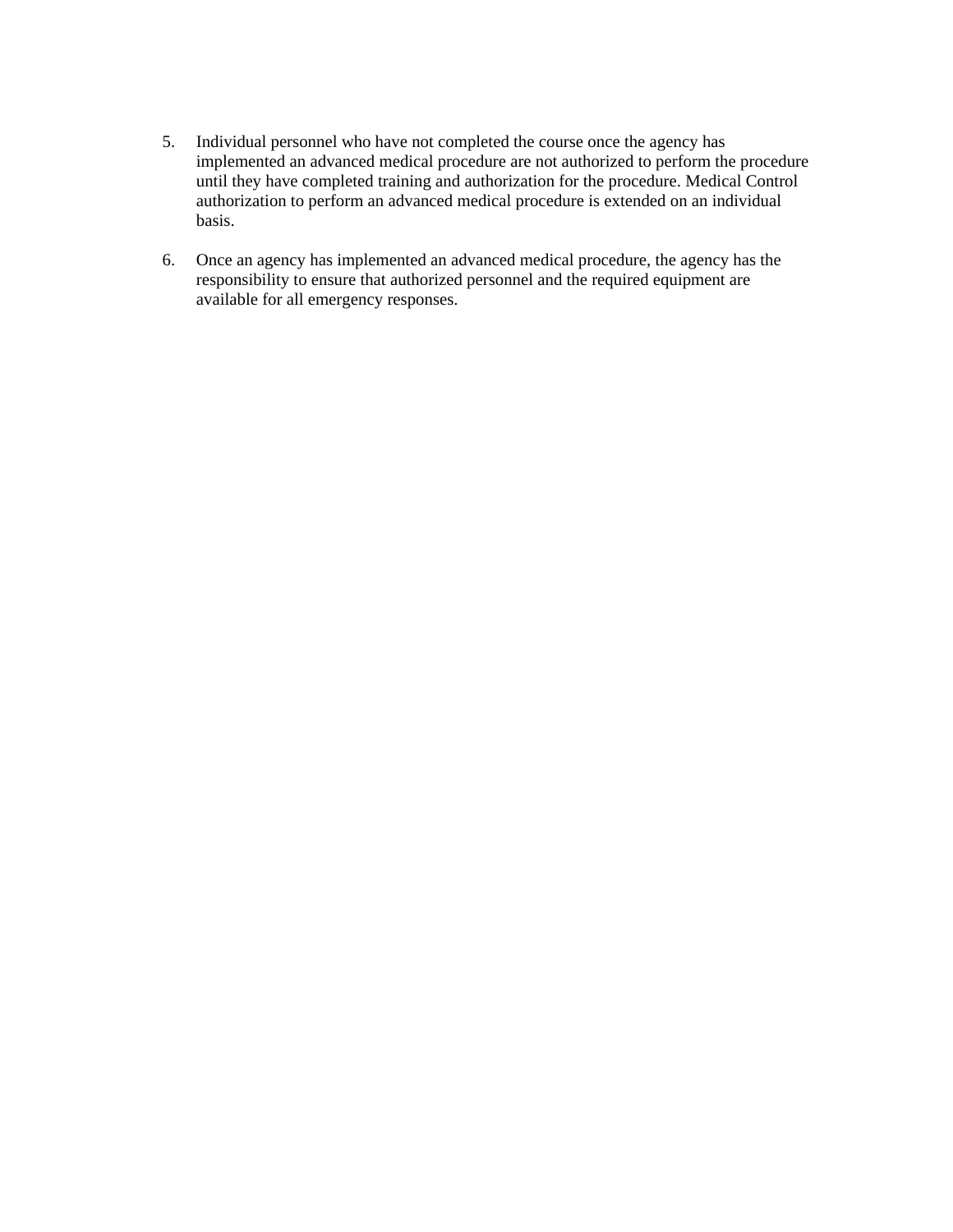5. Individual personnel who have not completed the course once the agency has implemented an advanced medical procedure are not authorized to perform the procedure until they have completed training and authorization for the procedure. Medical Control authorization to perform an advanced medical procedure is extended on an individual basis.

6. Once an agency has implemented an advanced medical procedure, the agency has the responsibility to ensure that authorized personnel and the required equipment are available for all emergency responses.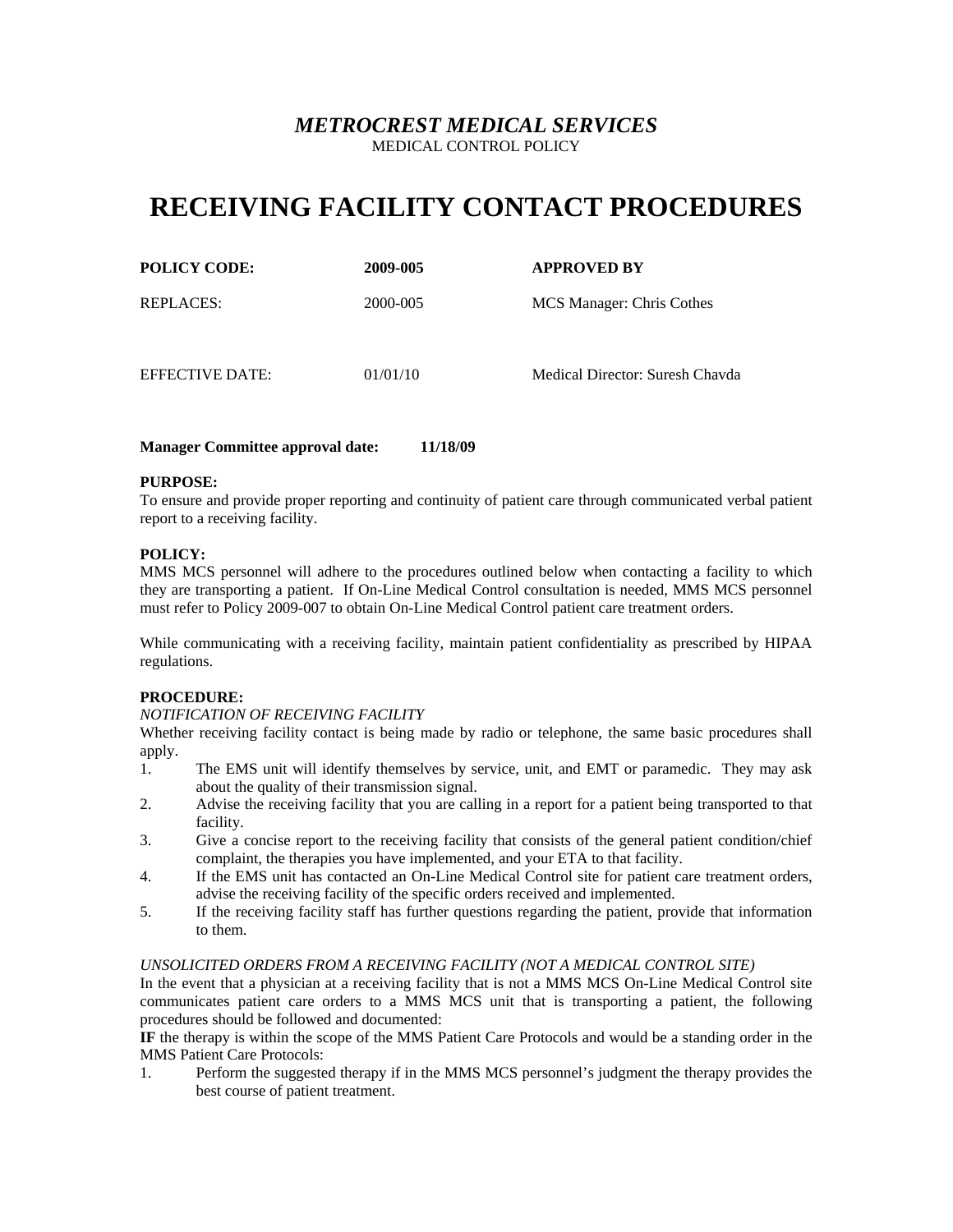*METROCREST MEDICAL SERVICES*

MEDICAL CONTROL POLICY

# RECEIVING FACILITY CONTACT PROCEDURES

| **POLICY CODE:** | **2009-005** | **APPROVED BY** |
|---|---|---|
| REPLACES: | 2000-005 | MCS Manager: Chris Cothes |
| EFFECTIVE DATE: | 01/01/10 | Medical Director: Suresh Chavda |

**Manager Committee approval date: 11/18/09**

**PURPOSE:**
To ensure and provide proper reporting and continuity of patient care through communicated verbal patient report to a receiving facility.

**POLICY:**
MMS MCS personnel will adhere to the procedures outlined below when contacting a facility to which they are transporting a patient. If On-Line Medical Control consultation is needed, MMS MCS personnel must refer to Policy 2009-007 to obtain On-Line Medical Control patient care treatment orders.

While communicating with a receiving facility, maintain patient confidentiality as prescribed by HIPAA regulations.

**PROCEDURE:**

*NOTIFICATION OF RECEIVING FACILITY*

Whether receiving facility contact is being made by radio or telephone, the same basic procedures shall apply.

1. The EMS unit will identify themselves by service, unit, and EMT or paramedic. They may ask about the quality of their transmission signal.
2. Advise the receiving facility that you are calling in a report for a patient being transported to that facility.
3. Give a concise report to the receiving facility that consists of the general patient condition/chief complaint, the therapies you have implemented, and your ETA to that facility.
4. If the EMS unit has contacted an On-Line Medical Control site for patient care treatment orders, advise the receiving facility of the specific orders received and implemented.
5. If the receiving facility staff has further questions regarding the patient, provide that information to them.

*UNSOLICITED ORDERS FROM A RECEIVING FACILITY (NOT A MEDICAL CONTROL SITE)*

In the event that a physician at a receiving facility that is not a MMS MCS On-Line Medical Control site communicates patient care orders to a MMS MCS unit that is transporting a patient, the following procedures should be followed and documented:

**IF** the therapy is within the scope of the MMS Patient Care Protocols and would be a standing order in the MMS Patient Care Protocols:

1. Perform the suggested therapy if in the MMS MCS personnel's judgment the therapy provides the best course of patient treatment.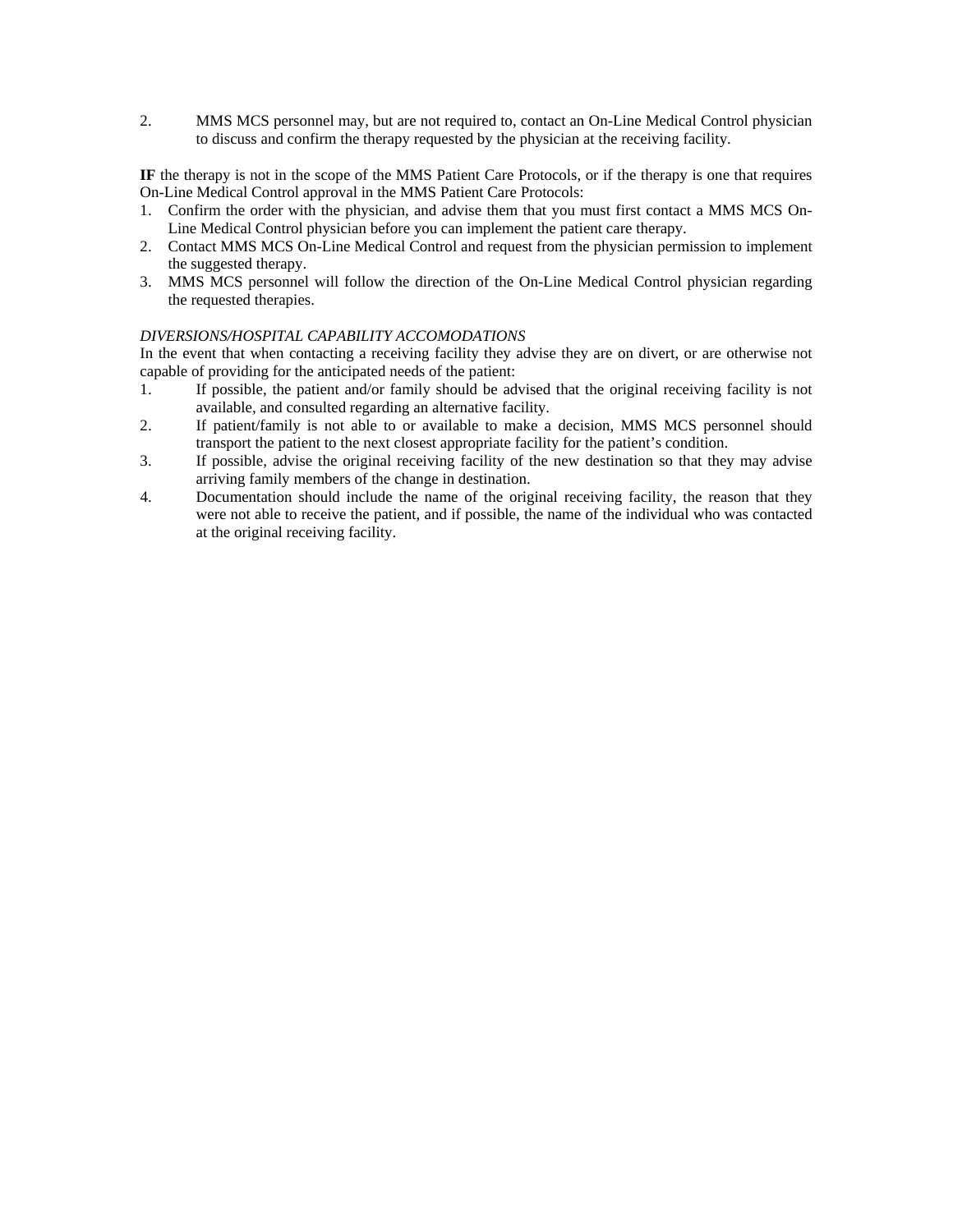2. MMS MCS personnel may, but are not required to, contact an On-Line Medical Control physician to discuss and confirm the therapy requested by the physician at the receiving facility.

**IF** the therapy is not in the scope of the MMS Patient Care Protocols, or if the therapy is one that requires On-Line Medical Control approval in the MMS Patient Care Protocols:

1. Confirm the order with the physician, and advise them that you must first contact a MMS MCS On-Line Medical Control physician before you can implement the patient care therapy.
2. Contact MMS MCS On-Line Medical Control and request from the physician permission to implement the suggested therapy.
3. MMS MCS personnel will follow the direction of the On-Line Medical Control physician regarding the requested therapies.

*DIVERSIONS/HOSPITAL CAPABILITY ACCOMODATIONS*

In the event that when contacting a receiving facility they advise they are on divert, or are otherwise not capable of providing for the anticipated needs of the patient:

1. If possible, the patient and/or family should be advised that the original receiving facility is not available, and consulted regarding an alternative facility.
2. If patient/family is not able to or available to make a decision, MMS MCS personnel should transport the patient to the next closest appropriate facility for the patient's condition.
3. If possible, advise the original receiving facility of the new destination so that they may advise arriving family members of the change in destination.
4. Documentation should include the name of the original receiving facility, the reason that they were not able to receive the patient, and if possible, the name of the individual who was contacted at the original receiving facility.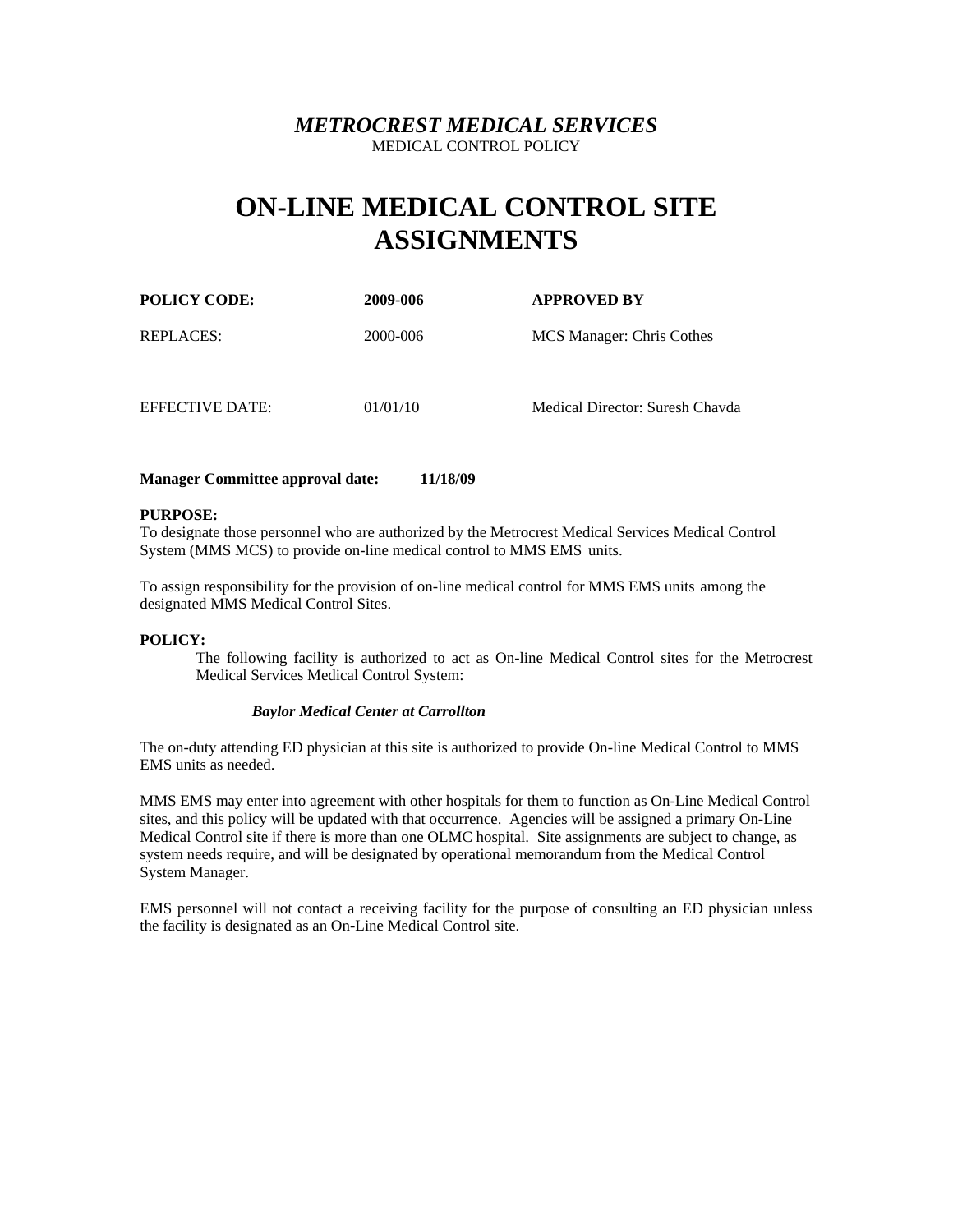***METROCREST MEDICAL SERVICES***
MEDICAL CONTROL POLICY

# ON-LINE MEDICAL CONTROL SITE ASSIGNMENTS

| **POLICY CODE:** | **2009-006** | **APPROVED BY** |
|---|---|---|
| REPLACES: | 2000-006 | MCS Manager: Chris Cothes |
| EFFECTIVE DATE: | 01/01/10 | Medical Director: Suresh Chavda |

**Manager Committee approval date: 11/18/09**

**PURPOSE:**
To designate those personnel who are authorized by the Metrocrest Medical Services Medical Control System (MMS MCS) to provide on-line medical control to MMS EMS units.

To assign responsibility for the provision of on-line medical control for MMS EMS units among the designated MMS Medical Control Sites.

**POLICY:**

The following facility is authorized to act as On-line Medical Control sites for the Metrocrest Medical Services Medical Control System:

***Baylor Medical Center at Carrollton***

The on-duty attending ED physician at this site is authorized to provide On-line Medical Control to MMS EMS units as needed.

MMS EMS may enter into agreement with other hospitals for them to function as On-Line Medical Control sites, and this policy will be updated with that occurrence. Agencies will be assigned a primary On-Line Medical Control site if there is more than one OLMC hospital. Site assignments are subject to change, as system needs require, and will be designated by operational memorandum from the Medical Control System Manager.

EMS personnel will not contact a receiving facility for the purpose of consulting an ED physician unless the facility is designated as an On-Line Medical Control site.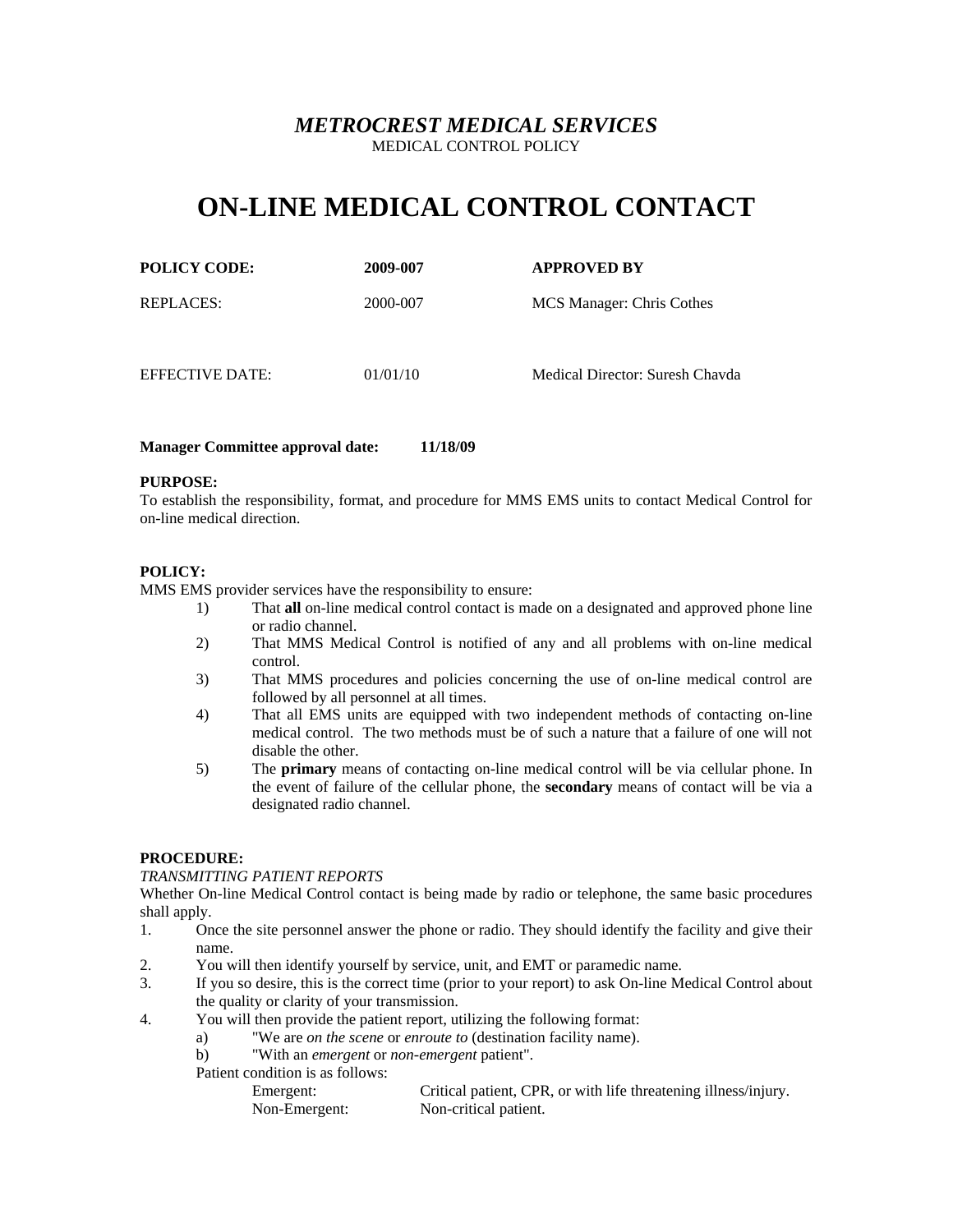## *METROCREST MEDICAL SERVICES*

MEDICAL CONTROL POLICY

# ON-LINE MEDICAL CONTROL CONTACT

| **POLICY CODE:** | **2009-007** | **APPROVED BY** |
|---|---|---|
| REPLACES: | 2000-007 | MCS Manager: Chris Cothes |
| EFFECTIVE DATE: | 01/01/10 | Medical Director: Suresh Chavda |

**Manager Committee approval date: 11/18/09**

**PURPOSE:**
To establish the responsibility, format, and procedure for MMS EMS units to contact Medical Control for on-line medical direction.

**POLICY:**
MMS EMS provider services have the responsibility to ensure:

1) That **all** on-line medical control contact is made on a designated and approved phone line or radio channel.
2) That MMS Medical Control is notified of any and all problems with on-line medical control.
3) That MMS procedures and policies concerning the use of on-line medical control are followed by all personnel at all times.
4) That all EMS units are equipped with two independent methods of contacting on-line medical control. The two methods must be of such a nature that a failure of one will not disable the other.
5) The **primary** means of contacting on-line medical control will be via cellular phone. In the event of failure of the cellular phone, the **secondary** means of contact will be via a designated radio channel.

**PROCEDURE:**
*TRANSMITTING PATIENT REPORTS*
Whether On-line Medical Control contact is being made by radio or telephone, the same basic procedures shall apply.

1. Once the site personnel answer the phone or radio. They should identify the facility and give their name.
2. You will then identify yourself by service, unit, and EMT or paramedic name.
3. If you so desire, this is the correct time (prior to your report) to ask On-line Medical Control about the quality or clarity of your transmission.
4. You will then provide the patient report, utilizing the following format:
   a) "We are *on the scene* or *enroute to* (destination facility name).
   b) "With an *emergent* or *non-emergent* patient".

   Patient condition is as follows:

   | | |
   |---|---|
   | Emergent: | Critical patient, CPR, or with life threatening illness/injury. |
   | Non-Emergent: | Non-critical patient. |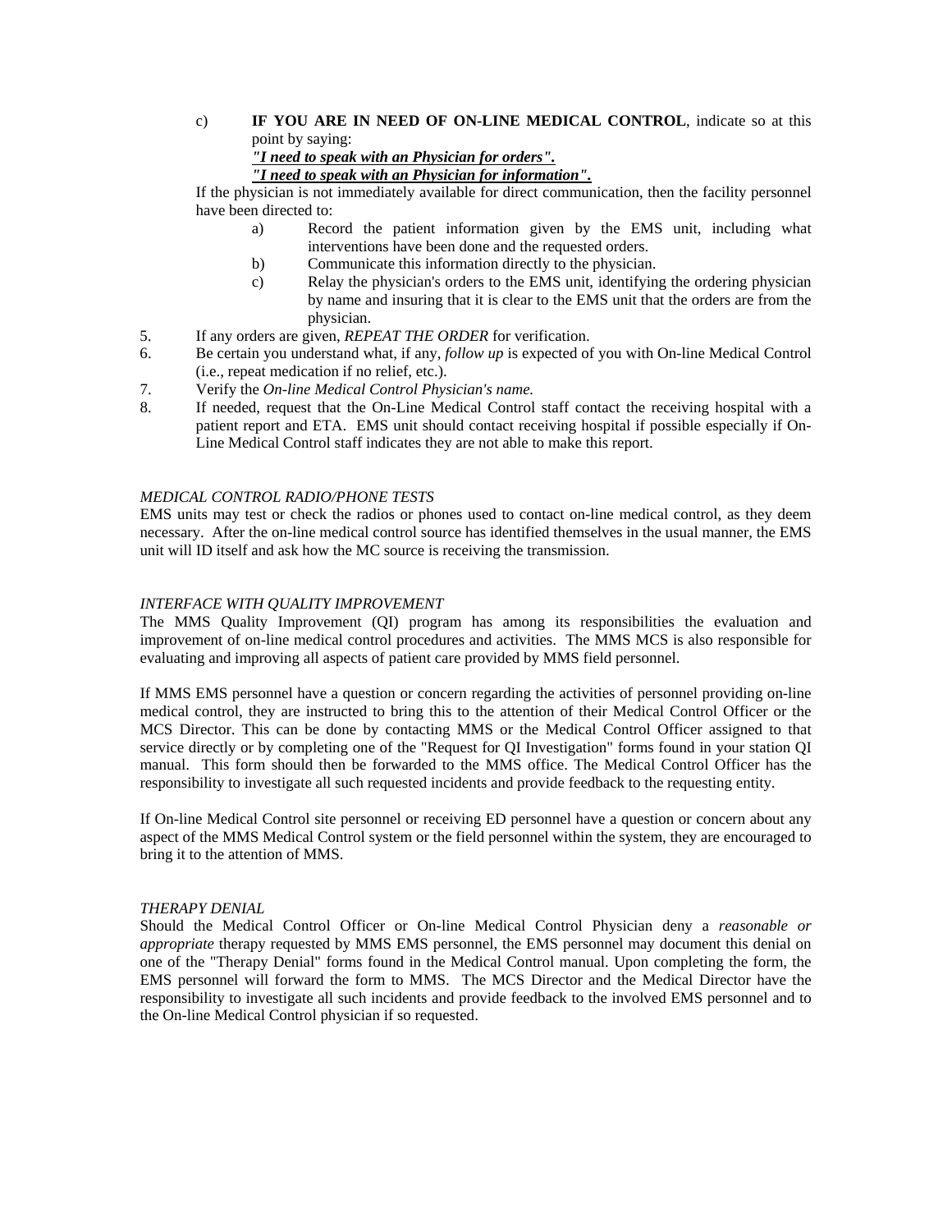c) **IF YOU ARE IN NEED OF ON-LINE MEDICAL CONTROL**, indicate so at this point by saying:
***"I need to speak with an Physician for orders".***
***"I need to speak with an Physician for information".***

If the physician is not immediately available for direct communication, then the facility personnel have been directed to:

   a) Record the patient information given by the EMS unit, including what interventions have been done and the requested orders.
   b) Communicate this information directly to the physician.
   c) Relay the physician's orders to the EMS unit, identifying the ordering physician by name and insuring that it is clear to the EMS unit that the orders are from the physician.

5. If any orders are given, *REPEAT THE ORDER* for verification.
6. Be certain you understand what, if any, *follow up* is expected of you with On-line Medical Control (i.e., repeat medication if no relief, etc.).
7. Verify the *On-line Medical Control Physician's name.*
8. If needed, request that the On-Line Medical Control staff contact the receiving hospital with a patient report and ETA. EMS unit should contact receiving hospital if possible especially if On-Line Medical Control staff indicates they are not able to make this report.

*MEDICAL CONTROL RADIO/PHONE TESTS*

EMS units may test or check the radios or phones used to contact on-line medical control, as they deem necessary. After the on-line medical control source has identified themselves in the usual manner, the EMS unit will ID itself and ask how the MC source is receiving the transmission.

*INTERFACE WITH QUALITY IMPROVEMENT*

The MMS Quality Improvement (QI) program has among its responsibilities the evaluation and improvement of on-line medical control procedures and activities. The MMS MCS is also responsible for evaluating and improving all aspects of patient care provided by MMS field personnel.

If MMS EMS personnel have a question or concern regarding the activities of personnel providing on-line medical control, they are instructed to bring this to the attention of their Medical Control Officer or the MCS Director. This can be done by contacting MMS or the Medical Control Officer assigned to that service directly or by completing one of the "Request for QI Investigation" forms found in your station QI manual. This form should then be forwarded to the MMS office. The Medical Control Officer has the responsibility to investigate all such requested incidents and provide feedback to the requesting entity.

If On-line Medical Control site personnel or receiving ED personnel have a question or concern about any aspect of the MMS Medical Control system or the field personnel within the system, they are encouraged to bring it to the attention of MMS.

*THERAPY DENIAL*

Should the Medical Control Officer or On-line Medical Control Physician deny a *reasonable or appropriate* therapy requested by MMS EMS personnel, the EMS personnel may document this denial on one of the "Therapy Denial" forms found in the Medical Control manual. Upon completing the form, the EMS personnel will forward the form to MMS. The MCS Director and the Medical Director have the responsibility to investigate all such incidents and provide feedback to the involved EMS personnel and to the On-line Medical Control physician if so requested.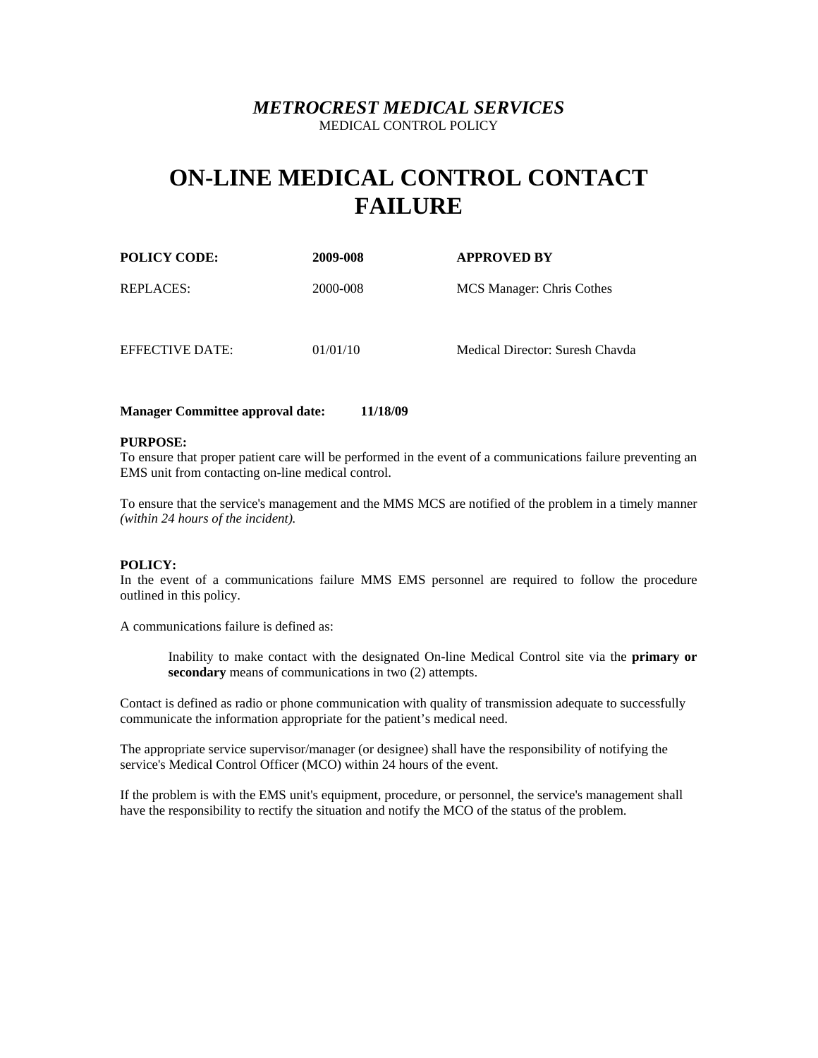***METROCREST MEDICAL SERVICES***

MEDICAL CONTROL POLICY

# ON-LINE MEDICAL CONTROL CONTACT FAILURE

| **POLICY CODE:** | **2009-008** | **APPROVED BY** |
|---|---|---|
| REPLACES: | 2000-008 | MCS Manager: Chris Cothes |
| EFFECTIVE DATE: | 01/01/10 | Medical Director: Suresh Chavda |

**Manager Committee approval date: 11/18/09**

**PURPOSE:**

To ensure that proper patient care will be performed in the event of a communications failure preventing an EMS unit from contacting on-line medical control.

To ensure that the service's management and the MMS MCS are notified of the problem in a timely manner *(within 24 hours of the incident).*

**POLICY:**

In the event of a communications failure MMS EMS personnel are required to follow the procedure outlined in this policy.

A communications failure is defined as:

> Inability to make contact with the designated On-line Medical Control site via the **primary or secondary** means of communications in two (2) attempts.

Contact is defined as radio or phone communication with quality of transmission adequate to successfully communicate the information appropriate for the patient's medical need.

The appropriate service supervisor/manager (or designee) shall have the responsibility of notifying the service's Medical Control Officer (MCO) within 24 hours of the event.

If the problem is with the EMS unit's equipment, procedure, or personnel, the service's management shall have the responsibility to rectify the situation and notify the MCO of the status of the problem.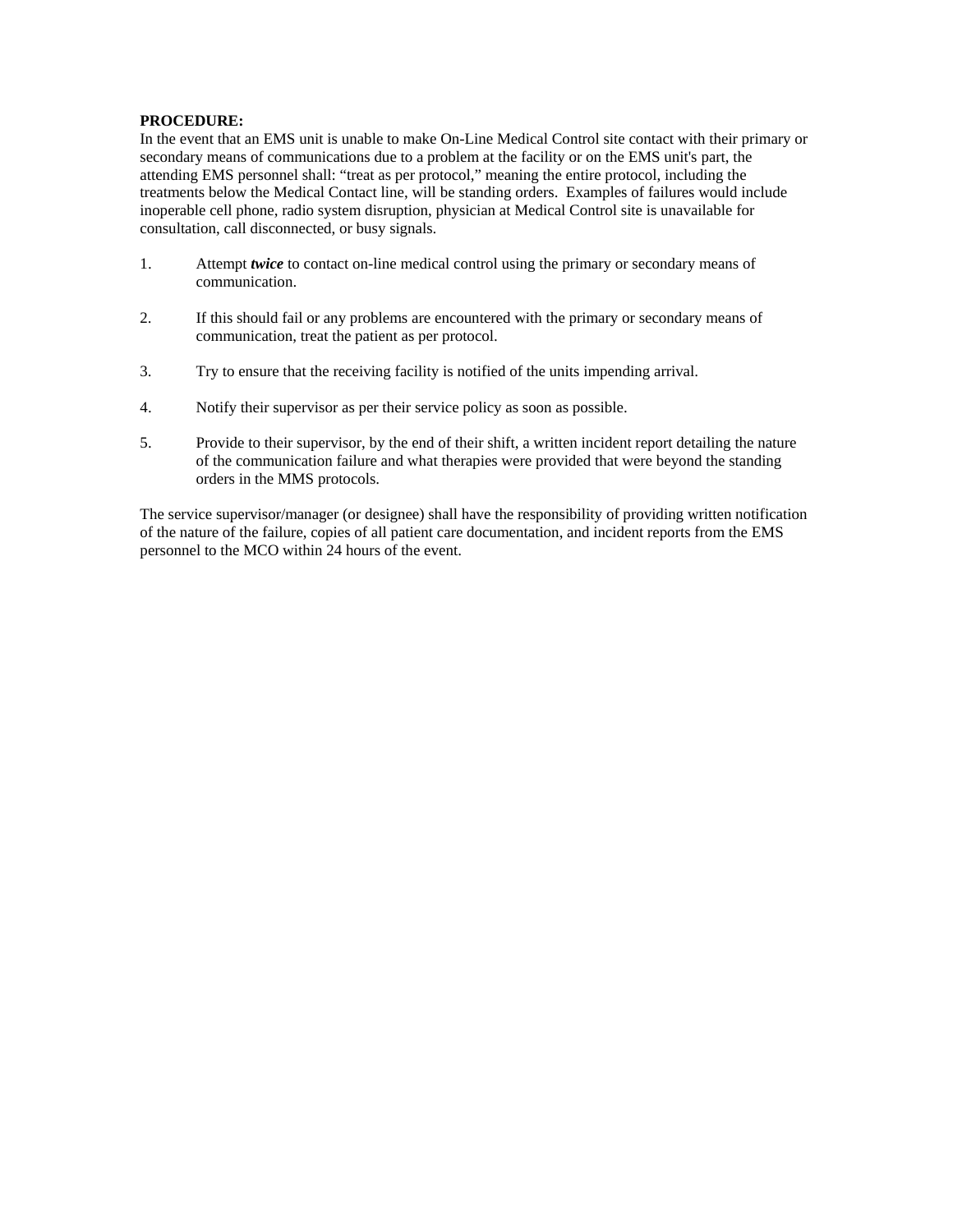**PROCEDURE:**

In the event that an EMS unit is unable to make On-Line Medical Control site contact with their primary or secondary means of communications due to a problem at the facility or on the EMS unit's part, the attending EMS personnel shall: "treat as per protocol," meaning the entire protocol, including the treatments below the Medical Contact line, will be standing orders. Examples of failures would include inoperable cell phone, radio system disruption, physician at Medical Control site is unavailable for consultation, call disconnected, or busy signals.

1. Attempt ***twice*** to contact on-line medical control using the primary or secondary means of communication.

2. If this should fail or any problems are encountered with the primary or secondary means of communication, treat the patient as per protocol.

3. Try to ensure that the receiving facility is notified of the units impending arrival.

4. Notify their supervisor as per their service policy as soon as possible.

5. Provide to their supervisor, by the end of their shift, a written incident report detailing the nature of the communication failure and what therapies were provided that were beyond the standing orders in the MMS protocols.

The service supervisor/manager (or designee) shall have the responsibility of providing written notification of the nature of the failure, copies of all patient care documentation, and incident reports from the EMS personnel to the MCO within 24 hours of the event.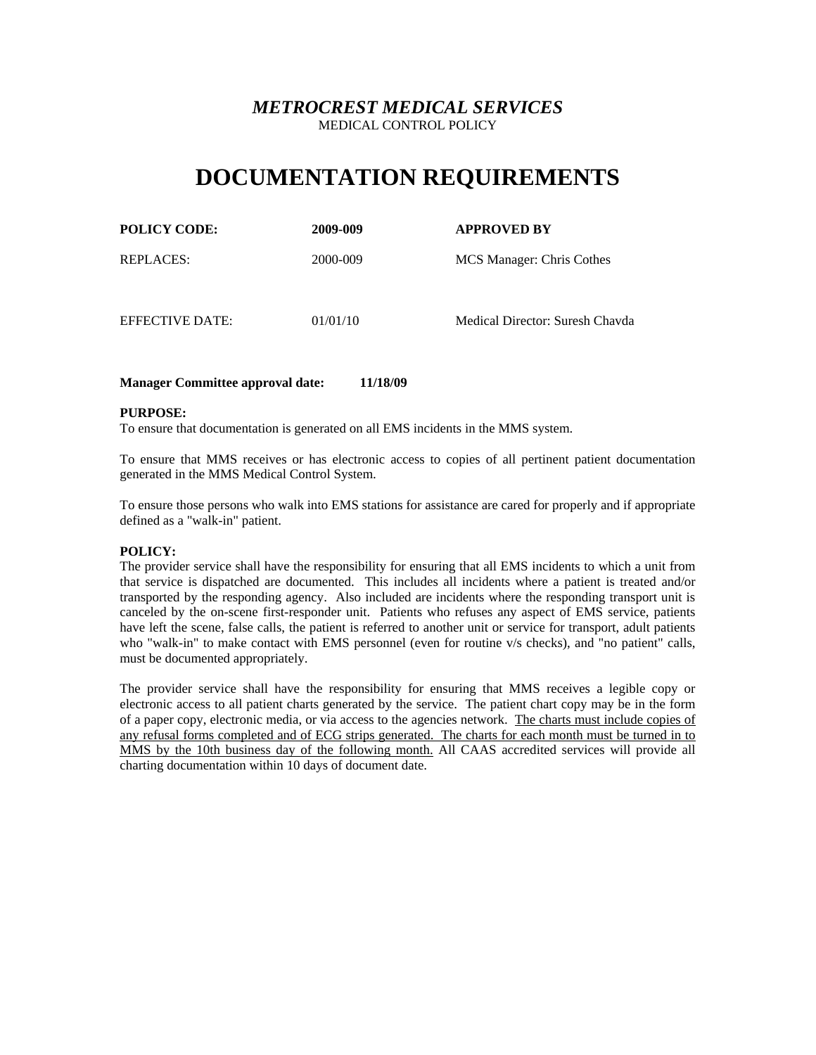*METROCREST MEDICAL SERVICES*

MEDICAL CONTROL POLICY

# DOCUMENTATION REQUIREMENTS

| **POLICY CODE:** | **2009-009** | **APPROVED BY** |
|---|---|---|
| REPLACES: | 2000-009 | MCS Manager: Chris Cothes |
| EFFECTIVE DATE: | 01/01/10 | Medical Director: Suresh Chavda |

**Manager Committee approval date: 11/18/09**

**PURPOSE:**

To ensure that documentation is generated on all EMS incidents in the MMS system.

To ensure that MMS receives or has electronic access to copies of all pertinent patient documentation generated in the MMS Medical Control System.

To ensure those persons who walk into EMS stations for assistance are cared for properly and if appropriate defined as a "walk-in" patient.

**POLICY:**

The provider service shall have the responsibility for ensuring that all EMS incidents to which a unit from that service is dispatched are documented. This includes all incidents where a patient is treated and/or transported by the responding agency. Also included are incidents where the responding transport unit is canceled by the on-scene first-responder unit. Patients who refuses any aspect of EMS service, patients have left the scene, false calls, the patient is referred to another unit or service for transport, adult patients who "walk-in" to make contact with EMS personnel (even for routine v/s checks), and "no patient" calls, must be documented appropriately.

The provider service shall have the responsibility for ensuring that MMS receives a legible copy or electronic access to all patient charts generated by the service. The patient chart copy may be in the form of a paper copy, electronic media, or via access to the agencies network. <u>The charts must include copies of any refusal forms completed and of ECG strips generated. The charts for each month must be turned in to MMS by the 10th business day of the following month.</u> All CAAS accredited services will provide all charting documentation within 10 days of document date.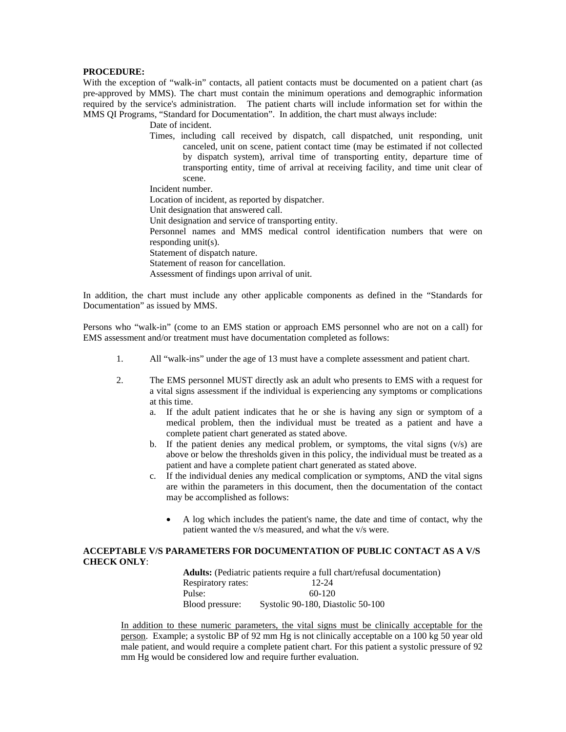**PROCEDURE:**
With the exception of "walk-in" contacts, all patient contacts must be documented on a patient chart (as pre-approved by MMS). The chart must contain the minimum operations and demographic information required by the service's administration. The patient charts will include information set for within the MMS QI Programs, "Standard for Documentation". In addition, the chart must always include:

- Date of incident.
- Times, including call received by dispatch, call dispatched, unit responding, unit canceled, unit on scene, patient contact time (may be estimated if not collected by dispatch system), arrival time of transporting entity, departure time of transporting entity, time of arrival at receiving facility, and time unit clear of scene.
- Incident number.
- Location of incident, as reported by dispatcher.
- Unit designation that answered call.
- Unit designation and service of transporting entity.
- Personnel names and MMS medical control identification numbers that were on responding unit(s).
- Statement of dispatch nature.
- Statement of reason for cancellation.
- Assessment of findings upon arrival of unit.

In addition, the chart must include any other applicable components as defined in the "Standards for Documentation" as issued by MMS.

Persons who "walk-in" (come to an EMS station or approach EMS personnel who are not on a call) for EMS assessment and/or treatment must have documentation completed as follows:

1. All "walk-ins" under the age of 13 must have a complete assessment and patient chart.

2. The EMS personnel MUST directly ask an adult who presents to EMS with a request for a vital signs assessment if the individual is experiencing any symptoms or complications at this time.
   a. If the adult patient indicates that he or she is having any sign or symptom of a medical problem, then the individual must be treated as a patient and have a complete patient chart generated as stated above.
   b. If the patient denies any medical problem, or symptoms, the vital signs (v/s) are above or below the thresholds given in this policy, the individual must be treated as a patient and have a complete patient chart generated as stated above.
   c. If the individual denies any medical complication or symptoms, AND the vital signs are within the parameters in this document, then the documentation of the contact may be accomplished as follows:

      - A log which includes the patient's name, the date and time of contact, why the patient wanted the v/s measured, and what the v/s were.

**ACCEPTABLE V/S PARAMETERS FOR DOCUMENTATION OF PUBLIC CONTACT AS A V/S CHECK ONLY**:

**Adults:** (Pediatric patients require a full chart/refusal documentation)

| | |
|---|---|
| Respiratory rates: | 12-24 |
| Pulse: | 60-120 |
| Blood pressure: | Systolic 90-180, Diastolic 50-100 |

<u>In addition to these numeric parameters, the vital signs must be clinically acceptable for the person</u>. Example; a systolic BP of 92 mm Hg is not clinically acceptable on a 100 kg 50 year old male patient, and would require a complete patient chart. For this patient a systolic pressure of 92 mm Hg would be considered low and require further evaluation.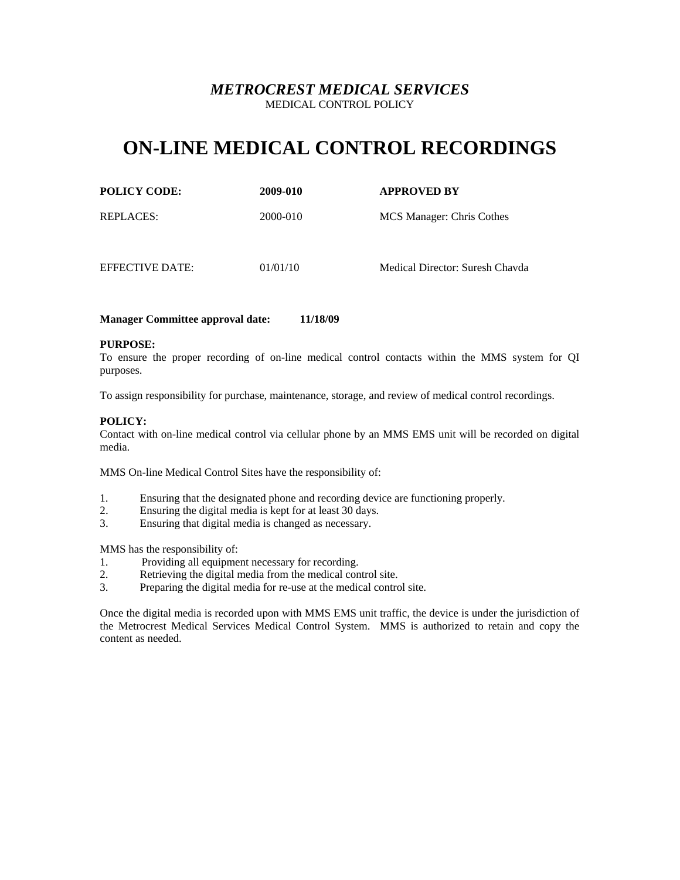***METROCREST MEDICAL SERVICES***

MEDICAL CONTROL POLICY

# ON-LINE MEDICAL CONTROL RECORDINGS

| **POLICY CODE:** | **2009-010** | **APPROVED BY** |
|---|---|---|
| REPLACES: | 2000-010 | MCS Manager: Chris Cothes |
| EFFECTIVE DATE: | 01/01/10 | Medical Director: Suresh Chavda |

**Manager Committee approval date: 11/18/09**

**PURPOSE:**

To ensure the proper recording of on-line medical control contacts within the MMS system for QI purposes.

To assign responsibility for purchase, maintenance, storage, and review of medical control recordings.

**POLICY:**

Contact with on-line medical control via cellular phone by an MMS EMS unit will be recorded on digital media.

MMS On-line Medical Control Sites have the responsibility of:

1. Ensuring that the designated phone and recording device are functioning properly.
2. Ensuring the digital media is kept for at least 30 days.
3. Ensuring that digital media is changed as necessary.

MMS has the responsibility of:

1. Providing all equipment necessary for recording.
2. Retrieving the digital media from the medical control site.
3. Preparing the digital media for re-use at the medical control site.

Once the digital media is recorded upon with MMS EMS unit traffic, the device is under the jurisdiction of the Metrocrest Medical Services Medical Control System. MMS is authorized to retain and copy the content as needed.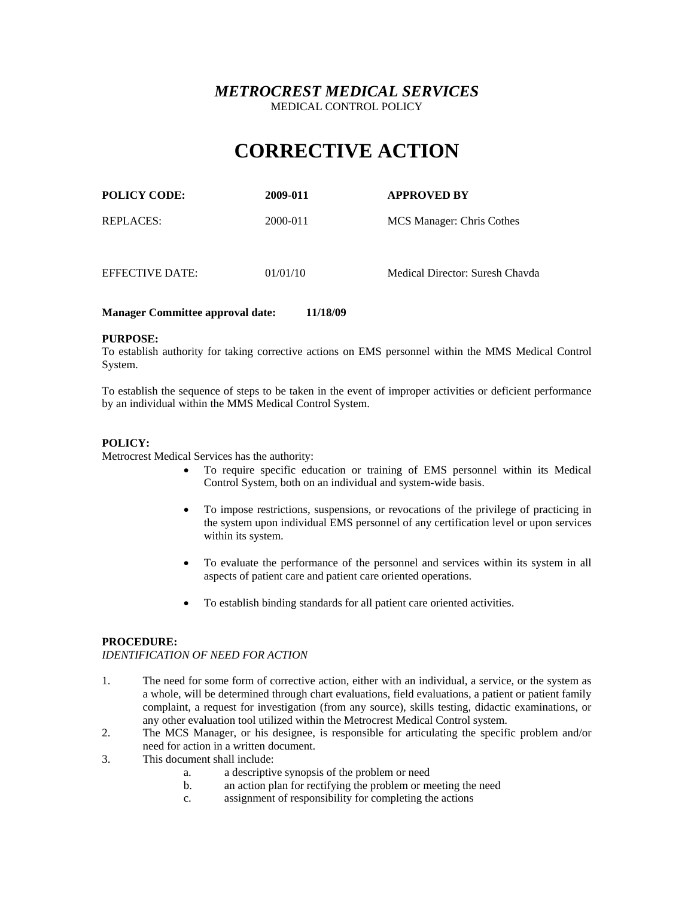# *METROCREST MEDICAL SERVICES*

MEDICAL CONTROL POLICY

# CORRECTIVE ACTION

| **POLICY CODE:** | **2009-011** | **APPROVED BY** |
|---|---|---|
| REPLACES: | 2000-011 | MCS Manager: Chris Cothes |
| EFFECTIVE DATE: | 01/01/10 | Medical Director: Suresh Chavda |

**Manager Committee approval date: 11/18/09**

**PURPOSE:**

To establish authority for taking corrective actions on EMS personnel within the MMS Medical Control System.

To establish the sequence of steps to be taken in the event of improper activities or deficient performance by an individual within the MMS Medical Control System.

**POLICY:**

Metrocrest Medical Services has the authority:

- To require specific education or training of EMS personnel within its Medical Control System, both on an individual and system-wide basis.
- To impose restrictions, suspensions, or revocations of the privilege of practicing in the system upon individual EMS personnel of any certification level or upon services within its system.
- To evaluate the performance of the personnel and services within its system in all aspects of patient care and patient care oriented operations.
- To establish binding standards for all patient care oriented activities.

**PROCEDURE:**

*IDENTIFICATION OF NEED FOR ACTION*

1. The need for some form of corrective action, either with an individual, a service, or the system as a whole, will be determined through chart evaluations, field evaluations, a patient or patient family complaint, a request for investigation (from any source), skills testing, didactic examinations, or any other evaluation tool utilized within the Metrocrest Medical Control system.
2. The MCS Manager, or his designee, is responsible for articulating the specific problem and/or need for action in a written document.
3. This document shall include:
   a. a descriptive synopsis of the problem or need
   b. an action plan for rectifying the problem or meeting the need
   c. assignment of responsibility for completing the actions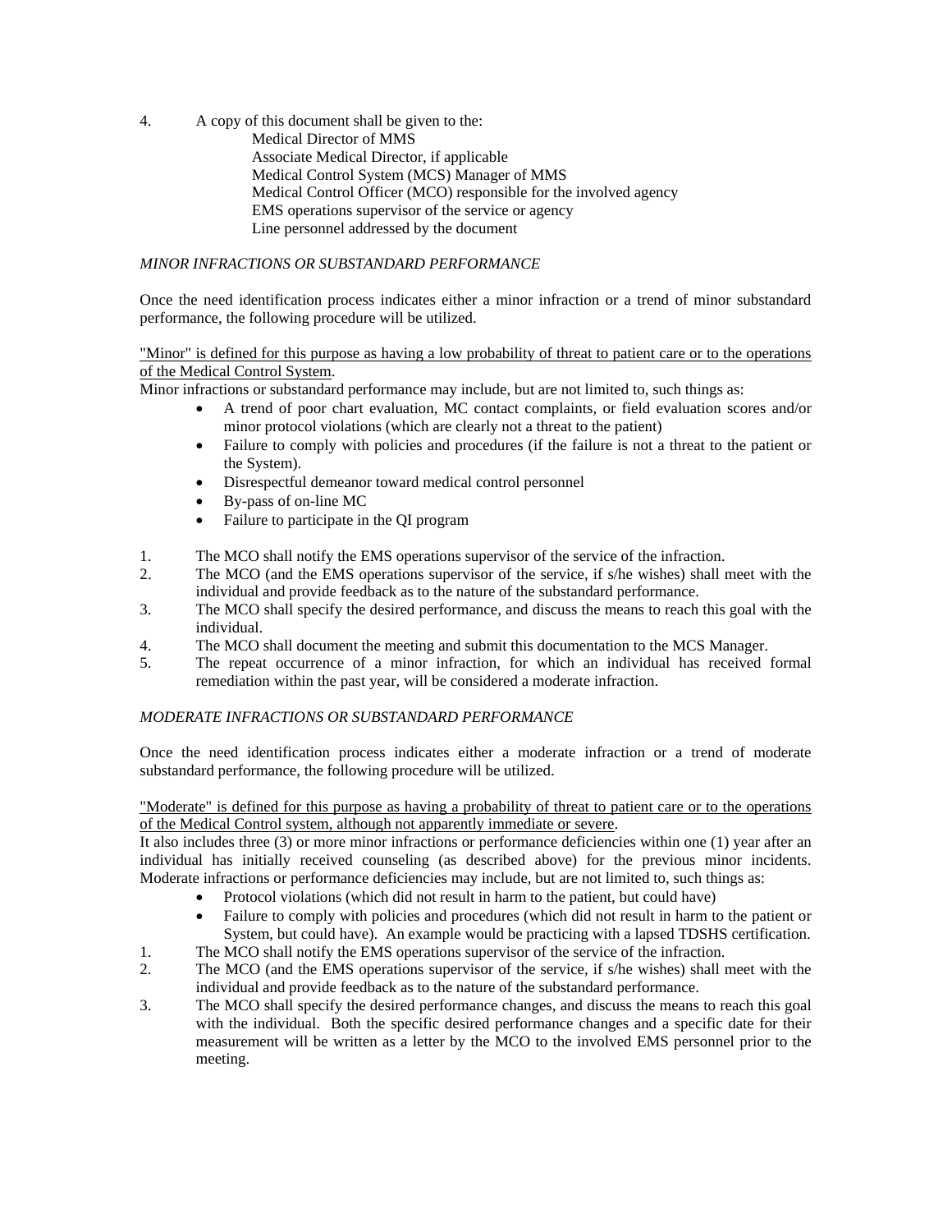4. A copy of this document shall be given to the:
   Medical Director of MMS
   Associate Medical Director, if applicable
   Medical Control System (MCS) Manager of MMS
   Medical Control Officer (MCO) responsible for the involved agency
   EMS operations supervisor of the service or agency
   Line personnel addressed by the document

*MINOR INFRACTIONS OR SUBSTANDARD PERFORMANCE*

Once the need identification process indicates either a minor infraction or a trend of minor substandard performance, the following procedure will be utilized.

<u>"Minor" is defined for this purpose as having a low probability of threat to patient care or to the operations of the Medical Control System</u>.
Minor infractions or substandard performance may include, but are not limited to, such things as:

- A trend of poor chart evaluation, MC contact complaints, or field evaluation scores and/or minor protocol violations (which are clearly not a threat to the patient)
- Failure to comply with policies and procedures (if the failure is not a threat to the patient or the System).
- Disrespectful demeanor toward medical control personnel
- By-pass of on-line MC
- Failure to participate in the QI program

1. The MCO shall notify the EMS operations supervisor of the service of the infraction.
2. The MCO (and the EMS operations supervisor of the service, if s/he wishes) shall meet with the individual and provide feedback as to the nature of the substandard performance.
3. The MCO shall specify the desired performance, and discuss the means to reach this goal with the individual.
4. The MCO shall document the meeting and submit this documentation to the MCS Manager.
5. The repeat occurrence of a minor infraction, for which an individual has received formal remediation within the past year, will be considered a moderate infraction.

*MODERATE INFRACTIONS OR SUBSTANDARD PERFORMANCE*

Once the need identification process indicates either a moderate infraction or a trend of moderate substandard performance, the following procedure will be utilized.

<u>"Moderate" is defined for this purpose as having a probability of threat to patient care or to the operations of the Medical Control system, although not apparently immediate or severe</u>.
It also includes three (3) or more minor infractions or performance deficiencies within one (1) year after an individual has initially received counseling (as described above) for the previous minor incidents. Moderate infractions or performance deficiencies may include, but are not limited to, such things as:

- Protocol violations (which did not result in harm to the patient, but could have)
- Failure to comply with policies and procedures (which did not result in harm to the patient or System, but could have). An example would be practicing with a lapsed TDSHS certification.

1. The MCO shall notify the EMS operations supervisor of the service of the infraction.
2. The MCO (and the EMS operations supervisor of the service, if s/he wishes) shall meet with the individual and provide feedback as to the nature of the substandard performance.
3. The MCO shall specify the desired performance changes, and discuss the means to reach this goal with the individual. Both the specific desired performance changes and a specific date for their measurement will be written as a letter by the MCO to the involved EMS personnel prior to the meeting.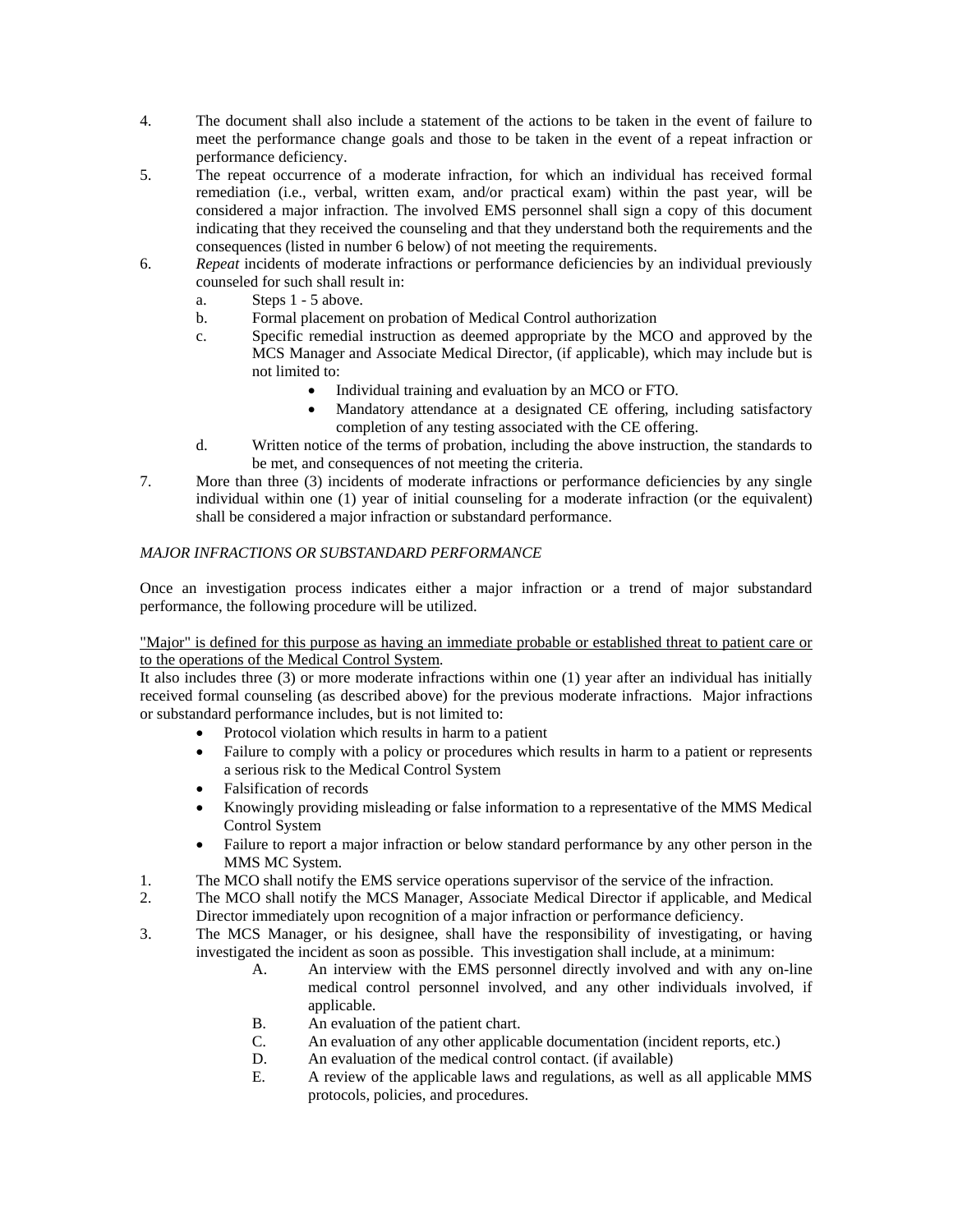4. The document shall also include a statement of the actions to be taken in the event of failure to meet the performance change goals and those to be taken in the event of a repeat infraction or performance deficiency.
5. The repeat occurrence of a moderate infraction, for which an individual has received formal remediation (i.e., verbal, written exam, and/or practical exam) within the past year, will be considered a major infraction. The involved EMS personnel shall sign a copy of this document indicating that they received the counseling and that they understand both the requirements and the consequences (listed in number 6 below) of not meeting the requirements.
6. *Repeat* incidents of moderate infractions or performance deficiencies by an individual previously counseled for such shall result in:
   a. Steps 1 - 5 above.
   b. Formal placement on probation of Medical Control authorization
   c. Specific remedial instruction as deemed appropriate by the MCO and approved by the MCS Manager and Associate Medical Director, (if applicable), which may include but is not limited to:
      - Individual training and evaluation by an MCO or FTO.
      - Mandatory attendance at a designated CE offering, including satisfactory completion of any testing associated with the CE offering.
   d. Written notice of the terms of probation, including the above instruction, the standards to be met, and consequences of not meeting the criteria.
7. More than three (3) incidents of moderate infractions or performance deficiencies by any single individual within one (1) year of initial counseling for a moderate infraction (or the equivalent) shall be considered a major infraction or substandard performance.

*MAJOR INFRACTIONS OR SUBSTANDARD PERFORMANCE*

Once an investigation process indicates either a major infraction or a trend of major substandard performance, the following procedure will be utilized.

<u>"Major" is defined for this purpose as having an immediate probable or established threat to patient care or to the operations of the Medical Control System</u>.
It also includes three (3) or more moderate infractions within one (1) year after an individual has initially received formal counseling (as described above) for the previous moderate infractions. Major infractions or substandard performance includes, but is not limited to:

- Protocol violation which results in harm to a patient
- Failure to comply with a policy or procedures which results in harm to a patient or represents a serious risk to the Medical Control System
- Falsification of records
- Knowingly providing misleading or false information to a representative of the MMS Medical Control System
- Failure to report a major infraction or below standard performance by any other person in the MMS MC System.

1. The MCO shall notify the EMS service operations supervisor of the service of the infraction.
2. The MCO shall notify the MCS Manager, Associate Medical Director if applicable, and Medical Director immediately upon recognition of a major infraction or performance deficiency.
3. The MCS Manager, or his designee, shall have the responsibility of investigating, or having investigated the incident as soon as possible. This investigation shall include, at a minimum:
   A. An interview with the EMS personnel directly involved and with any on-line medical control personnel involved, and any other individuals involved, if applicable.
   B. An evaluation of the patient chart.
   C. An evaluation of any other applicable documentation (incident reports, etc.)
   D. An evaluation of the medical control contact. (if available)
   E. A review of the applicable laws and regulations, as well as all applicable MMS protocols, policies, and procedures.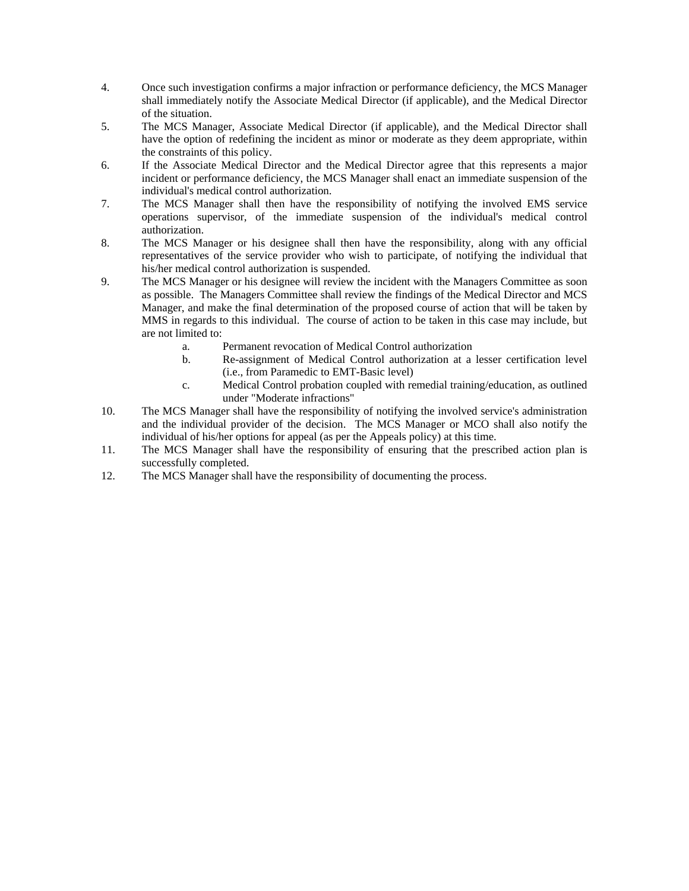4. Once such investigation confirms a major infraction or performance deficiency, the MCS Manager shall immediately notify the Associate Medical Director (if applicable), and the Medical Director of the situation.
5. The MCS Manager, Associate Medical Director (if applicable), and the Medical Director shall have the option of redefining the incident as minor or moderate as they deem appropriate, within the constraints of this policy.
6. If the Associate Medical Director and the Medical Director agree that this represents a major incident or performance deficiency, the MCS Manager shall enact an immediate suspension of the individual's medical control authorization.
7. The MCS Manager shall then have the responsibility of notifying the involved EMS service operations supervisor, of the immediate suspension of the individual's medical control authorization.
8. The MCS Manager or his designee shall then have the responsibility, along with any official representatives of the service provider who wish to participate, of notifying the individual that his/her medical control authorization is suspended.
9. The MCS Manager or his designee will review the incident with the Managers Committee as soon as possible. The Managers Committee shall review the findings of the Medical Director and MCS Manager, and make the final determination of the proposed course of action that will be taken by MMS in regards to this individual. The course of action to be taken in this case may include, but are not limited to:
    a. Permanent revocation of Medical Control authorization
    b. Re-assignment of Medical Control authorization at a lesser certification level (i.e., from Paramedic to EMT-Basic level)
    c. Medical Control probation coupled with remedial training/education, as outlined under "Moderate infractions"
10. The MCS Manager shall have the responsibility of notifying the involved service's administration and the individual provider of the decision. The MCS Manager or MCO shall also notify the individual of his/her options for appeal (as per the Appeals policy) at this time.
11. The MCS Manager shall have the responsibility of ensuring that the prescribed action plan is successfully completed.
12. The MCS Manager shall have the responsibility of documenting the process.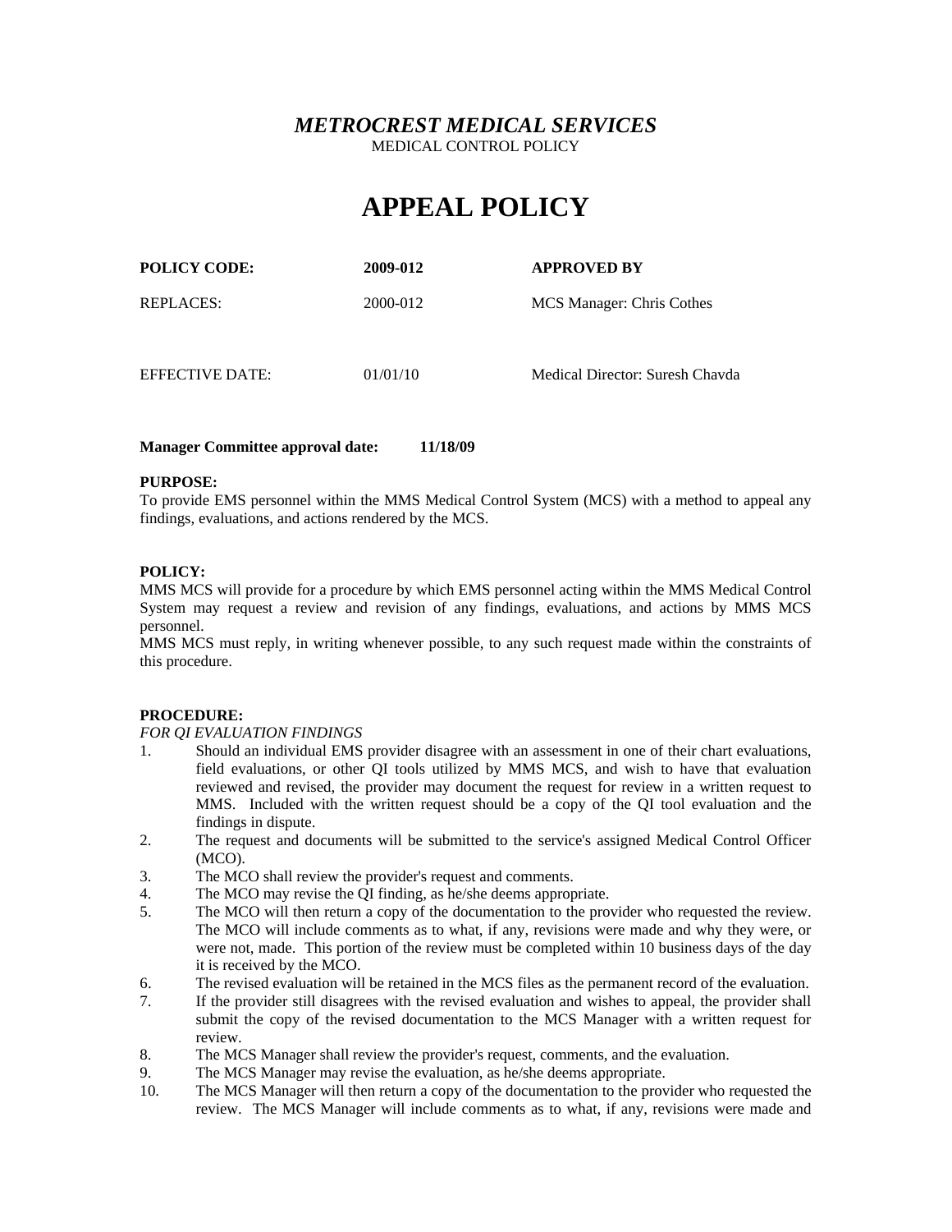***METROCREST MEDICAL SERVICES***

MEDICAL CONTROL POLICY

# APPEAL POLICY

| **POLICY CODE:** | **2009-012** | **APPROVED BY** |
|---|---|---|
| REPLACES: | 2000-012 | MCS Manager: Chris Cothes |
| EFFECTIVE DATE: | 01/01/10 | Medical Director: Suresh Chavda |

**Manager Committee approval date: 11/18/09**

**PURPOSE:**

To provide EMS personnel within the MMS Medical Control System (MCS) with a method to appeal any findings, evaluations, and actions rendered by the MCS.

**POLICY:**

MMS MCS will provide for a procedure by which EMS personnel acting within the MMS Medical Control System may request a review and revision of any findings, evaluations, and actions by MMS MCS personnel.

MMS MCS must reply, in writing whenever possible, to any such request made within the constraints of this procedure.

**PROCEDURE:**

*FOR QI EVALUATION FINDINGS*

1. Should an individual EMS provider disagree with an assessment in one of their chart evaluations, field evaluations, or other QI tools utilized by MMS MCS, and wish to have that evaluation reviewed and revised, the provider may document the request for review in a written request to MMS. Included with the written request should be a copy of the QI tool evaluation and the findings in dispute.
2. The request and documents will be submitted to the service's assigned Medical Control Officer (MCO).
3. The MCO shall review the provider's request and comments.
4. The MCO may revise the QI finding, as he/she deems appropriate.
5. The MCO will then return a copy of the documentation to the provider who requested the review. The MCO will include comments as to what, if any, revisions were made and why they were, or were not, made. This portion of the review must be completed within 10 business days of the day it is received by the MCO.
6. The revised evaluation will be retained in the MCS files as the permanent record of the evaluation.
7. If the provider still disagrees with the revised evaluation and wishes to appeal, the provider shall submit the copy of the revised documentation to the MCS Manager with a written request for review.
8. The MCS Manager shall review the provider's request, comments, and the evaluation.
9. The MCS Manager may revise the evaluation, as he/she deems appropriate.
10. The MCS Manager will then return a copy of the documentation to the provider who requested the review. The MCS Manager will include comments as to what, if any, revisions were made and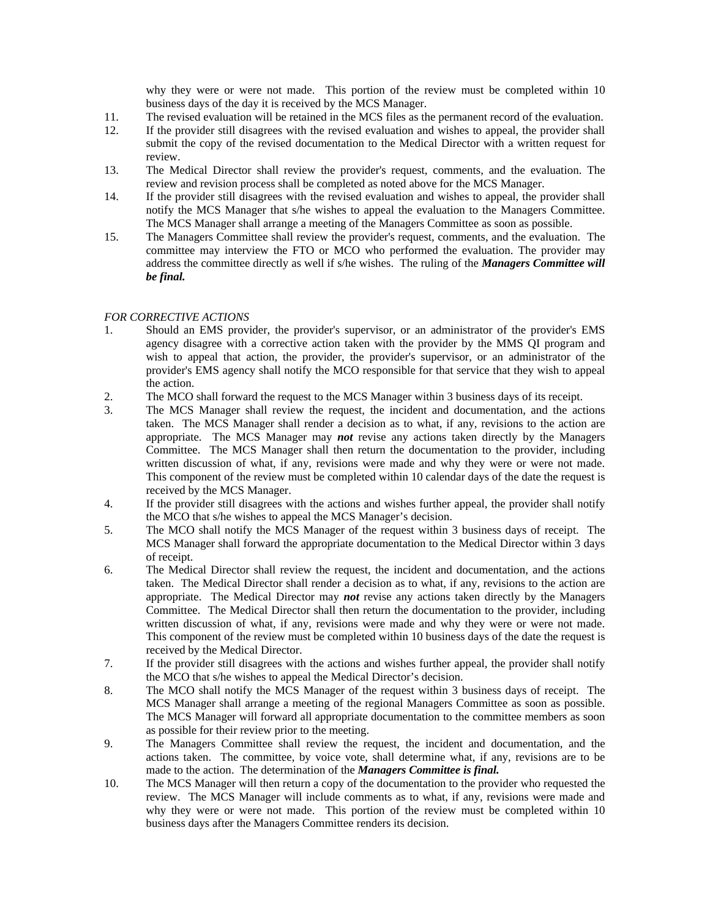why they were or were not made. This portion of the review must be completed within 10 business days of the day it is received by the MCS Manager.

11. The revised evaluation will be retained in the MCS files as the permanent record of the evaluation.
12. If the provider still disagrees with the revised evaluation and wishes to appeal, the provider shall submit the copy of the revised documentation to the Medical Director with a written request for review.
13. The Medical Director shall review the provider's request, comments, and the evaluation. The review and revision process shall be completed as noted above for the MCS Manager.
14. If the provider still disagrees with the revised evaluation and wishes to appeal, the provider shall notify the MCS Manager that s/he wishes to appeal the evaluation to the Managers Committee. The MCS Manager shall arrange a meeting of the Managers Committee as soon as possible.
15. The Managers Committee shall review the provider's request, comments, and the evaluation. The committee may interview the FTO or MCO who performed the evaluation. The provider may address the committee directly as well if s/he wishes. The ruling of the ***Managers Committee will be final.***

*FOR CORRECTIVE ACTIONS*

1. Should an EMS provider, the provider's supervisor, or an administrator of the provider's EMS agency disagree with a corrective action taken with the provider by the MMS QI program and wish to appeal that action, the provider, the provider's supervisor, or an administrator of the provider's EMS agency shall notify the MCO responsible for that service that they wish to appeal the action.
2. The MCO shall forward the request to the MCS Manager within 3 business days of its receipt.
3. The MCS Manager shall review the request, the incident and documentation, and the actions taken. The MCS Manager shall render a decision as to what, if any, revisions to the action are appropriate. The MCS Manager may ***not*** revise any actions taken directly by the Managers Committee. The MCS Manager shall then return the documentation to the provider, including written discussion of what, if any, revisions were made and why they were or were not made. This component of the review must be completed within 10 calendar days of the date the request is received by the MCS Manager.
4. If the provider still disagrees with the actions and wishes further appeal, the provider shall notify the MCO that s/he wishes to appeal the MCS Manager's decision.
5. The MCO shall notify the MCS Manager of the request within 3 business days of receipt. The MCS Manager shall forward the appropriate documentation to the Medical Director within 3 days of receipt.
6. The Medical Director shall review the request, the incident and documentation, and the actions taken. The Medical Director shall render a decision as to what, if any, revisions to the action are appropriate. The Medical Director may ***not*** revise any actions taken directly by the Managers Committee. The Medical Director shall then return the documentation to the provider, including written discussion of what, if any, revisions were made and why they were or were not made. This component of the review must be completed within 10 business days of the date the request is received by the Medical Director.
7. If the provider still disagrees with the actions and wishes further appeal, the provider shall notify the MCO that s/he wishes to appeal the Medical Director's decision.
8. The MCO shall notify the MCS Manager of the request within 3 business days of receipt. The MCS Manager shall arrange a meeting of the regional Managers Committee as soon as possible. The MCS Manager will forward all appropriate documentation to the committee members as soon as possible for their review prior to the meeting.
9. The Managers Committee shall review the request, the incident and documentation, and the actions taken. The committee, by voice vote, shall determine what, if any, revisions are to be made to the action. The determination of the ***Managers Committee is final.***
10. The MCS Manager will then return a copy of the documentation to the provider who requested the review. The MCS Manager will include comments as to what, if any, revisions were made and why they were or were not made. This portion of the review must be completed within 10 business days after the Managers Committee renders its decision.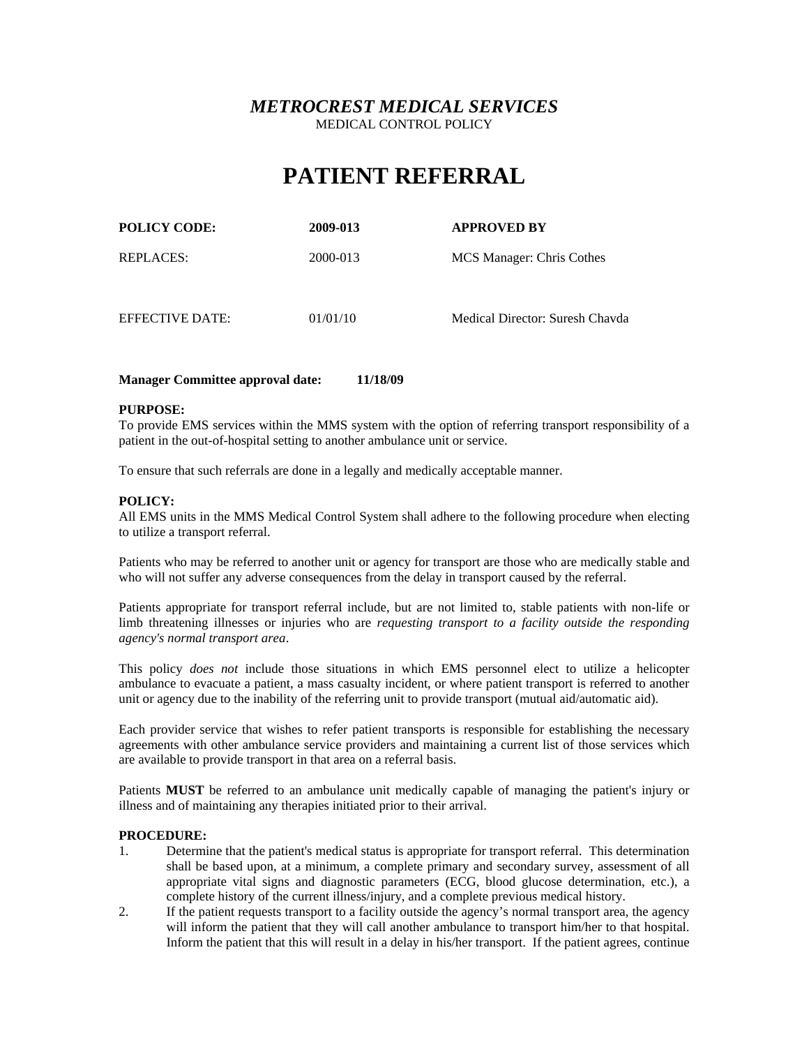***METROCREST MEDICAL SERVICES***
MEDICAL CONTROL POLICY

# PATIENT REFERRAL

| **POLICY CODE:** | **2009-013** | **APPROVED BY** |
|---|---|---|
| REPLACES: | 2000-013 | MCS Manager: Chris Cothes |
| EFFECTIVE DATE: | 01/01/10 | Medical Director: Suresh Chavda |

**Manager Committee approval date: 11/18/09**

**PURPOSE:**
To provide EMS services within the MMS system with the option of referring transport responsibility of a patient in the out-of-hospital setting to another ambulance unit or service.

To ensure that such referrals are done in a legally and medically acceptable manner.

**POLICY:**
All EMS units in the MMS Medical Control System shall adhere to the following procedure when electing to utilize a transport referral.

Patients who may be referred to another unit or agency for transport are those who are medically stable and who will not suffer any adverse consequences from the delay in transport caused by the referral.

Patients appropriate for transport referral include, but are not limited to, stable patients with non-life or limb threatening illnesses or injuries who are *requesting transport to a facility outside the responding agency's normal transport area*.

This policy *does not* include those situations in which EMS personnel elect to utilize a helicopter ambulance to evacuate a patient, a mass casualty incident, or where patient transport is referred to another unit or agency due to the inability of the referring unit to provide transport (mutual aid/automatic aid).

Each provider service that wishes to refer patient transports is responsible for establishing the necessary agreements with other ambulance service providers and maintaining a current list of those services which are available to provide transport in that area on a referral basis.

Patients **MUST** be referred to an ambulance unit medically capable of managing the patient's injury or illness and of maintaining any therapies initiated prior to their arrival.

**PROCEDURE:**

1. Determine that the patient's medical status is appropriate for transport referral. This determination shall be based upon, at a minimum, a complete primary and secondary survey, assessment of all appropriate vital signs and diagnostic parameters (ECG, blood glucose determination, etc.), a complete history of the current illness/injury, and a complete previous medical history.
2. If the patient requests transport to a facility outside the agency's normal transport area, the agency will inform the patient that they will call another ambulance to transport him/her to that hospital. Inform the patient that this will result in a delay in his/her transport. If the patient agrees, continue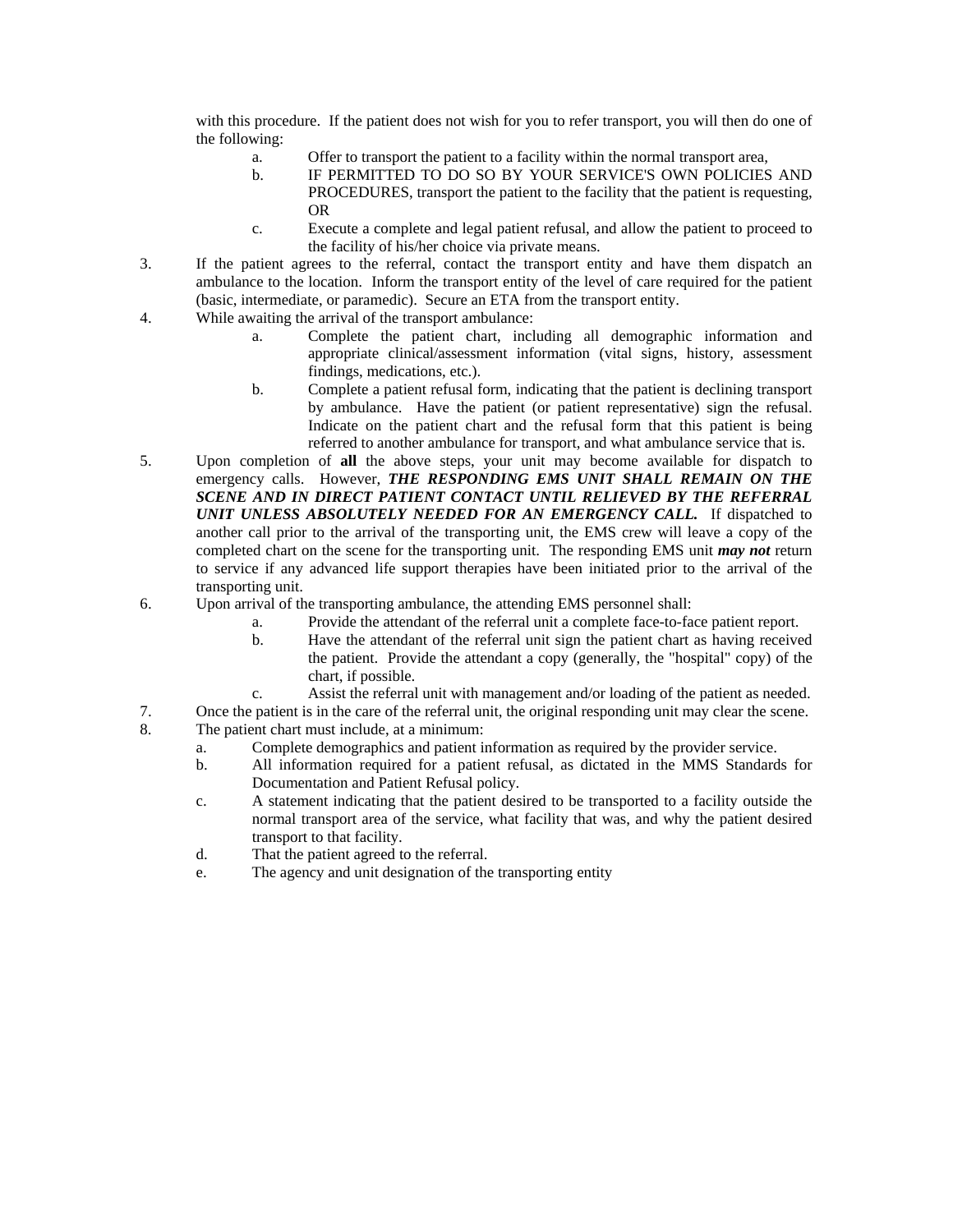with this procedure. If the patient does not wish for you to refer transport, you will then do one of the following:

   a. Offer to transport the patient to a facility within the normal transport area,
   b. IF PERMITTED TO DO SO BY YOUR SERVICE'S OWN POLICIES AND PROCEDURES, transport the patient to the facility that the patient is requesting, OR
   c. Execute a complete and legal patient refusal, and allow the patient to proceed to the facility of his/her choice via private means.

3. If the patient agrees to the referral, contact the transport entity and have them dispatch an ambulance to the location. Inform the transport entity of the level of care required for the patient (basic, intermediate, or paramedic). Secure an ETA from the transport entity.
4. While awaiting the arrival of the transport ambulance:
   a. Complete the patient chart, including all demographic information and appropriate clinical/assessment information (vital signs, history, assessment findings, medications, etc.).
   b. Complete a patient refusal form, indicating that the patient is declining transport by ambulance. Have the patient (or patient representative) sign the refusal. Indicate on the patient chart and the refusal form that this patient is being referred to another ambulance for transport, and what ambulance service that is.
5. Upon completion of **all** the above steps, your unit may become available for dispatch to emergency calls. However, ***THE RESPONDING EMS UNIT SHALL REMAIN ON THE SCENE AND IN DIRECT PATIENT CONTACT UNTIL RELIEVED BY THE REFERRAL UNIT UNLESS ABSOLUTELY NEEDED FOR AN EMERGENCY CALL.*** If dispatched to another call prior to the arrival of the transporting unit, the EMS crew will leave a copy of the completed chart on the scene for the transporting unit. The responding EMS unit ***may not*** return to service if any advanced life support therapies have been initiated prior to the arrival of the transporting unit.
6. Upon arrival of the transporting ambulance, the attending EMS personnel shall:
   a. Provide the attendant of the referral unit a complete face-to-face patient report.
   b. Have the attendant of the referral unit sign the patient chart as having received the patient. Provide the attendant a copy (generally, the "hospital" copy) of the chart, if possible.
   c. Assist the referral unit with management and/or loading of the patient as needed.
7. Once the patient is in the care of the referral unit, the original responding unit may clear the scene.
8. The patient chart must include, at a minimum:
   a. Complete demographics and patient information as required by the provider service.
   b. All information required for a patient refusal, as dictated in the MMS Standards for Documentation and Patient Refusal policy.
   c. A statement indicating that the patient desired to be transported to a facility outside the normal transport area of the service, what facility that was, and why the patient desired transport to that facility.
   d. That the patient agreed to the referral.
   e. The agency and unit designation of the transporting entity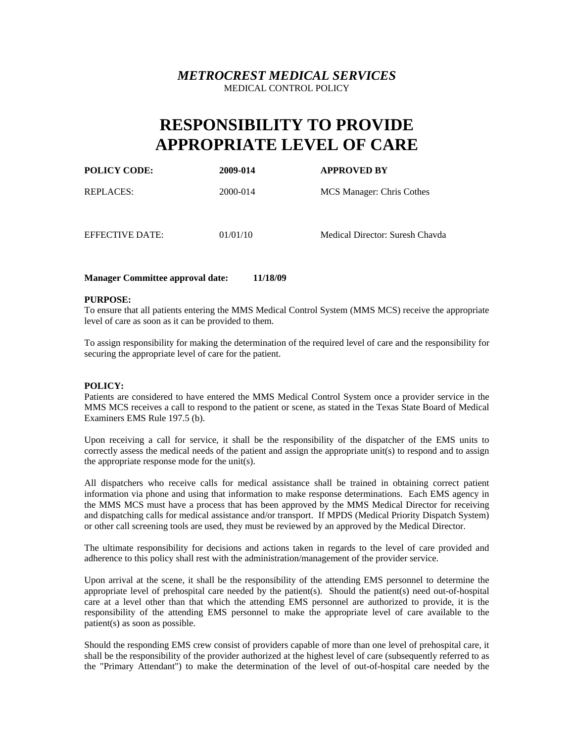*METROCREST MEDICAL SERVICES*

MEDICAL CONTROL POLICY

# RESPONSIBILITY TO PROVIDE APPROPRIATE LEVEL OF CARE

| **POLICY CODE:** | **2009-014** | **APPROVED BY** |
|---|---|---|
| REPLACES: | 2000-014 | MCS Manager: Chris Cothes |
| EFFECTIVE DATE: | 01/01/10 | Medical Director: Suresh Chavda |

**Manager Committee approval date: 11/18/09**

**PURPOSE:**

To ensure that all patients entering the MMS Medical Control System (MMS MCS) receive the appropriate level of care as soon as it can be provided to them.

To assign responsibility for making the determination of the required level of care and the responsibility for securing the appropriate level of care for the patient.

**POLICY:**

Patients are considered to have entered the MMS Medical Control System once a provider service in the MMS MCS receives a call to respond to the patient or scene, as stated in the Texas State Board of Medical Examiners EMS Rule 197.5 (b).

Upon receiving a call for service, it shall be the responsibility of the dispatcher of the EMS units to correctly assess the medical needs of the patient and assign the appropriate unit(s) to respond and to assign the appropriate response mode for the unit(s).

All dispatchers who receive calls for medical assistance shall be trained in obtaining correct patient information via phone and using that information to make response determinations. Each EMS agency in the MMS MCS must have a process that has been approved by the MMS Medical Director for receiving and dispatching calls for medical assistance and/or transport. If MPDS (Medical Priority Dispatch System) or other call screening tools are used, they must be reviewed by an approved by the Medical Director.

The ultimate responsibility for decisions and actions taken in regards to the level of care provided and adherence to this policy shall rest with the administration/management of the provider service.

Upon arrival at the scene, it shall be the responsibility of the attending EMS personnel to determine the appropriate level of prehospital care needed by the patient(s). Should the patient(s) need out-of-hospital care at a level other than that which the attending EMS personnel are authorized to provide, it is the responsibility of the attending EMS personnel to make the appropriate level of care available to the patient(s) as soon as possible.

Should the responding EMS crew consist of providers capable of more than one level of prehospital care, it shall be the responsibility of the provider authorized at the highest level of care (subsequently referred to as the "Primary Attendant") to make the determination of the level of out-of-hospital care needed by the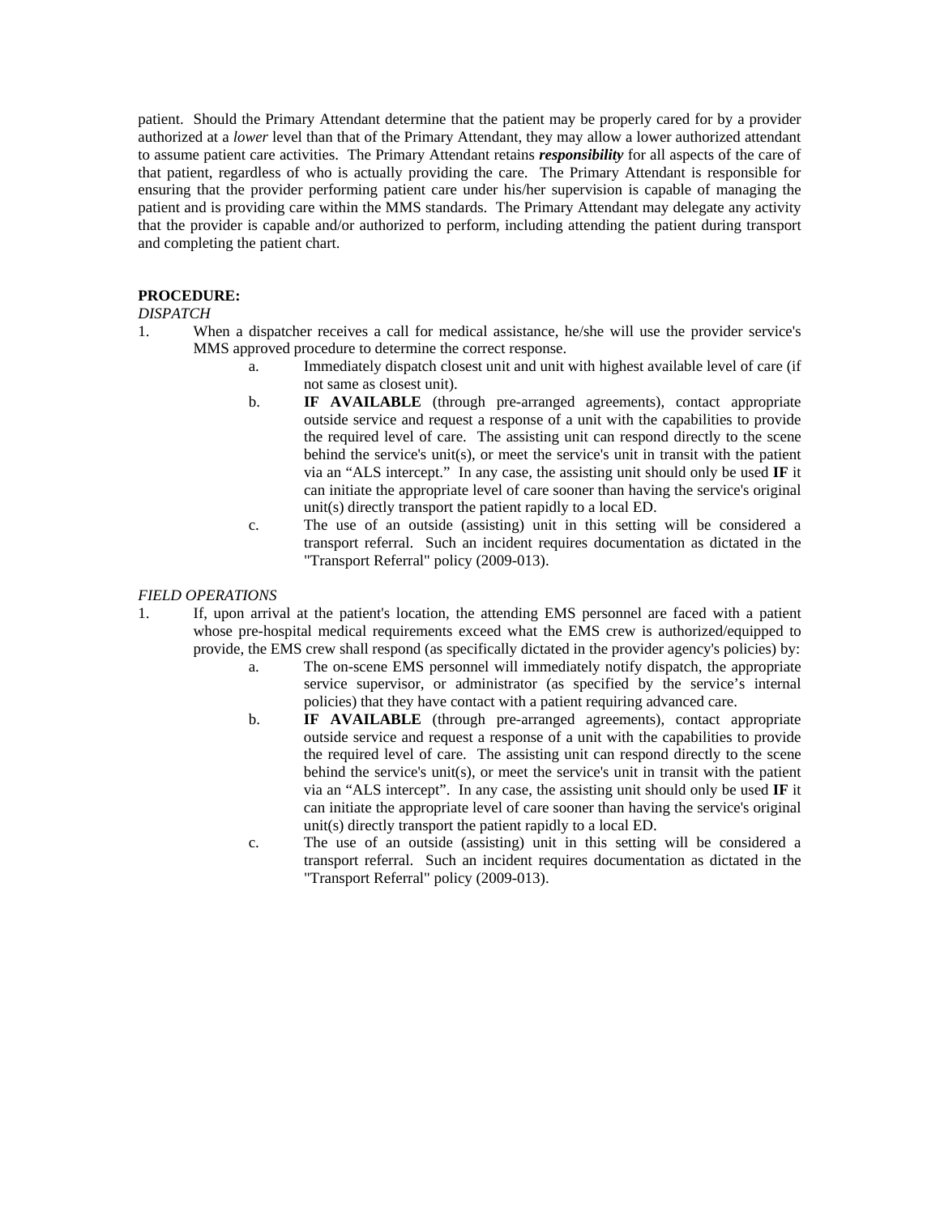patient. Should the Primary Attendant determine that the patient may be properly cared for by a provider authorized at a *lower* level than that of the Primary Attendant, they may allow a lower authorized attendant to assume patient care activities. The Primary Attendant retains ***responsibility*** for all aspects of the care of that patient, regardless of who is actually providing the care. The Primary Attendant is responsible for ensuring that the provider performing patient care under his/her supervision is capable of managing the patient and is providing care within the MMS standards. The Primary Attendant may delegate any activity that the provider is capable and/or authorized to perform, including attending the patient during transport and completing the patient chart.

**PROCEDURE:**

*DISPATCH*

1. When a dispatcher receives a call for medical assistance, he/she will use the provider service's MMS approved procedure to determine the correct response.
   a. Immediately dispatch closest unit and unit with highest available level of care (if not same as closest unit).
   b. **IF AVAILABLE** (through pre-arranged agreements), contact appropriate outside service and request a response of a unit with the capabilities to provide the required level of care. The assisting unit can respond directly to the scene behind the service's unit(s), or meet the service's unit in transit with the patient via an "ALS intercept." In any case, the assisting unit should only be used **IF** it can initiate the appropriate level of care sooner than having the service's original unit(s) directly transport the patient rapidly to a local ED.
   c. The use of an outside (assisting) unit in this setting will be considered a transport referral. Such an incident requires documentation as dictated in the "Transport Referral" policy (2009-013).

*FIELD OPERATIONS*

1. If, upon arrival at the patient's location, the attending EMS personnel are faced with a patient whose pre-hospital medical requirements exceed what the EMS crew is authorized/equipped to provide, the EMS crew shall respond (as specifically dictated in the provider agency's policies) by:
   a. The on-scene EMS personnel will immediately notify dispatch, the appropriate service supervisor, or administrator (as specified by the service's internal policies) that they have contact with a patient requiring advanced care.
   b. **IF AVAILABLE** (through pre-arranged agreements), contact appropriate outside service and request a response of a unit with the capabilities to provide the required level of care. The assisting unit can respond directly to the scene behind the service's unit(s), or meet the service's unit in transit with the patient via an "ALS intercept". In any case, the assisting unit should only be used **IF** it can initiate the appropriate level of care sooner than having the service's original unit(s) directly transport the patient rapidly to a local ED.
   c. The use of an outside (assisting) unit in this setting will be considered a transport referral. Such an incident requires documentation as dictated in the "Transport Referral" policy (2009-013).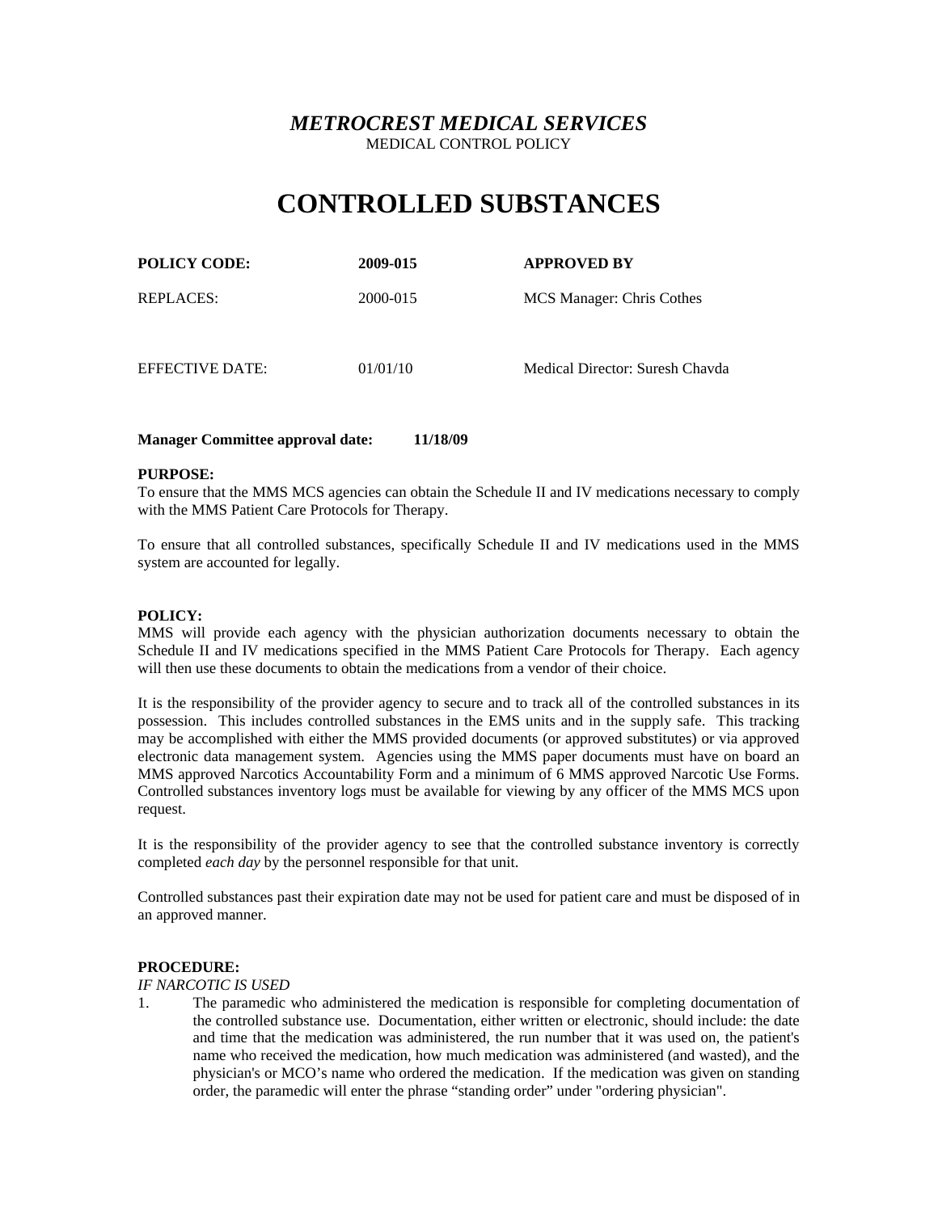*METROCREST MEDICAL SERVICES*

MEDICAL CONTROL POLICY

# CONTROLLED SUBSTANCES

| **POLICY CODE:** | **2009-015** | **APPROVED BY** |
|---|---|---|
| REPLACES: | 2000-015 | MCS Manager: Chris Cothes |
| EFFECTIVE DATE: | 01/01/10 | Medical Director: Suresh Chavda |

**Manager Committee approval date: 11/18/09**

**PURPOSE:**

To ensure that the MMS MCS agencies can obtain the Schedule II and IV medications necessary to comply with the MMS Patient Care Protocols for Therapy.

To ensure that all controlled substances, specifically Schedule II and IV medications used in the MMS system are accounted for legally.

**POLICY:**

MMS will provide each agency with the physician authorization documents necessary to obtain the Schedule II and IV medications specified in the MMS Patient Care Protocols for Therapy. Each agency will then use these documents to obtain the medications from a vendor of their choice.

It is the responsibility of the provider agency to secure and to track all of the controlled substances in its possession. This includes controlled substances in the EMS units and in the supply safe. This tracking may be accomplished with either the MMS provided documents (or approved substitutes) or via approved electronic data management system. Agencies using the MMS paper documents must have on board an MMS approved Narcotics Accountability Form and a minimum of 6 MMS approved Narcotic Use Forms. Controlled substances inventory logs must be available for viewing by any officer of the MMS MCS upon request.

It is the responsibility of the provider agency to see that the controlled substance inventory is correctly completed *each day* by the personnel responsible for that unit.

Controlled substances past their expiration date may not be used for patient care and must be disposed of in an approved manner.

**PROCEDURE:**

*IF NARCOTIC IS USED*

1. The paramedic who administered the medication is responsible for completing documentation of the controlled substance use. Documentation, either written or electronic, should include: the date and time that the medication was administered, the run number that it was used on, the patient's name who received the medication, how much medication was administered (and wasted), and the physician's or MCO's name who ordered the medication. If the medication was given on standing order, the paramedic will enter the phrase "standing order" under "ordering physician".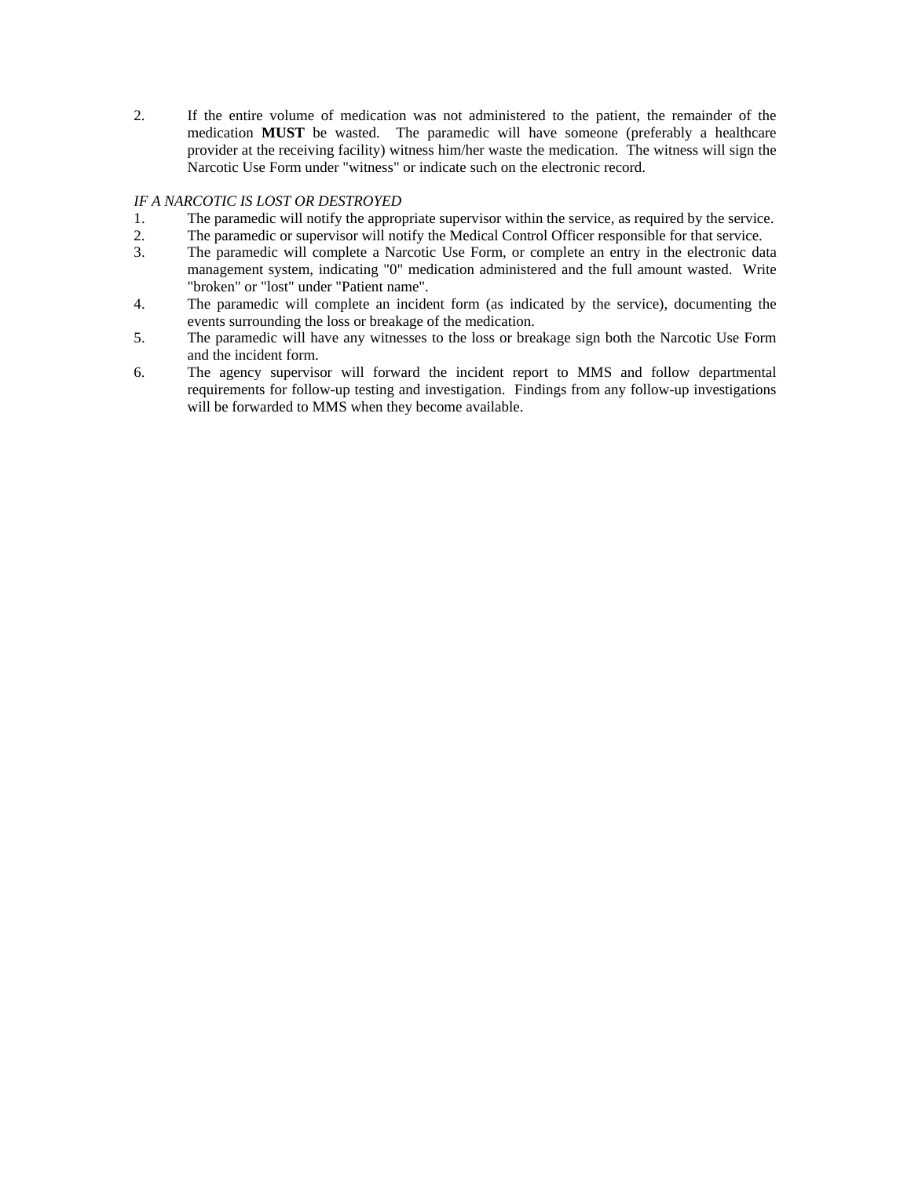2. If the entire volume of medication was not administered to the patient, the remainder of the medication **MUST** be wasted. The paramedic will have someone (preferably a healthcare provider at the receiving facility) witness him/her waste the medication. The witness will sign the Narcotic Use Form under "witness" or indicate such on the electronic record.

*IF A NARCOTIC IS LOST OR DESTROYED*

1. The paramedic will notify the appropriate supervisor within the service, as required by the service.
2. The paramedic or supervisor will notify the Medical Control Officer responsible for that service.
3. The paramedic will complete a Narcotic Use Form, or complete an entry in the electronic data management system, indicating "0" medication administered and the full amount wasted. Write "broken" or "lost" under "Patient name".
4. The paramedic will complete an incident form (as indicated by the service), documenting the events surrounding the loss or breakage of the medication.
5. The paramedic will have any witnesses to the loss or breakage sign both the Narcotic Use Form and the incident form.
6. The agency supervisor will forward the incident report to MMS and follow departmental requirements for follow-up testing and investigation. Findings from any follow-up investigations will be forwarded to MMS when they become available.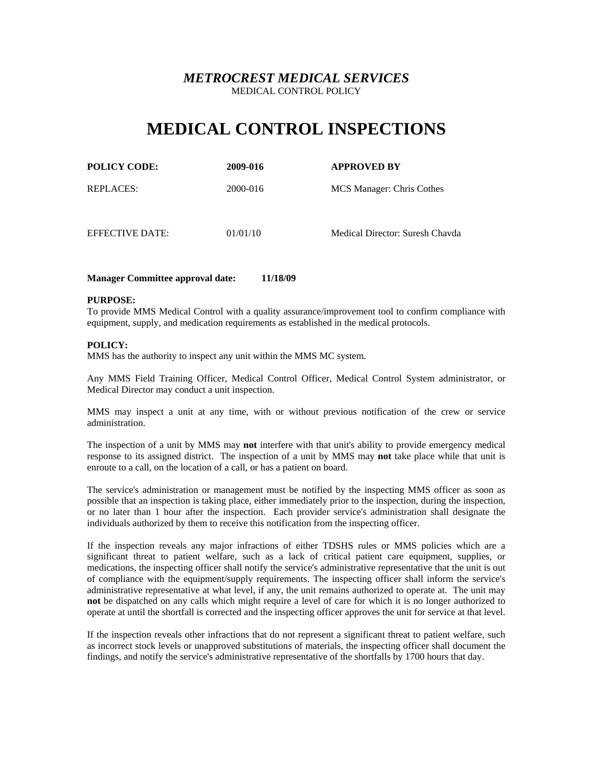***METROCREST MEDICAL SERVICES***

MEDICAL CONTROL POLICY

# MEDICAL CONTROL INSPECTIONS

| **POLICY CODE:** | **2009-016** | **APPROVED BY** |
|---|---|---|
| REPLACES: | 2000-016 | MCS Manager: Chris Cothes |
| EFFECTIVE DATE: | 01/01/10 | Medical Director: Suresh Chavda |

**Manager Committee approval date: 11/18/09**

**PURPOSE:**

To provide MMS Medical Control with a quality assurance/improvement tool to confirm compliance with equipment, supply, and medication requirements as established in the medical protocols.

**POLICY:**

MMS has the authority to inspect any unit within the MMS MC system.

Any MMS Field Training Officer, Medical Control Officer, Medical Control System administrator, or Medical Director may conduct a unit inspection.

MMS may inspect a unit at any time, with or without previous notification of the crew or service administration.

The inspection of a unit by MMS may **not** interfere with that unit's ability to provide emergency medical response to its assigned district. The inspection of a unit by MMS may **not** take place while that unit is enroute to a call, on the location of a call, or has a patient on board.

The service's administration or management must be notified by the inspecting MMS officer as soon as possible that an inspection is taking place, either immediately prior to the inspection, during the inspection, or no later than 1 hour after the inspection. Each provider service's administration shall designate the individuals authorized by them to receive this notification from the inspecting officer.

If the inspection reveals any major infractions of either TDSHS rules or MMS policies which are a significant threat to patient welfare, such as a lack of critical patient care equipment, supplies, or medications, the inspecting officer shall notify the service's administrative representative that the unit is out of compliance with the equipment/supply requirements. The inspecting officer shall inform the service's administrative representative at what level, if any, the unit remains authorized to operate at. The unit may **not** be dispatched on any calls which might require a level of care for which it is no longer authorized to operate at until the shortfall is corrected and the inspecting officer approves the unit for service at that level.

If the inspection reveals other infractions that do not represent a significant threat to patient welfare, such as incorrect stock levels or unapproved substitutions of materials, the inspecting officer shall document the findings, and notify the service's administrative representative of the shortfalls by 1700 hours that day.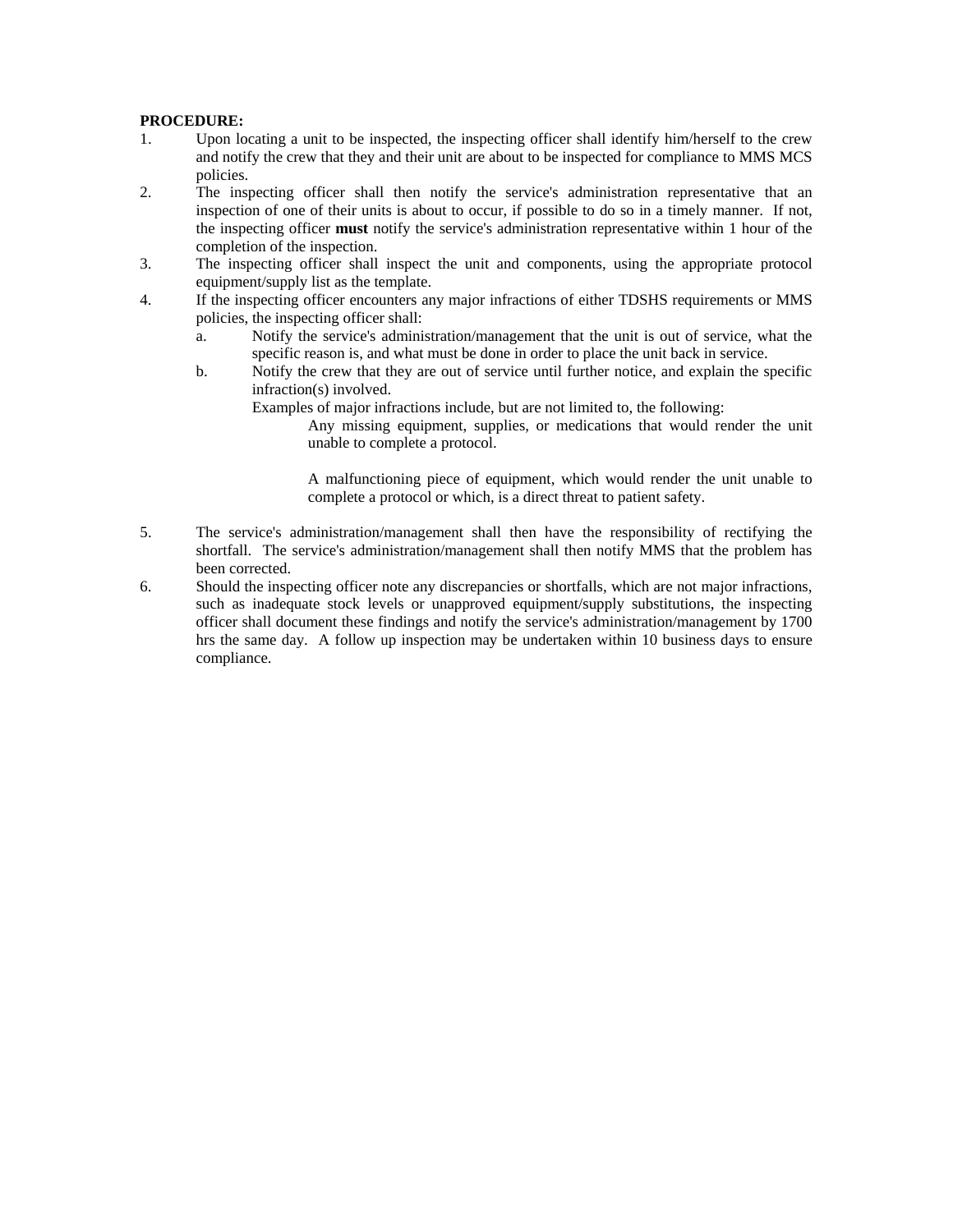**PROCEDURE:**

1. Upon locating a unit to be inspected, the inspecting officer shall identify him/herself to the crew and notify the crew that they and their unit are about to be inspected for compliance to MMS MCS policies.
2. The inspecting officer shall then notify the service's administration representative that an inspection of one of their units is about to occur, if possible to do so in a timely manner. If not, the inspecting officer **must** notify the service's administration representative within 1 hour of the completion of the inspection.
3. The inspecting officer shall inspect the unit and components, using the appropriate protocol equipment/supply list as the template.
4. If the inspecting officer encounters any major infractions of either TDSHS requirements or MMS policies, the inspecting officer shall:
   a. Notify the service's administration/management that the unit is out of service, what the specific reason is, and what must be done in order to place the unit back in service.
   b. Notify the crew that they are out of service until further notice, and explain the specific infraction(s) involved.

      Examples of major infractions include, but are not limited to, the following:

      Any missing equipment, supplies, or medications that would render the unit unable to complete a protocol.

      A malfunctioning piece of equipment, which would render the unit unable to complete a protocol or which, is a direct threat to patient safety.

5. The service's administration/management shall then have the responsibility of rectifying the shortfall. The service's administration/management shall then notify MMS that the problem has been corrected.
6. Should the inspecting officer note any discrepancies or shortfalls, which are not major infractions, such as inadequate stock levels or unapproved equipment/supply substitutions, the inspecting officer shall document these findings and notify the service's administration/management by 1700 hrs the same day. A follow up inspection may be undertaken within 10 business days to ensure compliance.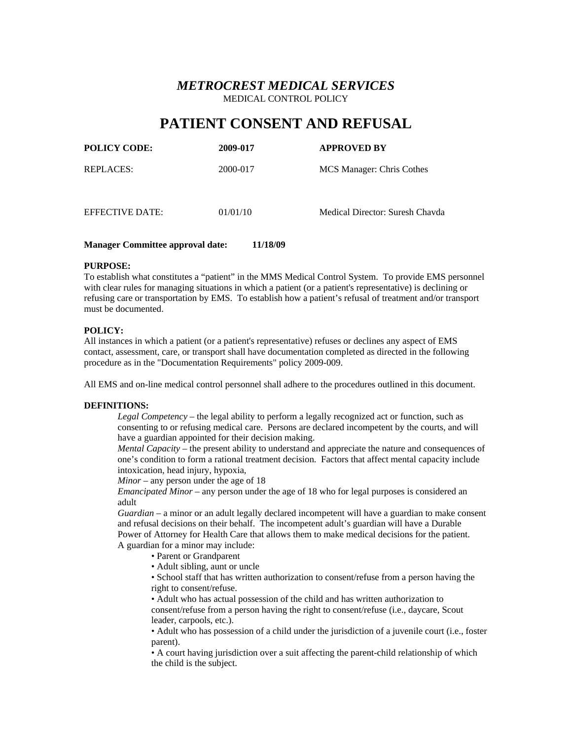# *METROCREST MEDICAL SERVICES*

MEDICAL CONTROL POLICY

# PATIENT CONSENT AND REFUSAL

| **POLICY CODE:** | **2009-017** | **APPROVED BY** |
|---|---|---|
| REPLACES: | 2000-017 | MCS Manager: Chris Cothes |
| EFFECTIVE DATE: | 01/01/10 | Medical Director: Suresh Chavda |

**Manager Committee approval date: 11/18/09**

**PURPOSE:**
To establish what constitutes a "patient" in the MMS Medical Control System. To provide EMS personnel with clear rules for managing situations in which a patient (or a patient's representative) is declining or refusing care or transportation by EMS. To establish how a patient's refusal of treatment and/or transport must be documented.

**POLICY:**
All instances in which a patient (or a patient's representative) refuses or declines any aspect of EMS contact, assessment, care, or transport shall have documentation completed as directed in the following procedure as in the "Documentation Requirements" policy 2009-009.

All EMS and on-line medical control personnel shall adhere to the procedures outlined in this document.

**DEFINITIONS:**

*Legal Competency* – the legal ability to perform a legally recognized act or function, such as consenting to or refusing medical care. Persons are declared incompetent by the courts, and will have a guardian appointed for their decision making.

*Mental Capacity* – the present ability to understand and appreciate the nature and consequences of one's condition to form a rational treatment decision. Factors that affect mental capacity include intoxication, head injury, hypoxia,

*Minor* – any person under the age of 18

*Emancipated Minor* – any person under the age of 18 who for legal purposes is considered an adult

*Guardian* – a minor or an adult legally declared incompetent will have a guardian to make consent and refusal decisions on their behalf. The incompetent adult's guardian will have a Durable Power of Attorney for Health Care that allows them to make medical decisions for the patient.

A guardian for a minor may include:

- Parent or Grandparent
- Adult sibling, aunt or uncle
- School staff that has written authorization to consent/refuse from a person having the right to consent/refuse.
- Adult who has actual possession of the child and has written authorization to consent/refuse from a person having the right to consent/refuse (i.e., daycare, Scout leader, carpools, etc.).
- Adult who has possession of a child under the jurisdiction of a juvenile court (i.e., foster parent).
- A court having jurisdiction over a suit affecting the parent-child relationship of which the child is the subject.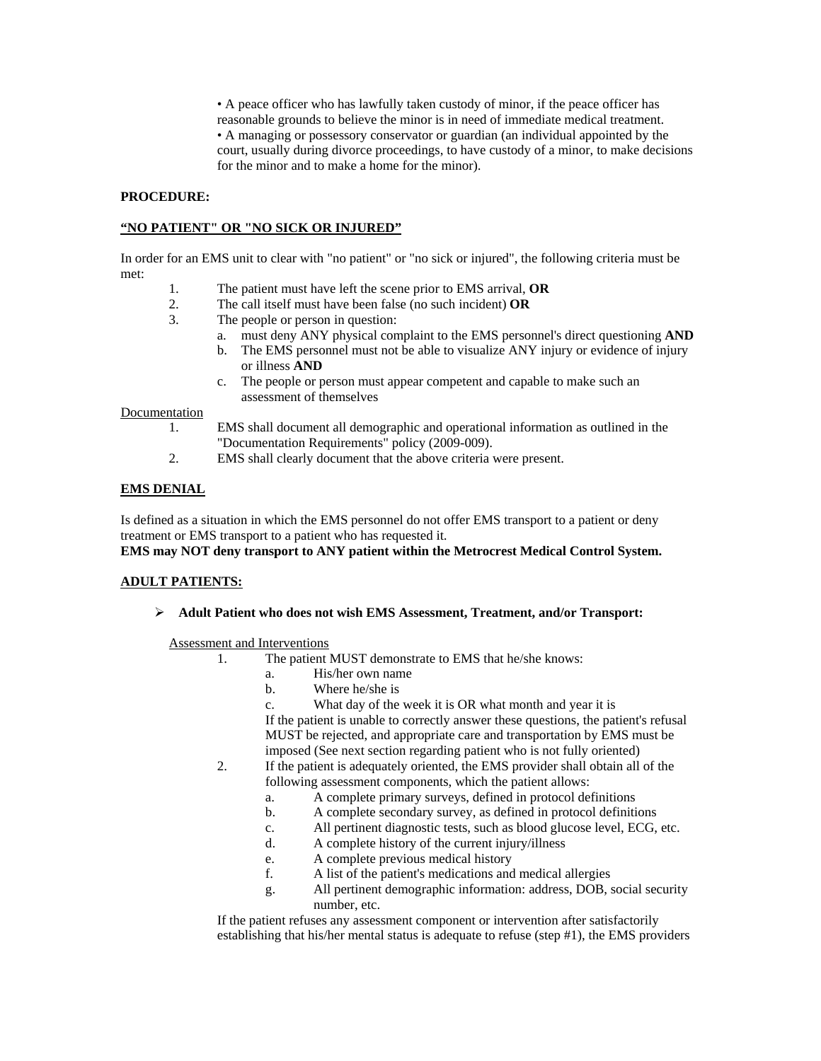• A peace officer who has lawfully taken custody of minor, if the peace officer has reasonable grounds to believe the minor is in need of immediate medical treatment.
• A managing or possessory conservator or guardian (an individual appointed by the court, usually during divorce proceedings, to have custody of a minor, to make decisions for the minor and to make a home for the minor).

**PROCEDURE:**

**<u>"NO PATIENT" OR "NO SICK OR INJURED"</u>**

In order for an EMS unit to clear with "no patient" or "no sick or injured", the following criteria must be met:

1. The patient must have left the scene prior to EMS arrival, **OR**
2. The call itself must have been false (no such incident) **OR**
3. The people or person in question:
   a. must deny ANY physical complaint to the EMS personnel's direct questioning **AND**
   b. The EMS personnel must not be able to visualize ANY injury or evidence of injury or illness **AND**
   c. The people or person must appear competent and capable to make such an assessment of themselves

<u>Documentation</u>

1. EMS shall document all demographic and operational information as outlined in the "Documentation Requirements" policy (2009-009).
2. EMS shall clearly document that the above criteria were present.

**<u>EMS DENIAL</u>**

Is defined as a situation in which the EMS personnel do not offer EMS transport to a patient or deny treatment or EMS transport to a patient who has requested it.
**EMS may NOT deny transport to ANY patient within the Metrocrest Medical Control System.**

**<u>ADULT PATIENTS:</u>**

- **Adult Patient who does not wish EMS Assessment, Treatment, and/or Transport:**

<u>Assessment and Interventions</u>

1. The patient MUST demonstrate to EMS that he/she knows:
   a. His/her own name
   b. Where he/she is
   c. What day of the week it is OR what month and year it is

   If the patient is unable to correctly answer these questions, the patient's refusal MUST be rejected, and appropriate care and transportation by EMS must be imposed (See next section regarding patient who is not fully oriented)
2. If the patient is adequately oriented, the EMS provider shall obtain all of the following assessment components, which the patient allows:
   a. A complete primary surveys, defined in protocol definitions
   b. A complete secondary survey, as defined in protocol definitions
   c. All pertinent diagnostic tests, such as blood glucose level, ECG, etc.
   d. A complete history of the current injury/illness
   e. A complete previous medical history
   f. A list of the patient's medications and medical allergies
   g. All pertinent demographic information: address, DOB, social security number, etc.

If the patient refuses any assessment component or intervention after satisfactorily establishing that his/her mental status is adequate to refuse (step #1), the EMS providers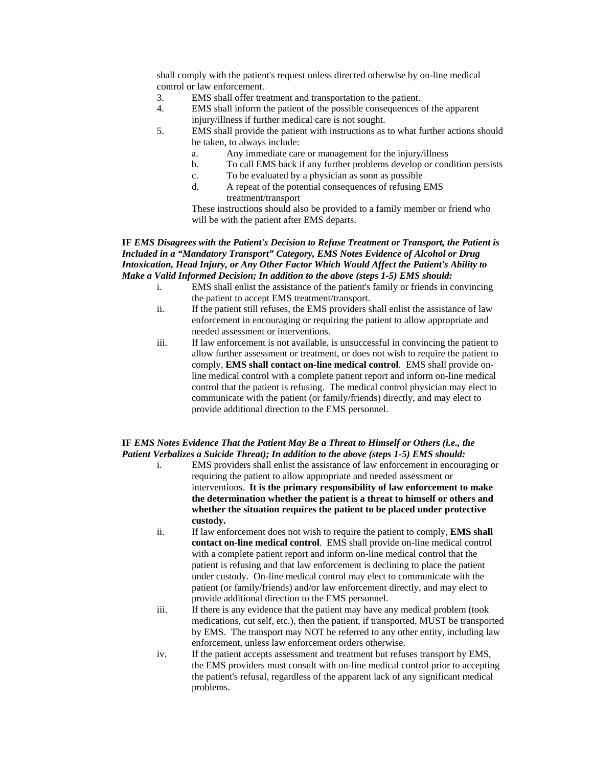shall comply with the patient's request unless directed otherwise by on-line medical control or law enforcement.

3. EMS shall offer treatment and transportation to the patient.
4. EMS shall inform the patient of the possible consequences of the apparent injury/illness if further medical care is not sought.
5. EMS shall provide the patient with instructions as to what further actions should be taken, to always include:
   a. Any immediate care or management for the injury/illness
   b. To call EMS back if any further problems develop or condition persists
   c. To be evaluated by a physician as soon as possible
   d. A repeat of the potential consequences of refusing EMS treatment/transport

   These instructions should also be provided to a family member or friend who will be with the patient after EMS departs.

**IF** ***EMS Disagrees with the Patient's Decision to Refuse Treatment or Transport, the Patient is Included in a "Mandatory Transport" Category, EMS Notes Evidence of Alcohol or Drug Intoxication, Head Injury, or Any Other Factor Which Would Affect the Patient's Ability to Make a Valid Informed Decision; In addition to the above (steps 1-5) EMS should:***

i. EMS shall enlist the assistance of the patient's family or friends in convincing the patient to accept EMS treatment/transport.

ii. If the patient still refuses, the EMS providers shall enlist the assistance of law enforcement in encouraging or requiring the patient to allow appropriate and needed assessment or interventions.

iii. If law enforcement is not available, is unsuccessful in convincing the patient to allow further assessment or treatment, or does not wish to require the patient to comply, **EMS shall contact on-line medical control**. EMS shall provide on-line medical control with a complete patient report and inform on-line medical control that the patient is refusing. The medical control physician may elect to communicate with the patient (or family/friends) directly, and may elect to provide additional direction to the EMS personnel.

**IF** ***EMS Notes Evidence That the Patient May Be a Threat to Himself or Others (i.e., the Patient Verbalizes a Suicide Threat); In addition to the above (steps 1-5) EMS should:***

i. EMS providers shall enlist the assistance of law enforcement in encouraging or requiring the patient to allow appropriate and needed assessment or interventions. **It is the primary responsibility of law enforcement to make the determination whether the patient is a threat to himself or others and whether the situation requires the patient to be placed under protective custody.**

ii. If law enforcement does not wish to require the patient to comply, **EMS shall contact on-line medical control**. EMS shall provide on-line medical control with a complete patient report and inform on-line medical control that the patient is refusing and that law enforcement is declining to place the patient under custody. On-line medical control may elect to communicate with the patient (or family/friends) and/or law enforcement directly, and may elect to provide additional direction to the EMS personnel.

iii. If there is any evidence that the patient may have any medical problem (took medications, cut self, etc.), then the patient, if transported, MUST be transported by EMS. The transport may NOT be referred to any other entity, including law enforcement, unless law enforcement orders otherwise.

iv. If the patient accepts assessment and treatment but refuses transport by EMS, the EMS providers must consult with on-line medical control prior to accepting the patient's refusal, regardless of the apparent lack of any significant medical problems.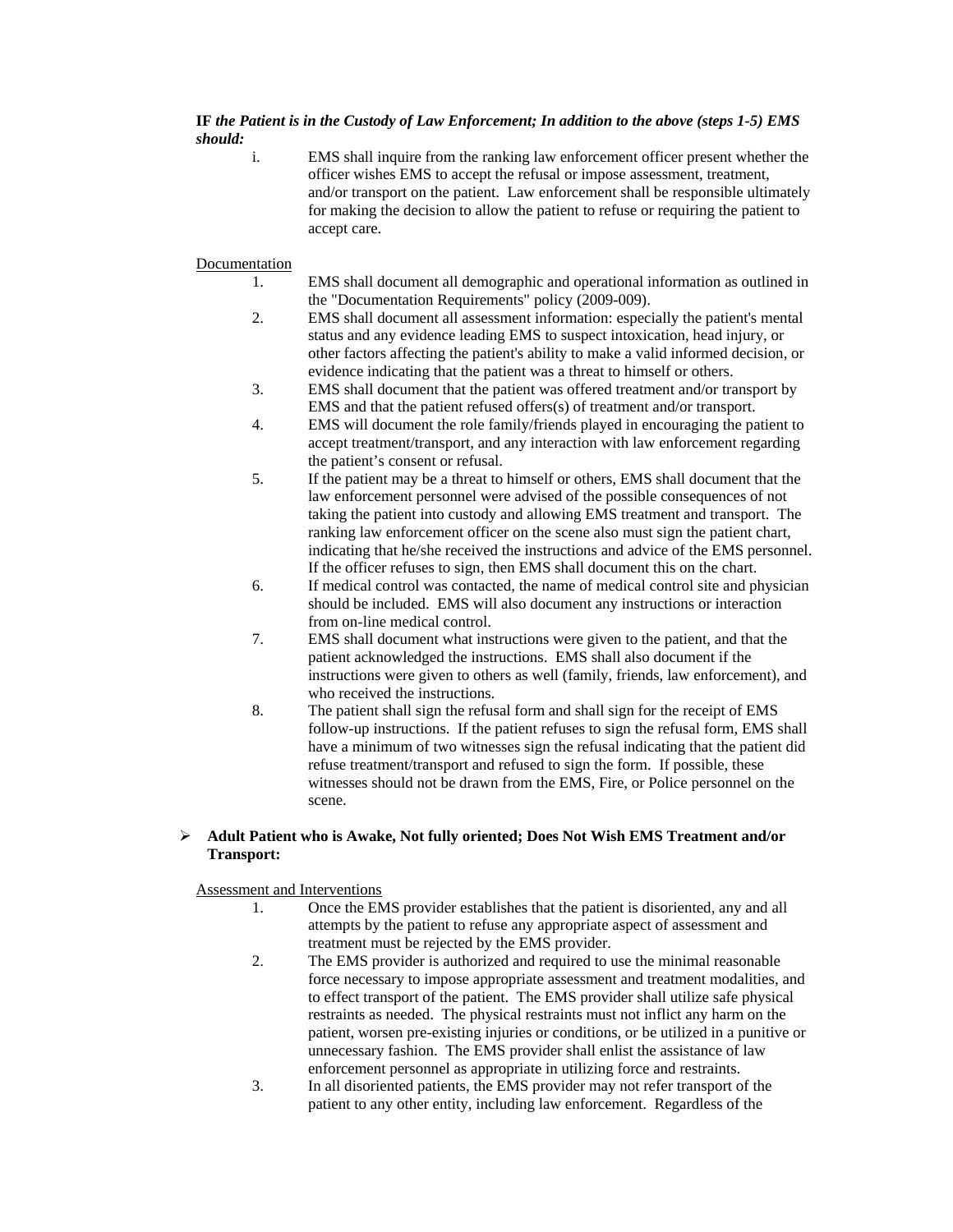**IF** ***the Patient is in the Custody of Law Enforcement; In addition to the above (steps 1-5) EMS should:***

i. EMS shall inquire from the ranking law enforcement officer present whether the officer wishes EMS to accept the refusal or impose assessment, treatment, and/or transport on the patient. Law enforcement shall be responsible ultimately for making the decision to allow the patient to refuse or requiring the patient to accept care.

Documentation

1. EMS shall document all demographic and operational information as outlined in the "Documentation Requirements" policy (2009-009).
2. EMS shall document all assessment information: especially the patient's mental status and any evidence leading EMS to suspect intoxication, head injury, or other factors affecting the patient's ability to make a valid informed decision, or evidence indicating that the patient was a threat to himself or others.
3. EMS shall document that the patient was offered treatment and/or transport by EMS and that the patient refused offers(s) of treatment and/or transport.
4. EMS will document the role family/friends played in encouraging the patient to accept treatment/transport, and any interaction with law enforcement regarding the patient's consent or refusal.
5. If the patient may be a threat to himself or others, EMS shall document that the law enforcement personnel were advised of the possible consequences of not taking the patient into custody and allowing EMS treatment and transport. The ranking law enforcement officer on the scene also must sign the patient chart, indicating that he/she received the instructions and advice of the EMS personnel. If the officer refuses to sign, then EMS shall document this on the chart.
6. If medical control was contacted, the name of medical control site and physician should be included. EMS will also document any instructions or interaction from on-line medical control.
7. EMS shall document what instructions were given to the patient, and that the patient acknowledged the instructions. EMS shall also document if the instructions were given to others as well (family, friends, law enforcement), and who received the instructions.
8. The patient shall sign the refusal form and shall sign for the receipt of EMS follow-up instructions. If the patient refuses to sign the refusal form, EMS shall have a minimum of two witnesses sign the refusal indicating that the patient did refuse treatment/transport and refused to sign the form. If possible, these witnesses should not be drawn from the EMS, Fire, or Police personnel on the scene.

- **Adult Patient who is Awake, Not fully oriented; Does Not Wish EMS Treatment and/or Transport:**

Assessment and Interventions

1. Once the EMS provider establishes that the patient is disoriented, any and all attempts by the patient to refuse any appropriate aspect of assessment and treatment must be rejected by the EMS provider.
2. The EMS provider is authorized and required to use the minimal reasonable force necessary to impose appropriate assessment and treatment modalities, and to effect transport of the patient. The EMS provider shall utilize safe physical restraints as needed. The physical restraints must not inflict any harm on the patient, worsen pre-existing injuries or conditions, or be utilized in a punitive or unnecessary fashion. The EMS provider shall enlist the assistance of law enforcement personnel as appropriate in utilizing force and restraints.
3. In all disoriented patients, the EMS provider may not refer transport of the patient to any other entity, including law enforcement. Regardless of the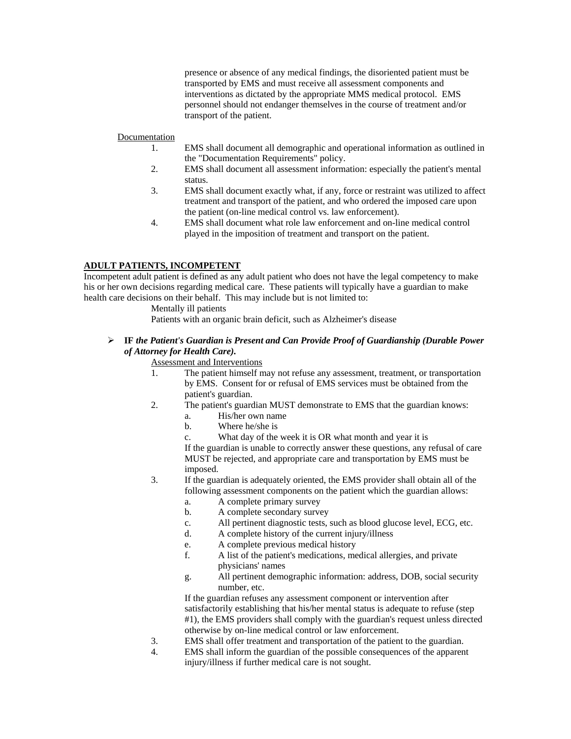presence or absence of any medical findings, the disoriented patient must be transported by EMS and must receive all assessment components and interventions as dictated by the appropriate MMS medical protocol. EMS personnel should not endanger themselves in the course of treatment and/or transport of the patient.

Documentation

1. EMS shall document all demographic and operational information as outlined in the "Documentation Requirements" policy.
2. EMS shall document all assessment information: especially the patient's mental status.
3. EMS shall document exactly what, if any, force or restraint was utilized to affect treatment and transport of the patient, and who ordered the imposed care upon the patient (on-line medical control vs. law enforcement).
4. EMS shall document what role law enforcement and on-line medical control played in the imposition of treatment and transport on the patient.

**ADULT PATIENTS, INCOMPETENT**

Incompetent adult patient is defined as any adult patient who does not have the legal competency to make his or her own decisions regarding medical care. These patients will typically have a guardian to make health care decisions on their behalf. This may include but is not limited to:

Mentally ill patients

Patients with an organic brain deficit, such as Alzheimer's disease

- **IF** ***the Patient's Guardian is Present and Can Provide Proof of Guardianship (Durable Power of Attorney for Health Care).***

  Assessment and Interventions

  1. The patient himself may not refuse any assessment, treatment, or transportation by EMS. Consent for or refusal of EMS services must be obtained from the patient's guardian.
  2. The patient's guardian MUST demonstrate to EMS that the guardian knows:
     a. His/her own name
     b. Where he/she is
     c. What day of the week it is OR what month and year it is

     If the guardian is unable to correctly answer these questions, any refusal of care MUST be rejected, and appropriate care and transportation by EMS must be imposed.
  3. If the guardian is adequately oriented, the EMS provider shall obtain all of the following assessment components on the patient which the guardian allows:
     a. A complete primary survey
     b. A complete secondary survey
     c. All pertinent diagnostic tests, such as blood glucose level, ECG, etc.
     d. A complete history of the current injury/illness
     e. A complete previous medical history
     f. A list of the patient's medications, medical allergies, and private physicians' names
     g. All pertinent demographic information: address, DOB, social security number, etc.

     If the guardian refuses any assessment component or intervention after satisfactorily establishing that his/her mental status is adequate to refuse (step #1), the EMS providers shall comply with the guardian's request unless directed otherwise by on-line medical control or law enforcement.
  3. EMS shall offer treatment and transportation of the patient to the guardian.
  4. EMS shall inform the guardian of the possible consequences of the apparent injury/illness if further medical care is not sought.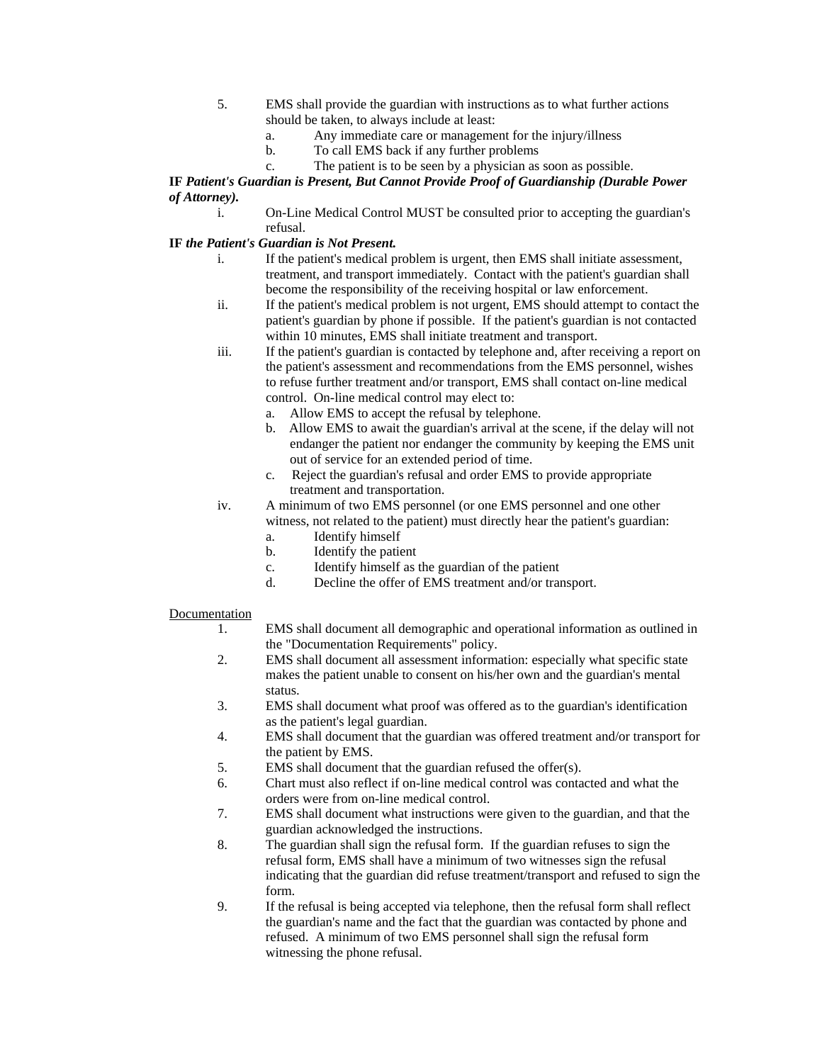5. EMS shall provide the guardian with instructions as to what further actions should be taken, to always include at least:
    a. Any immediate care or management for the injury/illness
    b. To call EMS back if any further problems
    c. The patient is to be seen by a physician as soon as possible.

**IF** ***Patient's Guardian is Present, But Cannot Provide Proof of Guardianship (Durable Power of Attorney).***

i. On-Line Medical Control MUST be consulted prior to accepting the guardian's refusal.

**IF** ***the Patient's Guardian is Not Present.***

i. If the patient's medical problem is urgent, then EMS shall initiate assessment, treatment, and transport immediately. Contact with the patient's guardian shall become the responsibility of the receiving hospital or law enforcement.

ii. If the patient's medical problem is not urgent, EMS should attempt to contact the patient's guardian by phone if possible. If the patient's guardian is not contacted within 10 minutes, EMS shall initiate treatment and transport.

iii. If the patient's guardian is contacted by telephone and, after receiving a report on the patient's assessment and recommendations from the EMS personnel, wishes to refuse further treatment and/or transport, EMS shall contact on-line medical control. On-line medical control may elect to:
    a. Allow EMS to accept the refusal by telephone.
    b. Allow EMS to await the guardian's arrival at the scene, if the delay will not endanger the patient nor endanger the community by keeping the EMS unit out of service for an extended period of time.
    c. Reject the guardian's refusal and order EMS to provide appropriate treatment and transportation.

iv. A minimum of two EMS personnel (or one EMS personnel and one other witness, not related to the patient) must directly hear the patient's guardian:
    a. Identify himself
    b. Identify the patient
    c. Identify himself as the guardian of the patient
    d. Decline the offer of EMS treatment and/or transport.

<u>Documentation</u>

1. EMS shall document all demographic and operational information as outlined in the "Documentation Requirements" policy.
2. EMS shall document all assessment information: especially what specific state makes the patient unable to consent on his/her own and the guardian's mental status.
3. EMS shall document what proof was offered as to the guardian's identification as the patient's legal guardian.
4. EMS shall document that the guardian was offered treatment and/or transport for the patient by EMS.
5. EMS shall document that the guardian refused the offer(s).
6. Chart must also reflect if on-line medical control was contacted and what the orders were from on-line medical control.
7. EMS shall document what instructions were given to the guardian, and that the guardian acknowledged the instructions.
8. The guardian shall sign the refusal form. If the guardian refuses to sign the refusal form, EMS shall have a minimum of two witnesses sign the refusal indicating that the guardian did refuse treatment/transport and refused to sign the form.
9. If the refusal is being accepted via telephone, then the refusal form shall reflect the guardian's name and the fact that the guardian was contacted by phone and refused. A minimum of two EMS personnel shall sign the refusal form witnessing the phone refusal.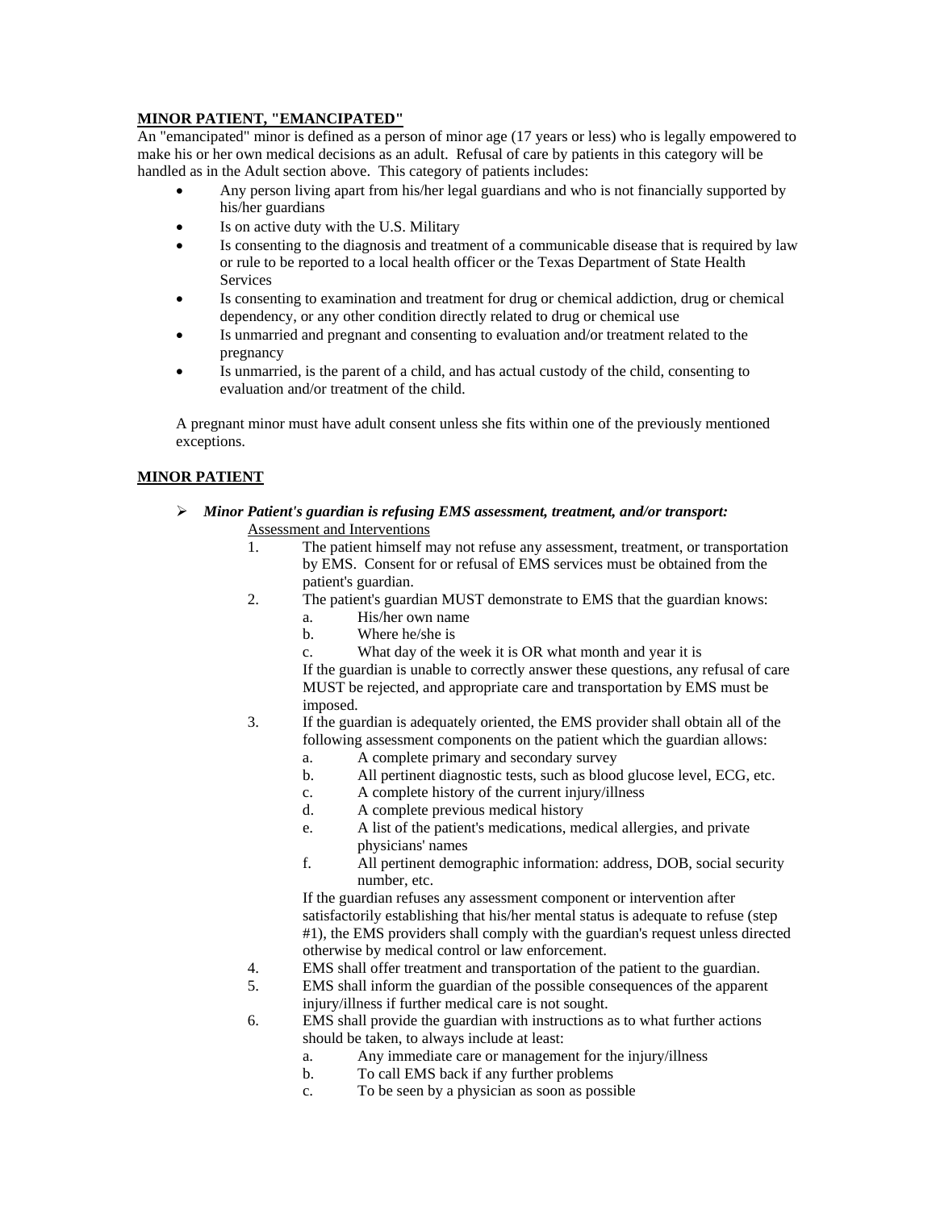**MINOR PATIENT, "EMANCIPATED"**

An "emancipated" minor is defined as a person of minor age (17 years or less) who is legally empowered to make his or her own medical decisions as an adult. Refusal of care by patients in this category will be handled as in the Adult section above. This category of patients includes:

- Any person living apart from his/her legal guardians and who is not financially supported by his/her guardians
- Is on active duty with the U.S. Military
- Is consenting to the diagnosis and treatment of a communicable disease that is required by law or rule to be reported to a local health officer or the Texas Department of State Health Services
- Is consenting to examination and treatment for drug or chemical addiction, drug or chemical dependency, or any other condition directly related to drug or chemical use
- Is unmarried and pregnant and consenting to evaluation and/or treatment related to the pregnancy
- Is unmarried, is the parent of a child, and has actual custody of the child, consenting to evaluation and/or treatment of the child.

A pregnant minor must have adult consent unless she fits within one of the previously mentioned exceptions.

**MINOR PATIENT**

- ***Minor Patient's guardian is refusing EMS assessment, treatment, and/or transport:***

  Assessment and Interventions

  1. The patient himself may not refuse any assessment, treatment, or transportation by EMS. Consent for or refusal of EMS services must be obtained from the patient's guardian.
  2. The patient's guardian MUST demonstrate to EMS that the guardian knows:
     a. His/her own name
     b. Where he/she is
     c. What day of the week it is OR what month and year it is

     If the guardian is unable to correctly answer these questions, any refusal of care MUST be rejected, and appropriate care and transportation by EMS must be imposed.
  3. If the guardian is adequately oriented, the EMS provider shall obtain all of the following assessment components on the patient which the guardian allows:
     a. A complete primary and secondary survey
     b. All pertinent diagnostic tests, such as blood glucose level, ECG, etc.
     c. A complete history of the current injury/illness
     d. A complete previous medical history
     e. A list of the patient's medications, medical allergies, and private physicians' names
     f. All pertinent demographic information: address, DOB, social security number, etc.

     If the guardian refuses any assessment component or intervention after satisfactorily establishing that his/her mental status is adequate to refuse (step #1), the EMS providers shall comply with the guardian's request unless directed otherwise by medical control or law enforcement.
  4. EMS shall offer treatment and transportation of the patient to the guardian.
  5. EMS shall inform the guardian of the possible consequences of the apparent injury/illness if further medical care is not sought.
  6. EMS shall provide the guardian with instructions as to what further actions should be taken, to always include at least:
     a. Any immediate care or management for the injury/illness
     b. To call EMS back if any further problems
     c. To be seen by a physician as soon as possible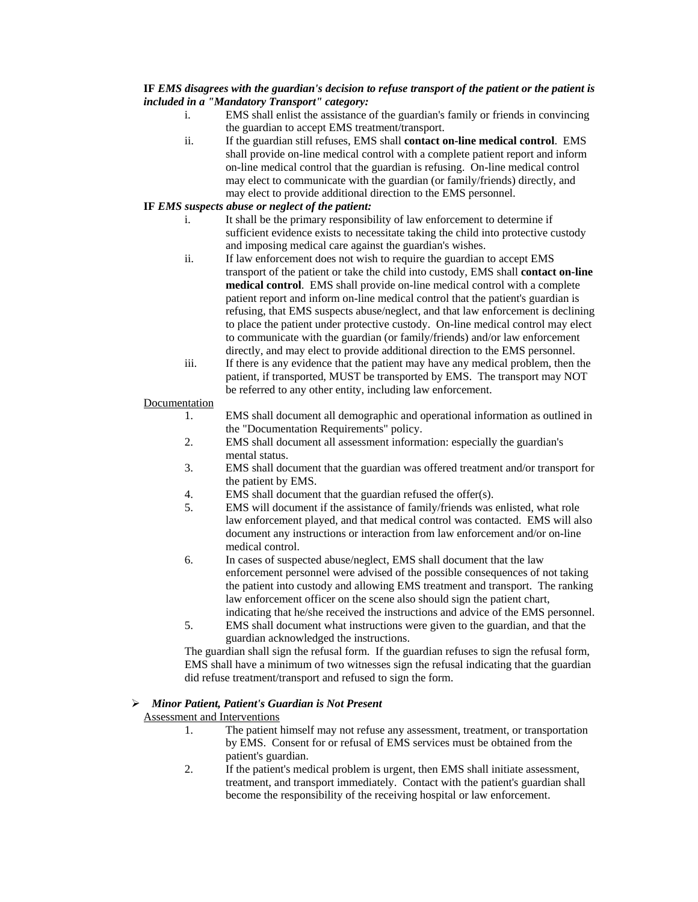**IF** ***EMS disagrees with the guardian's decision to refuse transport of the patient or the patient is included in a "Mandatory Transport" category:***

i. EMS shall enlist the assistance of the guardian's family or friends in convincing the guardian to accept EMS treatment/transport.

ii. If the guardian still refuses, EMS shall **contact on-line medical control**. EMS shall provide on-line medical control with a complete patient report and inform on-line medical control that the guardian is refusing. On-line medical control may elect to communicate with the guardian (or family/friends) directly, and may elect to provide additional direction to the EMS personnel.

**IF** ***EMS suspects abuse or neglect of the patient:***

i. It shall be the primary responsibility of law enforcement to determine if sufficient evidence exists to necessitate taking the child into protective custody and imposing medical care against the guardian's wishes.

ii. If law enforcement does not wish to require the guardian to accept EMS transport of the patient or take the child into custody, EMS shall **contact on-line medical control**. EMS shall provide on-line medical control with a complete patient report and inform on-line medical control that the patient's guardian is refusing, that EMS suspects abuse/neglect, and that law enforcement is declining to place the patient under protective custody. On-line medical control may elect to communicate with the guardian (or family/friends) and/or law enforcement directly, and may elect to provide additional direction to the EMS personnel.

iii. If there is any evidence that the patient may have any medical problem, then the patient, if transported, MUST be transported by EMS. The transport may NOT be referred to any other entity, including law enforcement.

<u>Documentation</u>

1. EMS shall document all demographic and operational information as outlined in the "Documentation Requirements" policy.
2. EMS shall document all assessment information: especially the guardian's mental status.
3. EMS shall document that the guardian was offered treatment and/or transport for the patient by EMS.
4. EMS shall document that the guardian refused the offer(s).
5. EMS will document if the assistance of family/friends was enlisted, what role law enforcement played, and that medical control was contacted. EMS will also document any instructions or interaction from law enforcement and/or on-line medical control.
6. In cases of suspected abuse/neglect, EMS shall document that the law enforcement personnel were advised of the possible consequences of not taking the patient into custody and allowing EMS treatment and transport. The ranking law enforcement officer on the scene also should sign the patient chart, indicating that he/she received the instructions and advice of the EMS personnel.

5. EMS shall document what instructions were given to the guardian, and that the guardian acknowledged the instructions.

The guardian shall sign the refusal form. If the guardian refuses to sign the refusal form, EMS shall have a minimum of two witnesses sign the refusal indicating that the guardian did refuse treatment/transport and refused to sign the form.

- ***Minor Patient, Patient's Guardian is Not Present***

<u>Assessment and Interventions</u>

1. The patient himself may not refuse any assessment, treatment, or transportation by EMS. Consent for or refusal of EMS services must be obtained from the patient's guardian.
2. If the patient's medical problem is urgent, then EMS shall initiate assessment, treatment, and transport immediately. Contact with the patient's guardian shall become the responsibility of the receiving hospital or law enforcement.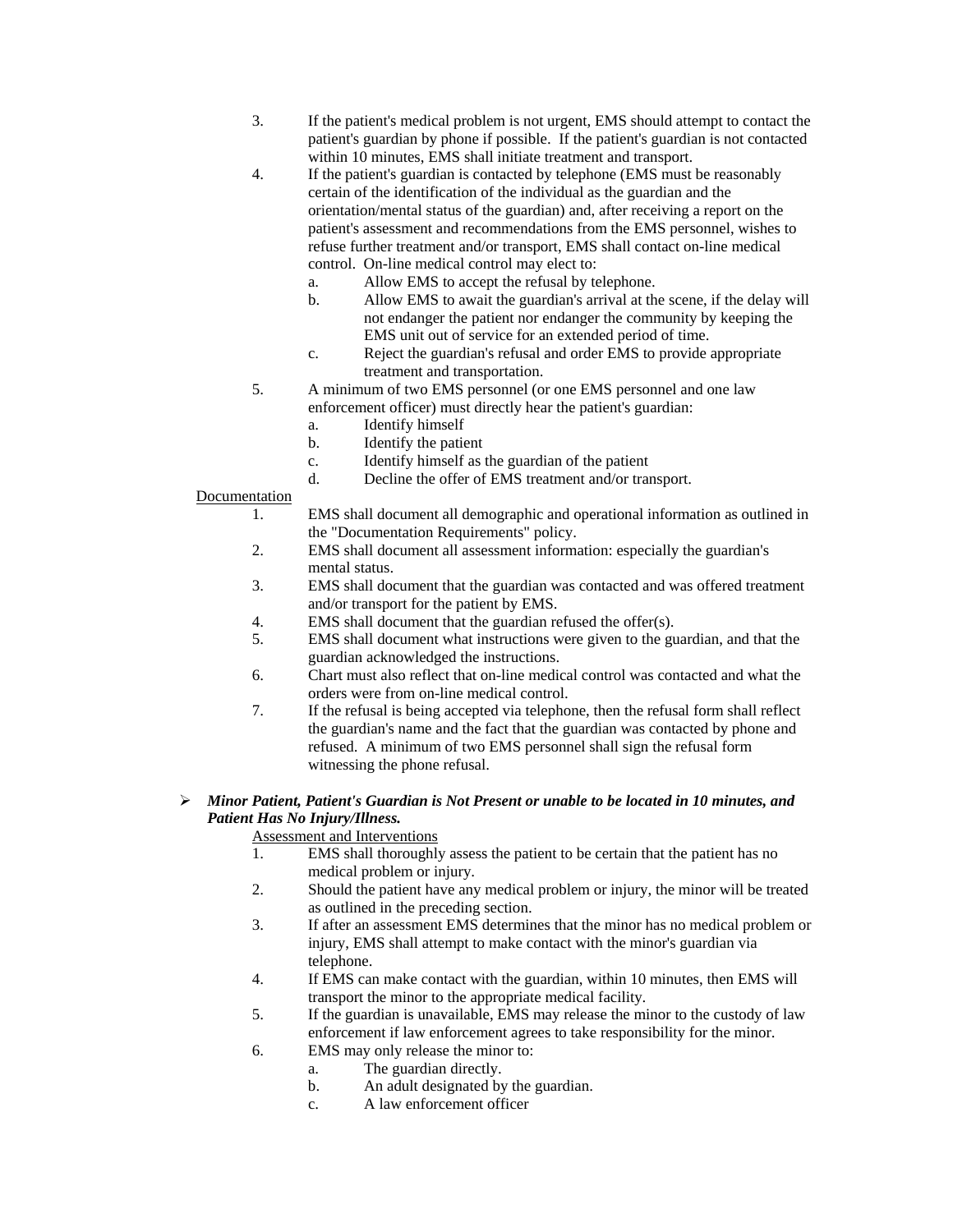3. If the patient's medical problem is not urgent, EMS should attempt to contact the patient's guardian by phone if possible. If the patient's guardian is not contacted within 10 minutes, EMS shall initiate treatment and transport.
4. If the patient's guardian is contacted by telephone (EMS must be reasonably certain of the identification of the individual as the guardian and the orientation/mental status of the guardian) and, after receiving a report on the patient's assessment and recommendations from the EMS personnel, wishes to refuse further treatment and/or transport, EMS shall contact on-line medical control. On-line medical control may elect to:
   a. Allow EMS to accept the refusal by telephone.
   b. Allow EMS to await the guardian's arrival at the scene, if the delay will not endanger the patient nor endanger the community by keeping the EMS unit out of service for an extended period of time.
   c. Reject the guardian's refusal and order EMS to provide appropriate treatment and transportation.
5. A minimum of two EMS personnel (or one EMS personnel and one law enforcement officer) must directly hear the patient's guardian:
   a. Identify himself
   b. Identify the patient
   c. Identify himself as the guardian of the patient
   d. Decline the offer of EMS treatment and/or transport.

<u>Documentation</u>

1. EMS shall document all demographic and operational information as outlined in the "Documentation Requirements" policy.
2. EMS shall document all assessment information: especially the guardian's mental status.
3. EMS shall document that the guardian was contacted and was offered treatment and/or transport for the patient by EMS.
4. EMS shall document that the guardian refused the offer(s).
5. EMS shall document what instructions were given to the guardian, and that the guardian acknowledged the instructions.
6. Chart must also reflect that on-line medical control was contacted and what the orders were from on-line medical control.
7. If the refusal is being accepted via telephone, then the refusal form shall reflect the guardian's name and the fact that the guardian was contacted by phone and refused. A minimum of two EMS personnel shall sign the refusal form witnessing the phone refusal.

- ***Minor Patient, Patient's Guardian is Not Present or unable to be located in 10 minutes, and Patient Has No Injury/Illness.***

<u>Assessment and Interventions</u>

1. EMS shall thoroughly assess the patient to be certain that the patient has no medical problem or injury.
2. Should the patient have any medical problem or injury, the minor will be treated as outlined in the preceding section.
3. If after an assessment EMS determines that the minor has no medical problem or injury, EMS shall attempt to make contact with the minor's guardian via telephone.
4. If EMS can make contact with the guardian, within 10 minutes, then EMS will transport the minor to the appropriate medical facility.
5. If the guardian is unavailable, EMS may release the minor to the custody of law enforcement if law enforcement agrees to take responsibility for the minor.
6. EMS may only release the minor to:
   a. The guardian directly.
   b. An adult designated by the guardian.
   c. A law enforcement officer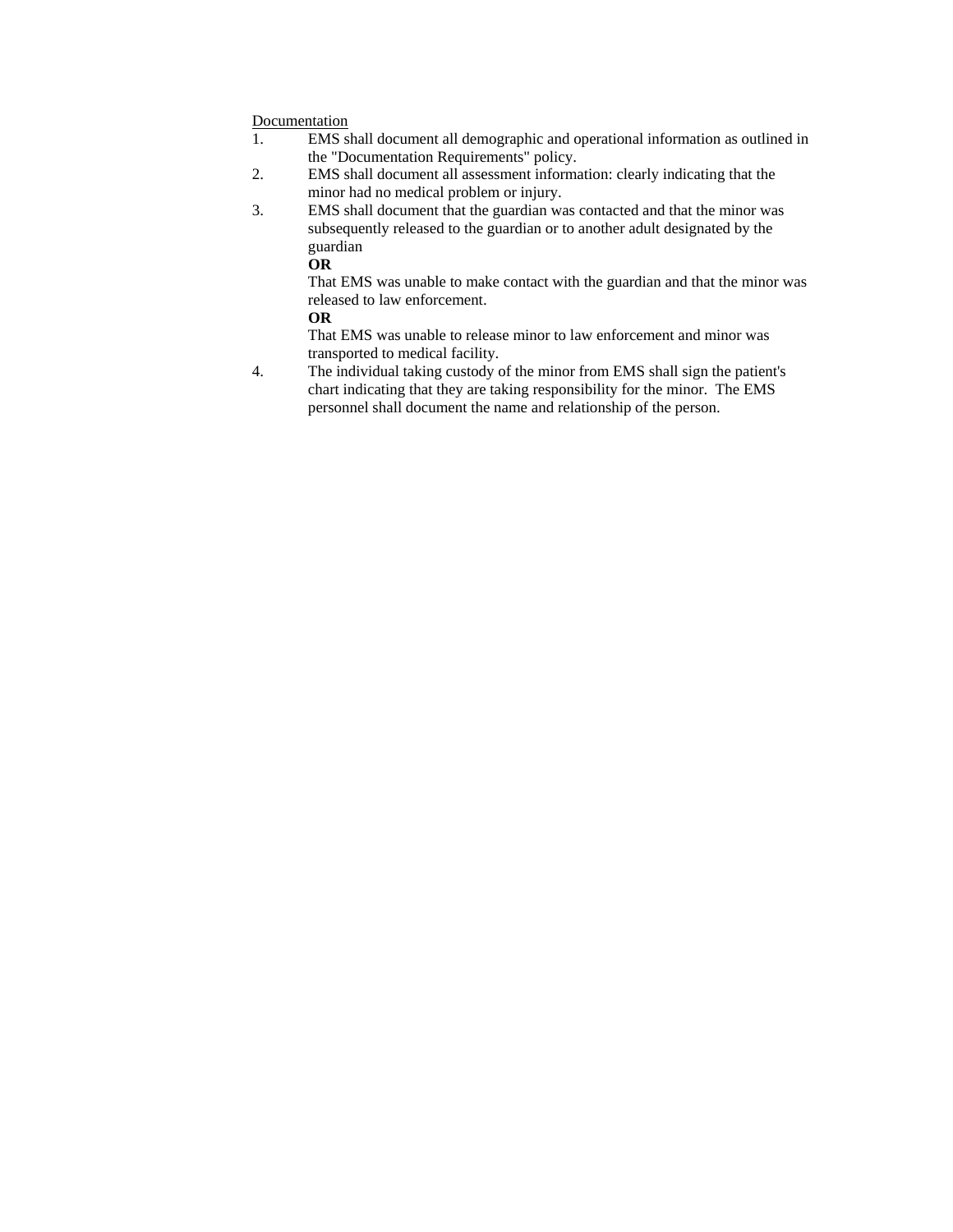<u>Documentation</u>

1. EMS shall document all demographic and operational information as outlined in the "Documentation Requirements" policy.
2. EMS shall document all assessment information: clearly indicating that the minor had no medical problem or injury.
3. EMS shall document that the guardian was contacted and that the minor was subsequently released to the guardian or to another adult designated by the guardian

   **OR**

   That EMS was unable to make contact with the guardian and that the minor was released to law enforcement.

   **OR**

   That EMS was unable to release minor to law enforcement and minor was transported to medical facility.
4. The individual taking custody of the minor from EMS shall sign the patient's chart indicating that they are taking responsibility for the minor. The EMS personnel shall document the name and relationship of the person.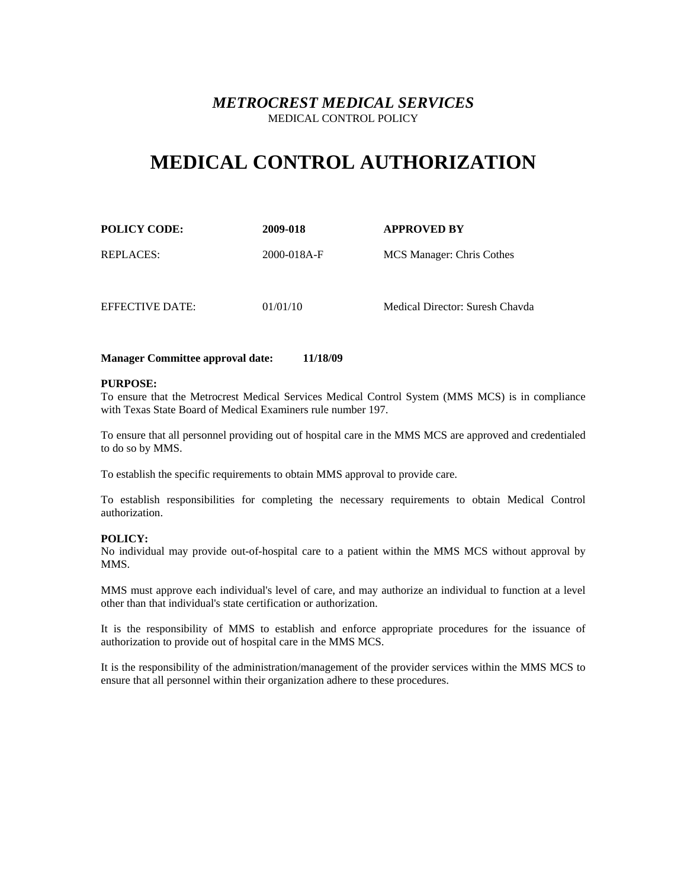***METROCREST MEDICAL SERVICES***

MEDICAL CONTROL POLICY

# MEDICAL CONTROL AUTHORIZATION

| **POLICY CODE:** | **2009-018** | **APPROVED BY** |
|---|---|---|
| REPLACES: | 2000-018A-F | MCS Manager: Chris Cothes |
| EFFECTIVE DATE: | 01/01/10 | Medical Director: Suresh Chavda |

**Manager Committee approval date: 11/18/09**

**PURPOSE:**

To ensure that the Metrocrest Medical Services Medical Control System (MMS MCS) is in compliance with Texas State Board of Medical Examiners rule number 197.

To ensure that all personnel providing out of hospital care in the MMS MCS are approved and credentialed to do so by MMS.

To establish the specific requirements to obtain MMS approval to provide care.

To establish responsibilities for completing the necessary requirements to obtain Medical Control authorization.

**POLICY:**

No individual may provide out-of-hospital care to a patient within the MMS MCS without approval by MMS.

MMS must approve each individual's level of care, and may authorize an individual to function at a level other than that individual's state certification or authorization.

It is the responsibility of MMS to establish and enforce appropriate procedures for the issuance of authorization to provide out of hospital care in the MMS MCS.

It is the responsibility of the administration/management of the provider services within the MMS MCS to ensure that all personnel within their organization adhere to these procedures.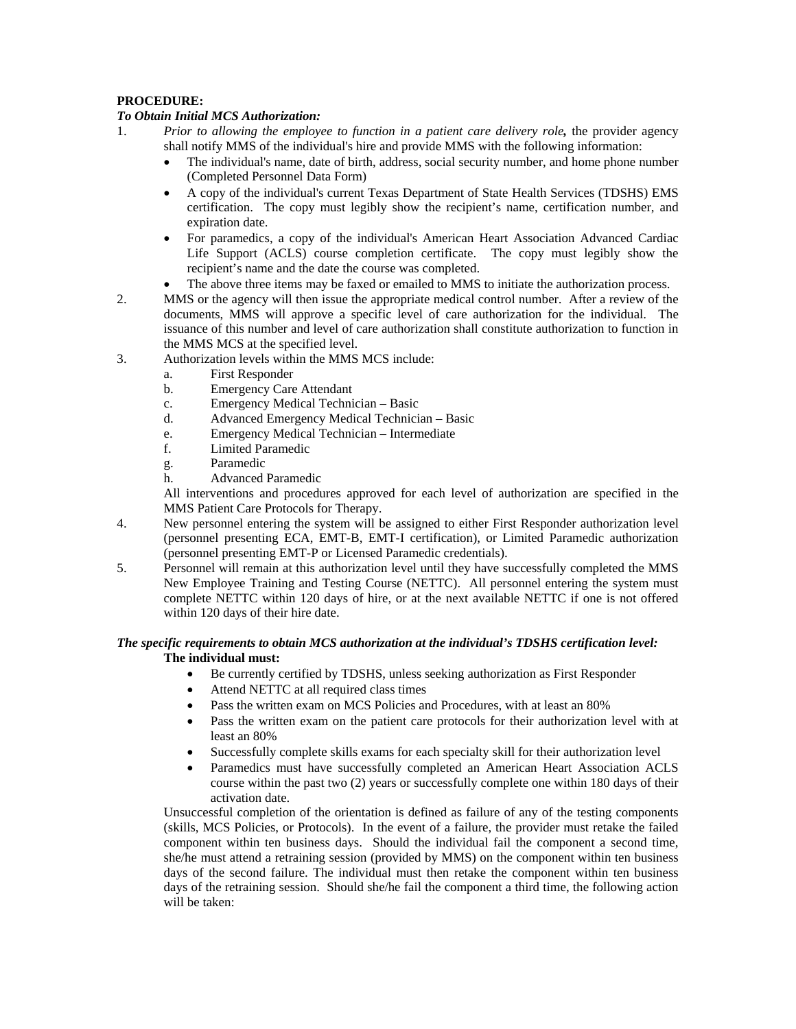**PROCEDURE:**

***To Obtain Initial MCS Authorization:***

1. *Prior to allowing the employee to function in a patient care delivery role***,** the provider agency shall notify MMS of the individual's hire and provide MMS with the following information:
   - The individual's name, date of birth, address, social security number, and home phone number (Completed Personnel Data Form)
   - A copy of the individual's current Texas Department of State Health Services (TDSHS) EMS certification. The copy must legibly show the recipient's name, certification number, and expiration date.
   - For paramedics, a copy of the individual's American Heart Association Advanced Cardiac Life Support (ACLS) course completion certificate. The copy must legibly show the recipient's name and the date the course was completed.
   - The above three items may be faxed or emailed to MMS to initiate the authorization process.
2. MMS or the agency will then issue the appropriate medical control number. After a review of the documents, MMS will approve a specific level of care authorization for the individual. The issuance of this number and level of care authorization shall constitute authorization to function in the MMS MCS at the specified level.
3. Authorization levels within the MMS MCS include:
   a. First Responder
   b. Emergency Care Attendant
   c. Emergency Medical Technician – Basic
   d. Advanced Emergency Medical Technician – Basic
   e. Emergency Medical Technician – Intermediate
   f. Limited Paramedic
   g. Paramedic
   h. Advanced Paramedic

   All interventions and procedures approved for each level of authorization are specified in the MMS Patient Care Protocols for Therapy.
4. New personnel entering the system will be assigned to either First Responder authorization level (personnel presenting ECA, EMT-B, EMT-I certification), or Limited Paramedic authorization (personnel presenting EMT-P or Licensed Paramedic credentials).
5. Personnel will remain at this authorization level until they have successfully completed the MMS New Employee Training and Testing Course (NETTC). All personnel entering the system must complete NETTC within 120 days of hire, or at the next available NETTC if one is not offered within 120 days of their hire date.

***The specific requirements to obtain MCS authorization at the individual's TDSHS certification level:***

**The individual must:**

- Be currently certified by TDSHS, unless seeking authorization as First Responder
- Attend NETTC at all required class times
- Pass the written exam on MCS Policies and Procedures, with at least an 80%
- Pass the written exam on the patient care protocols for their authorization level with at least an 80%
- Successfully complete skills exams for each specialty skill for their authorization level
- Paramedics must have successfully completed an American Heart Association ACLS course within the past two (2) years or successfully complete one within 180 days of their activation date.

Unsuccessful completion of the orientation is defined as failure of any of the testing components (skills, MCS Policies, or Protocols). In the event of a failure, the provider must retake the failed component within ten business days. Should the individual fail the component a second time, she/he must attend a retraining session (provided by MMS) on the component within ten business days of the second failure. The individual must then retake the component within ten business days of the retraining session. Should she/he fail the component a third time, the following action will be taken: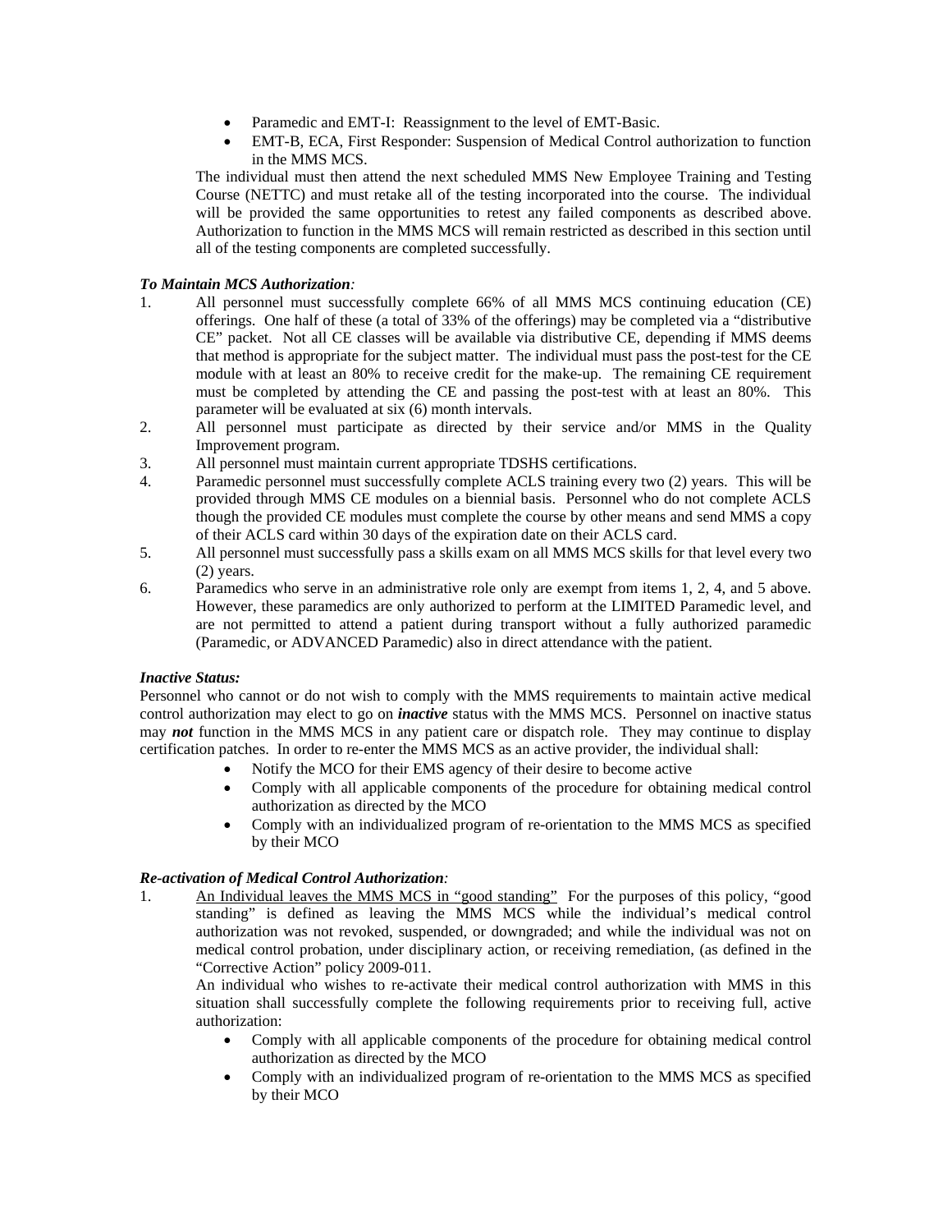- Paramedic and EMT-I: Reassignment to the level of EMT-Basic.
- EMT-B, ECA, First Responder: Suspension of Medical Control authorization to function in the MMS MCS.

The individual must then attend the next scheduled MMS New Employee Training and Testing Course (NETTC) and must retake all of the testing incorporated into the course. The individual will be provided the same opportunities to retest any failed components as described above. Authorization to function in the MMS MCS will remain restricted as described in this section until all of the testing components are completed successfully.

***To Maintain MCS Authorization:***

1. All personnel must successfully complete 66% of all MMS MCS continuing education (CE) offerings. One half of these (a total of 33% of the offerings) may be completed via a "distributive CE" packet. Not all CE classes will be available via distributive CE, depending if MMS deems that method is appropriate for the subject matter. The individual must pass the post-test for the CE module with at least an 80% to receive credit for the make-up. The remaining CE requirement must be completed by attending the CE and passing the post-test with at least an 80%. This parameter will be evaluated at six (6) month intervals.
2. All personnel must participate as directed by their service and/or MMS in the Quality Improvement program.
3. All personnel must maintain current appropriate TDSHS certifications.
4. Paramedic personnel must successfully complete ACLS training every two (2) years. This will be provided through MMS CE modules on a biennial basis. Personnel who do not complete ACLS though the provided CE modules must complete the course by other means and send MMS a copy of their ACLS card within 30 days of the expiration date on their ACLS card.
5. All personnel must successfully pass a skills exam on all MMS MCS skills for that level every two (2) years.
6. Paramedics who serve in an administrative role only are exempt from items 1, 2, 4, and 5 above. However, these paramedics are only authorized to perform at the LIMITED Paramedic level, and are not permitted to attend a patient during transport without a fully authorized paramedic (Paramedic, or ADVANCED Paramedic) also in direct attendance with the patient.

***Inactive Status:***

Personnel who cannot or do not wish to comply with the MMS requirements to maintain active medical control authorization may elect to go on ***inactive*** status with the MMS MCS. Personnel on inactive status may ***not*** function in the MMS MCS in any patient care or dispatch role. They may continue to display certification patches. In order to re-enter the MMS MCS as an active provider, the individual shall:

- Notify the MCO for their EMS agency of their desire to become active
- Comply with all applicable components of the procedure for obtaining medical control authorization as directed by the MCO
- Comply with an individualized program of re-orientation to the MMS MCS as specified by their MCO

***Re-activation of Medical Control Authorization:***

1. <u>An Individual leaves the MMS MCS in "good standing"</u> For the purposes of this policy, "good standing" is defined as leaving the MMS MCS while the individual's medical control authorization was not revoked, suspended, or downgraded; and while the individual was not on medical control probation, under disciplinary action, or receiving remediation, (as defined in the "Corrective Action" policy 2009-011.

   An individual who wishes to re-activate their medical control authorization with MMS in this situation shall successfully complete the following requirements prior to receiving full, active authorization:

   - Comply with all applicable components of the procedure for obtaining medical control authorization as directed by the MCO
   - Comply with an individualized program of re-orientation to the MMS MCS as specified by their MCO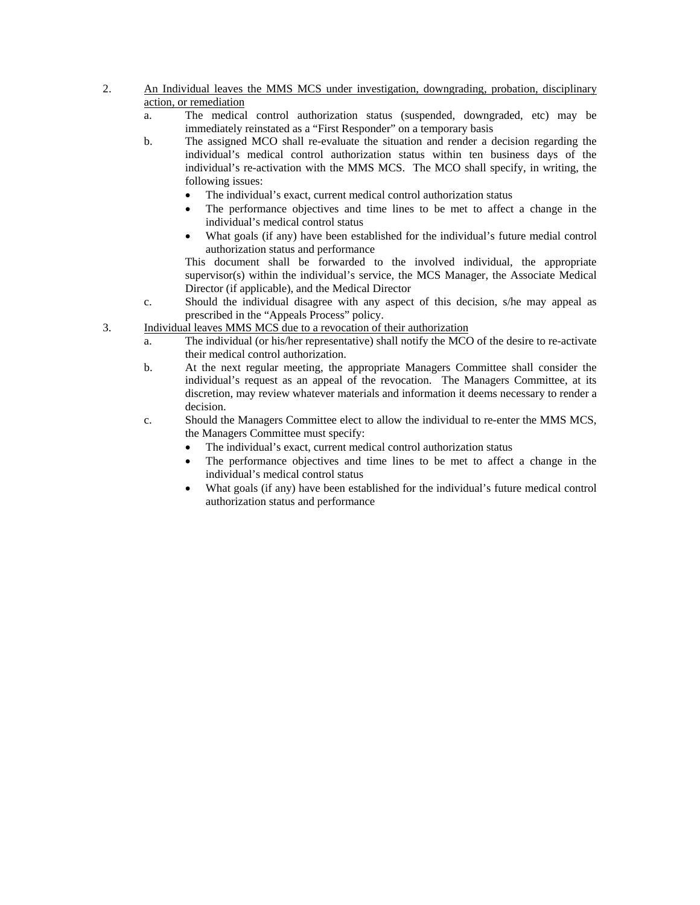2. <u>An Individual leaves the MMS MCS under investigation, downgrading, probation, disciplinary action, or remediation</u>
   a. The medical control authorization status (suspended, downgraded, etc) may be immediately reinstated as a "First Responder" on a temporary basis
   b. The assigned MCO shall re-evaluate the situation and render a decision regarding the individual's medical control authorization status within ten business days of the individual's re-activation with the MMS MCS. The MCO shall specify, in writing, the following issues:
      - The individual's exact, current medical control authorization status
      - The performance objectives and time lines to be met to affect a change in the individual's medical control status
      - What goals (if any) have been established for the individual's future medial control authorization status and performance

      This document shall be forwarded to the involved individual, the appropriate supervisor(s) within the individual's service, the MCS Manager, the Associate Medical Director (if applicable), and the Medical Director
   c. Should the individual disagree with any aspect of this decision, s/he may appeal as prescribed in the "Appeals Process" policy.
3. <u>Individual leaves MMS MCS due to a revocation of their authorization</u>
   a. The individual (or his/her representative) shall notify the MCO of the desire to re-activate their medical control authorization.
   b. At the next regular meeting, the appropriate Managers Committee shall consider the individual's request as an appeal of the revocation. The Managers Committee, at its discretion, may review whatever materials and information it deems necessary to render a decision.
   c. Should the Managers Committee elect to allow the individual to re-enter the MMS MCS, the Managers Committee must specify:
      - The individual's exact, current medical control authorization status
      - The performance objectives and time lines to be met to affect a change in the individual's medical control status
      - What goals (if any) have been established for the individual's future medical control authorization status and performance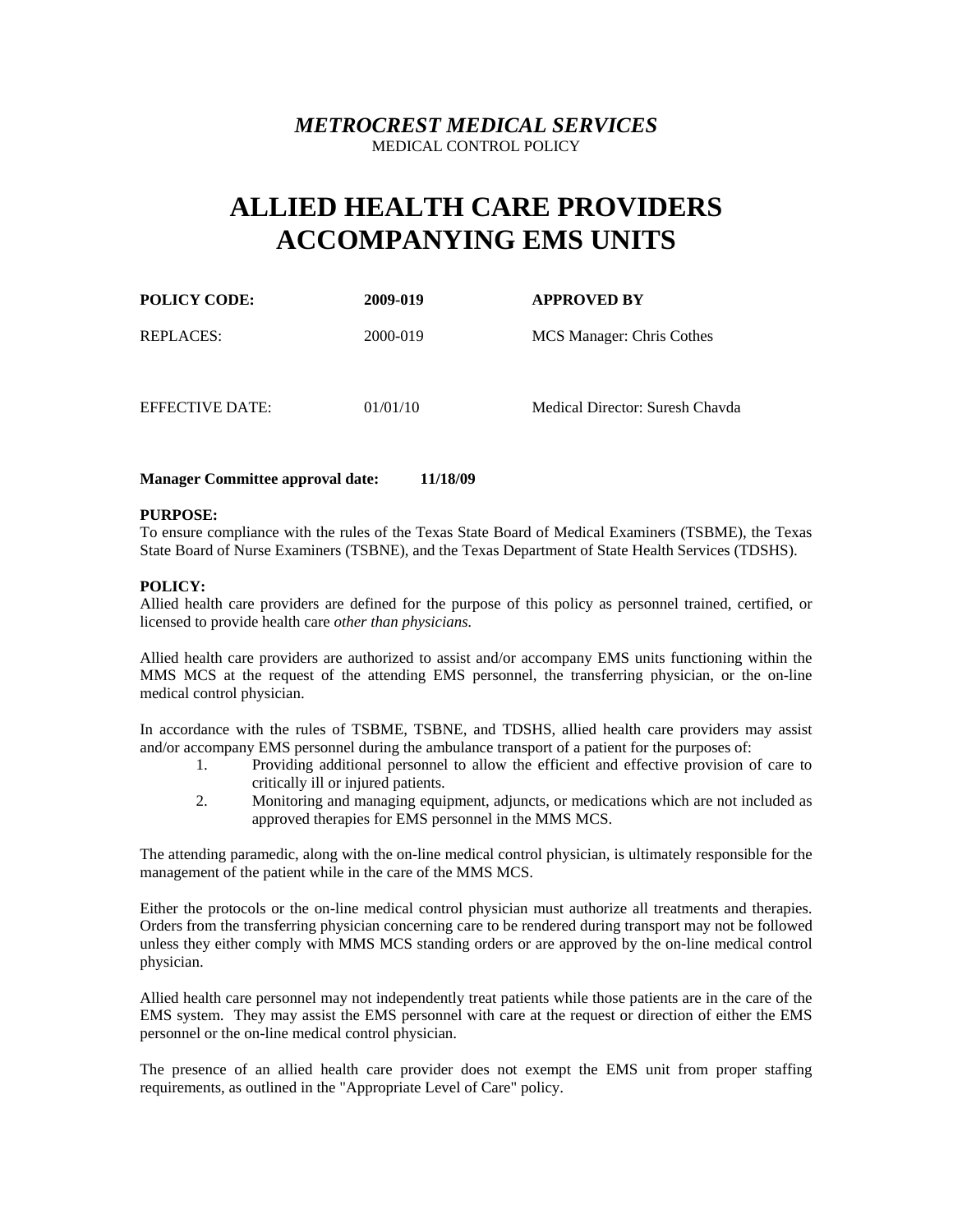*METROCREST MEDICAL SERVICES*

MEDICAL CONTROL POLICY

# ALLIED HEALTH CARE PROVIDERS ACCOMPANYING EMS UNITS

| **POLICY CODE:** | **2009-019** | **APPROVED BY** |
|---|---|---|
| REPLACES: | 2000-019 | MCS Manager: Chris Cothes |
| EFFECTIVE DATE: | 01/01/10 | Medical Director: Suresh Chavda |

**Manager Committee approval date: 11/18/09**

**PURPOSE:**

To ensure compliance with the rules of the Texas State Board of Medical Examiners (TSBME), the Texas State Board of Nurse Examiners (TSBNE), and the Texas Department of State Health Services (TDSHS).

**POLICY:**

Allied health care providers are defined for the purpose of this policy as personnel trained, certified, or licensed to provide health care *other than physicians.*

Allied health care providers are authorized to assist and/or accompany EMS units functioning within the MMS MCS at the request of the attending EMS personnel, the transferring physician, or the on-line medical control physician.

In accordance with the rules of TSBME, TSBNE, and TDSHS, allied health care providers may assist and/or accompany EMS personnel during the ambulance transport of a patient for the purposes of:

1. Providing additional personnel to allow the efficient and effective provision of care to critically ill or injured patients.
2. Monitoring and managing equipment, adjuncts, or medications which are not included as approved therapies for EMS personnel in the MMS MCS.

The attending paramedic, along with the on-line medical control physician, is ultimately responsible for the management of the patient while in the care of the MMS MCS.

Either the protocols or the on-line medical control physician must authorize all treatments and therapies. Orders from the transferring physician concerning care to be rendered during transport may not be followed unless they either comply with MMS MCS standing orders or are approved by the on-line medical control physician.

Allied health care personnel may not independently treat patients while those patients are in the care of the EMS system. They may assist the EMS personnel with care at the request or direction of either the EMS personnel or the on-line medical control physician.

The presence of an allied health care provider does not exempt the EMS unit from proper staffing requirements, as outlined in the "Appropriate Level of Care" policy.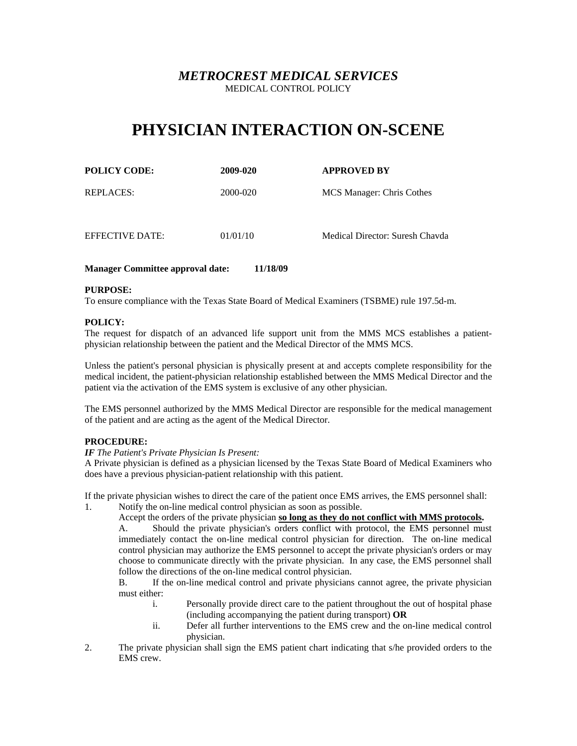# *METROCREST MEDICAL SERVICES*

MEDICAL CONTROL POLICY

# PHYSICIAN INTERACTION ON-SCENE

| **POLICY CODE:** | **2009-020** | **APPROVED BY** |
|---|---|---|
| REPLACES: | 2000-020 | MCS Manager: Chris Cothes |
| EFFECTIVE DATE: | 01/01/10 | Medical Director: Suresh Chavda |

**Manager Committee approval date: 11/18/09**

**PURPOSE:**

To ensure compliance with the Texas State Board of Medical Examiners (TSBME) rule 197.5d-m.

**POLICY:**

The request for dispatch of an advanced life support unit from the MMS MCS establishes a patient-physician relationship between the patient and the Medical Director of the MMS MCS.

Unless the patient's personal physician is physically present at and accepts complete responsibility for the medical incident, the patient-physician relationship established between the MMS Medical Director and the patient via the activation of the EMS system is exclusive of any other physician.

The EMS personnel authorized by the MMS Medical Director are responsible for the medical management of the patient and are acting as the agent of the Medical Director.

**PROCEDURE:**

***IF*** *The Patient's Private Physician Is Present:*

A Private physician is defined as a physician licensed by the Texas State Board of Medical Examiners who does have a previous physician-patient relationship with this patient.

If the private physician wishes to direct the care of the patient once EMS arrives, the EMS personnel shall:

1. Notify the on-line medical control physician as soon as possible.

   Accept the orders of the private physician **<u>so long as they do not conflict with MMS protocols</u>.**

   A. Should the private physician's orders conflict with protocol, the EMS personnel must immediately contact the on-line medical control physician for direction. The on-line medical control physician may authorize the EMS personnel to accept the private physician's orders or may choose to communicate directly with the private physician. In any case, the EMS personnel shall follow the directions of the on-line medical control physician.

   B. If the on-line medical control and private physicians cannot agree, the private physician must either:

      i. Personally provide direct care to the patient throughout the out of hospital phase (including accompanying the patient during transport) **OR**

      ii. Defer all further interventions to the EMS crew and the on-line medical control physician.

2. The private physician shall sign the EMS patient chart indicating that s/he provided orders to the EMS crew.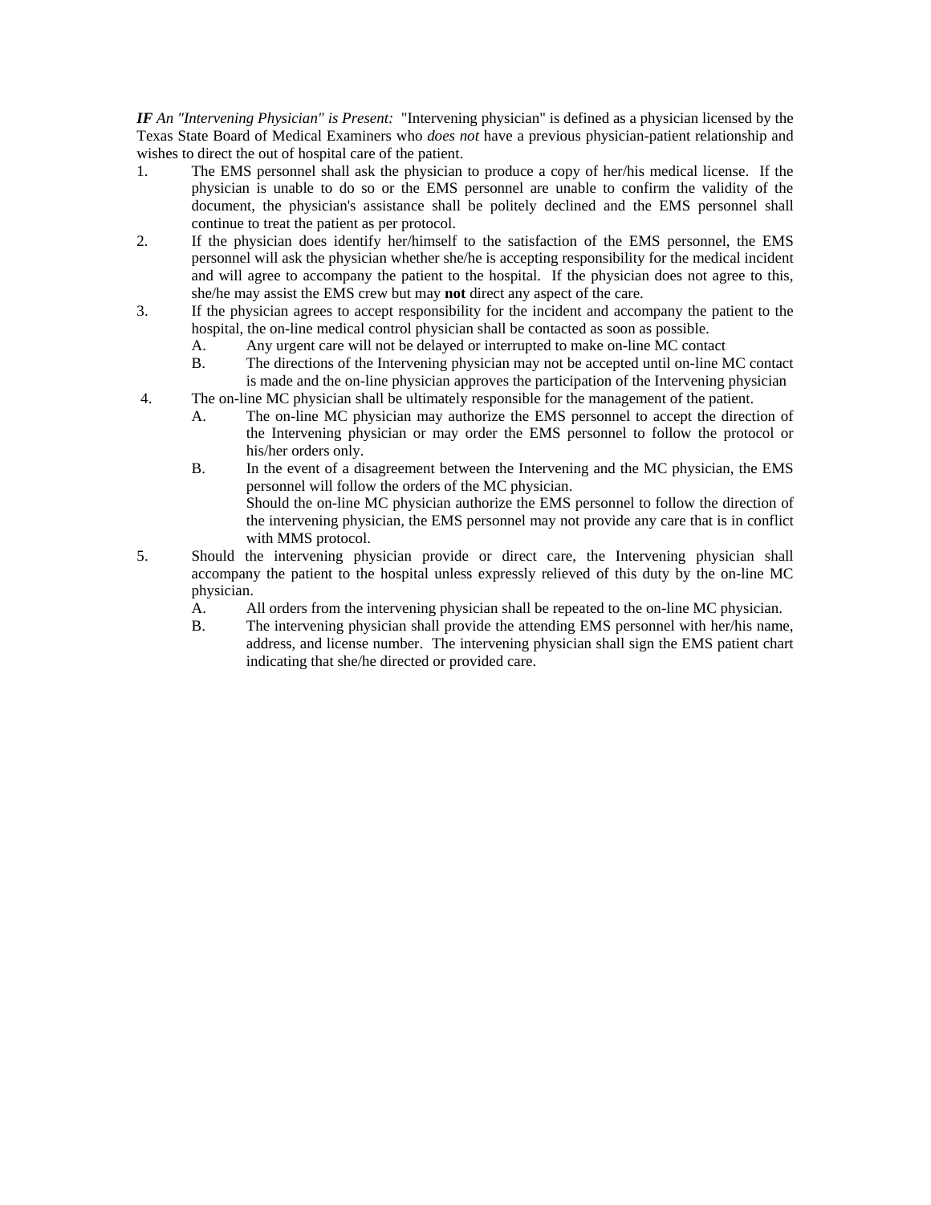***IF** An "Intervening Physician" is Present:* "Intervening physician" is defined as a physician licensed by the Texas State Board of Medical Examiners who *does not* have a previous physician-patient relationship and wishes to direct the out of hospital care of the patient.

1. The EMS personnel shall ask the physician to produce a copy of her/his medical license. If the physician is unable to do so or the EMS personnel are unable to confirm the validity of the document, the physician's assistance shall be politely declined and the EMS personnel shall continue to treat the patient as per protocol.
2. If the physician does identify her/himself to the satisfaction of the EMS personnel, the EMS personnel will ask the physician whether she/he is accepting responsibility for the medical incident and will agree to accompany the patient to the hospital. If the physician does not agree to this, she/he may assist the EMS crew but may **not** direct any aspect of the care.
3. If the physician agrees to accept responsibility for the incident and accompany the patient to the hospital, the on-line medical control physician shall be contacted as soon as possible.
   - A. Any urgent care will not be delayed or interrupted to make on-line MC contact
   - B. The directions of the Intervening physician may not be accepted until on-line MC contact is made and the on-line physician approves the participation of the Intervening physician
4. The on-line MC physician shall be ultimately responsible for the management of the patient.
   - A. The on-line MC physician may authorize the EMS personnel to accept the direction of the Intervening physician or may order the EMS personnel to follow the protocol or his/her orders only.
   - B. In the event of a disagreement between the Intervening and the MC physician, the EMS personnel will follow the orders of the MC physician.

     Should the on-line MC physician authorize the EMS personnel to follow the direction of the intervening physician, the EMS personnel may not provide any care that is in conflict with MMS protocol.
5. Should the intervening physician provide or direct care, the Intervening physician shall accompany the patient to the hospital unless expressly relieved of this duty by the on-line MC physician.
   - A. All orders from the intervening physician shall be repeated to the on-line MC physician.
   - B. The intervening physician shall provide the attending EMS personnel with her/his name, address, and license number. The intervening physician shall sign the EMS patient chart indicating that she/he directed or provided care.